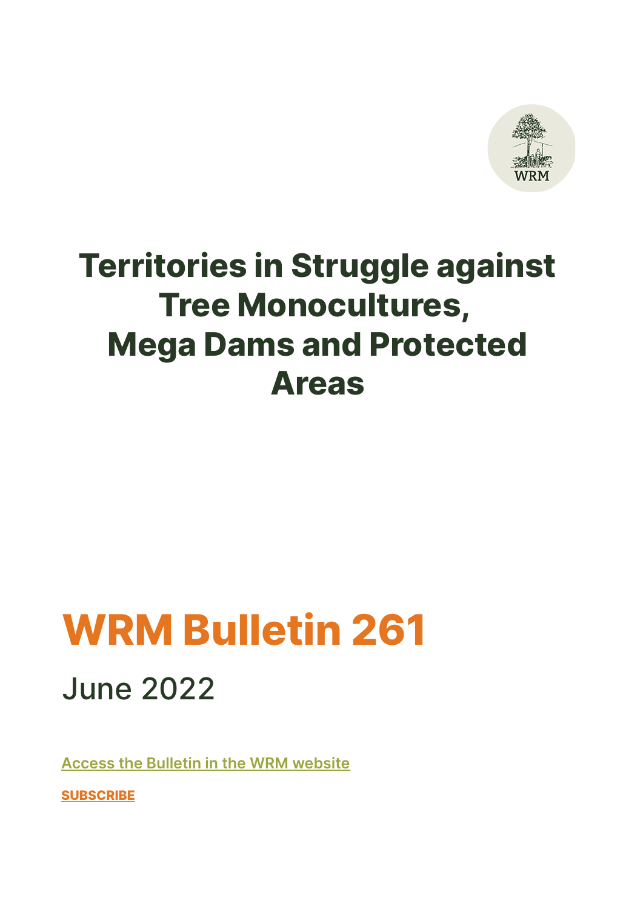# Territories in Struggle against Tree Monocultures, Mega Dams and Protected Areas

## WRM Bulletin 261

June 2022

Access the Bulletin in the WRM website

**SUBSCRIBE**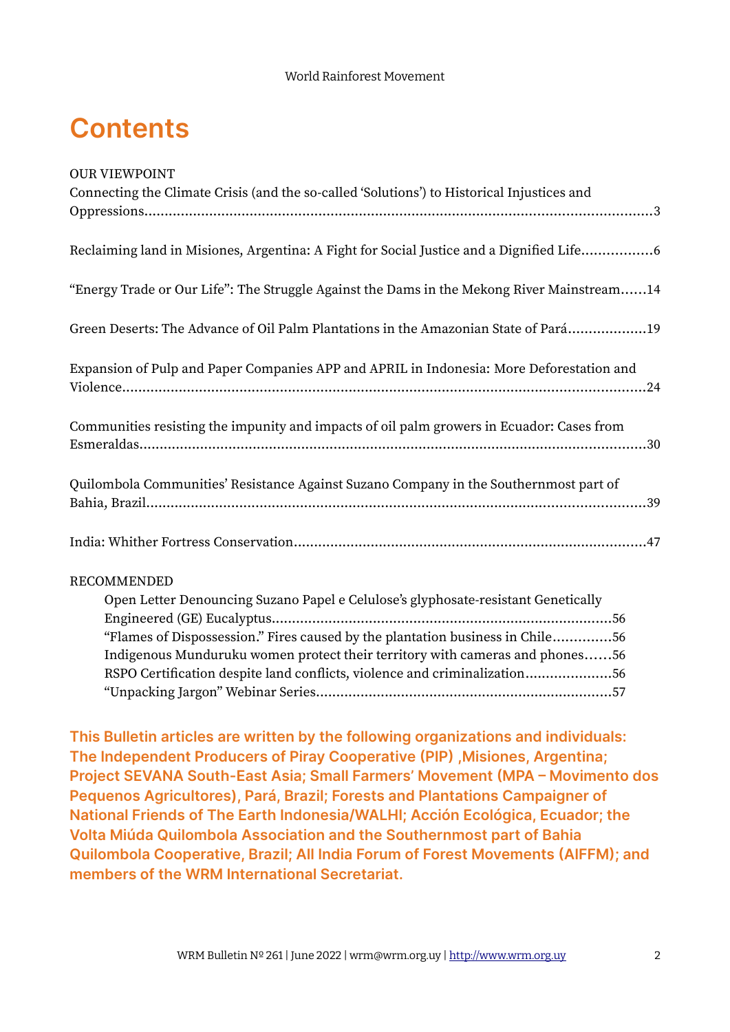# Contents

OUR VIEWPOINT

Connecting the Climate Crisis (and the so-called 'Solutions') to Historical Injustices and Oppressions......3

Reclaiming land in Misiones, Argentina: A Fight for Social Justice and a Dignified Life......6

"Energy Trade or Our Life": The Struggle Against the Dams in the Mekong River Mainstream......14

Green Deserts: The Advance of Oil Palm Plantations in the Amazonian State of Pará......19

Expansion of Pulp and Paper Companies APP and APRIL in Indonesia: More Deforestation and Violence......24

Communities resisting the impunity and impacts of oil palm growers in Ecuador: Cases from Esmeraldas......30

Quilombola Communities' Resistance Against Suzano Company in the Southernmost part of Bahia, Brazil......39

India: Whither Fortress Conservation......47

RECOMMENDED

- Open Letter Denouncing Suzano Papel e Celulose's glyphosate-resistant Genetically Engineered (GE) Eucalyptus......56
- "Flames of Dispossession." Fires caused by the plantation business in Chile......56
- Indigenous Munduruku women protect their territory with cameras and phones......56
- RSPO Certification despite land conflicts, violence and criminalization......56
- "Unpacking Jargon" Webinar Series......57

**This Bulletin articles are written by the following organizations and individuals: The Independent Producers of Piray Cooperative (PIP) ,Misiones, Argentina; Project SEVANA South-East Asia; Small Farmers' Movement (MPA – Movimento dos Pequenos Agricultores), Pará, Brazil; Forests and Plantations Campaigner of National Friends of The Earth Indonesia/WALHI; Acción Ecológica, Ecuador; the Volta Miúda Quilombola Association and the Southernmost part of Bahia Quilombola Cooperative, Brazil; All India Forum of Forest Movements (AIFFM); and members of the WRM International Secretariat.**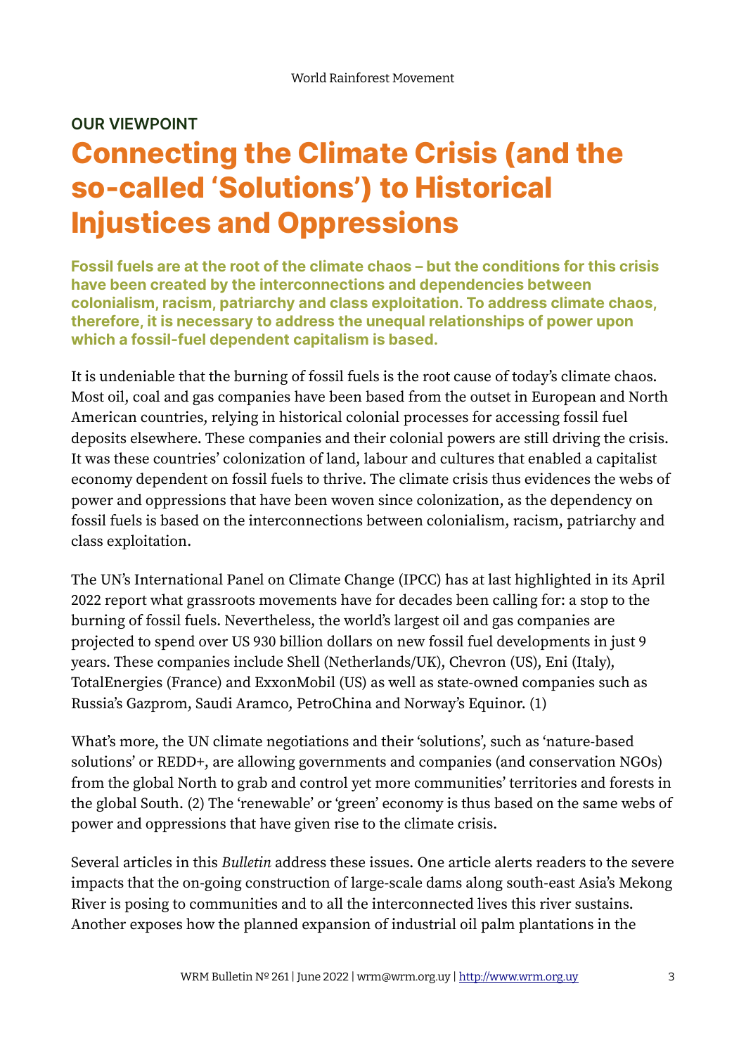**OUR VIEWPOINT**

# Connecting the Climate Crisis (and the so-called 'Solutions') to Historical Injustices and Oppressions

**Fossil fuels are at the root of the climate chaos – but the conditions for this crisis have been created by the interconnections and dependencies between colonialism, racism, patriarchy and class exploitation. To address climate chaos, therefore, it is necessary to address the unequal relationships of power upon which a fossil-fuel dependent capitalism is based.**

It is undeniable that the burning of fossil fuels is the root cause of today's climate chaos. Most oil, coal and gas companies have been based from the outset in European and North American countries, relying in historical colonial processes for accessing fossil fuel deposits elsewhere. These companies and their colonial powers are still driving the crisis. It was these countries' colonization of land, labour and cultures that enabled a capitalist economy dependent on fossil fuels to thrive. The climate crisis thus evidences the webs of power and oppressions that have been woven since colonization, as the dependency on fossil fuels is based on the interconnections between colonialism, racism, patriarchy and class exploitation.

The UN's International Panel on Climate Change (IPCC) has at last highlighted in its April 2022 report what grassroots movements have for decades been calling for: a stop to the burning of fossil fuels. Nevertheless, the world's largest oil and gas companies are projected to spend over US 930 billion dollars on new fossil fuel developments in just 9 years. These companies include Shell (Netherlands/UK), Chevron (US), Eni (Italy), TotalEnergies (France) and ExxonMobil (US) as well as state-owned companies such as Russia's Gazprom, Saudi Aramco, PetroChina and Norway's Equinor. (1)

What's more, the UN climate negotiations and their 'solutions', such as 'nature-based solutions' or REDD+, are allowing governments and companies (and conservation NGOs) from the global North to grab and control yet more communities' territories and forests in the global South. (2) The 'renewable' or 'green' economy is thus based on the same webs of power and oppressions that have given rise to the climate crisis.

Several articles in this *Bulletin* address these issues. One article alerts readers to the severe impacts that the on-going construction of large-scale dams along south-east Asia's Mekong River is posing to communities and to all the interconnected lives this river sustains. Another exposes how the planned expansion of industrial oil palm plantations in the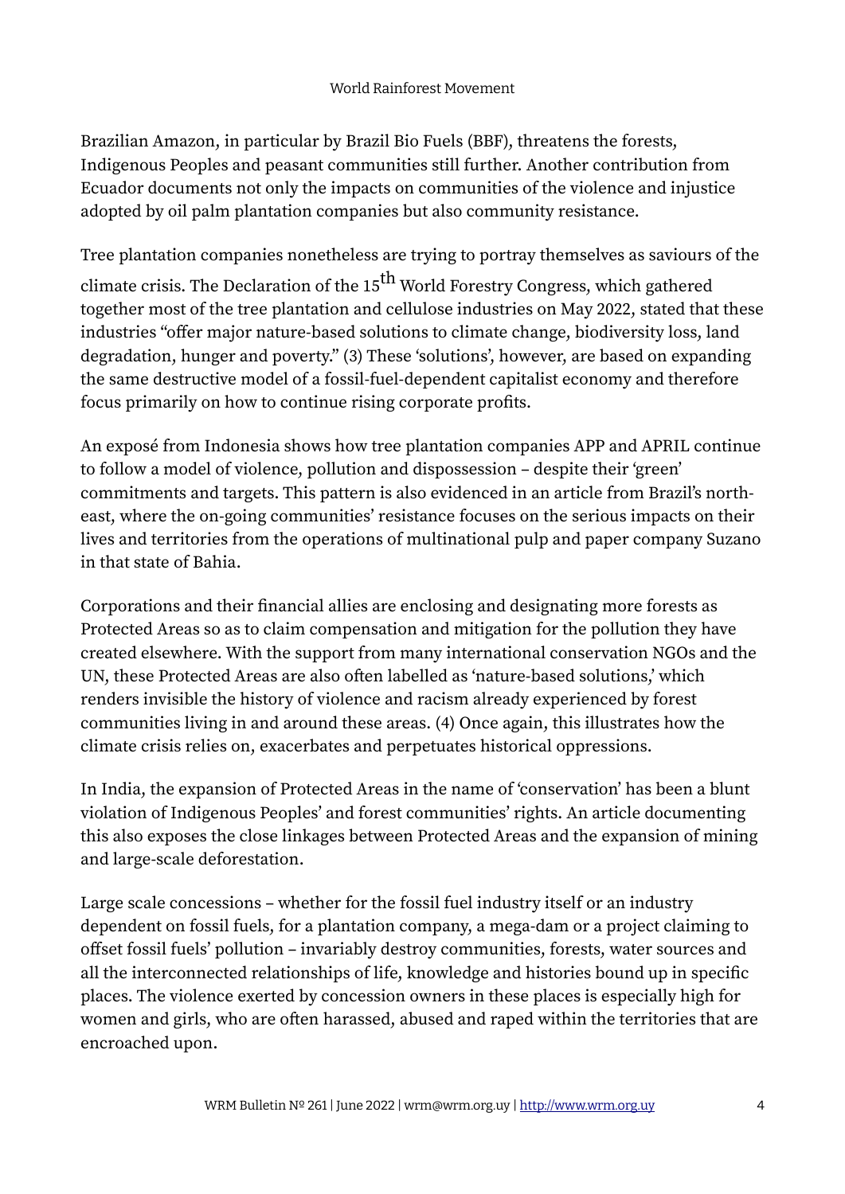Brazilian Amazon, in particular by Brazil Bio Fuels (BBF), threatens the forests, Indigenous Peoples and peasant communities still further. Another contribution from Ecuador documents not only the impacts on communities of the violence and injustice adopted by oil palm plantation companies but also community resistance.

Tree plantation companies nonetheless are trying to portray themselves as saviours of the climate crisis. The Declaration of the 15th World Forestry Congress, which gathered together most of the tree plantation and cellulose industries on May 2022, stated that these industries "offer major nature-based solutions to climate change, biodiversity loss, land degradation, hunger and poverty." (3) These 'solutions', however, are based on expanding the same destructive model of a fossil-fuel-dependent capitalist economy and therefore focus primarily on how to continue rising corporate profits.

An exposé from Indonesia shows how tree plantation companies APP and APRIL continue to follow a model of violence, pollution and dispossession – despite their 'green' commitments and targets. This pattern is also evidenced in an article from Brazil's north-east, where the on-going communities' resistance focuses on the serious impacts on their lives and territories from the operations of multinational pulp and paper company Suzano in that state of Bahia.

Corporations and their financial allies are enclosing and designating more forests as Protected Areas so as to claim compensation and mitigation for the pollution they have created elsewhere. With the support from many international conservation NGOs and the UN, these Protected Areas are also often labelled as 'nature-based solutions,' which renders invisible the history of violence and racism already experienced by forest communities living in and around these areas. (4) Once again, this illustrates how the climate crisis relies on, exacerbates and perpetuates historical oppressions.

In India, the expansion of Protected Areas in the name of 'conservation' has been a blunt violation of Indigenous Peoples' and forest communities' rights. An article documenting this also exposes the close linkages between Protected Areas and the expansion of mining and large-scale deforestation.

Large scale concessions – whether for the fossil fuel industry itself or an industry dependent on fossil fuels, for a plantation company, a mega-dam or a project claiming to offset fossil fuels' pollution – invariably destroy communities, forests, water sources and all the interconnected relationships of life, knowledge and histories bound up in specific places. The violence exerted by concession owners in these places is especially high for women and girls, who are often harassed, abused and raped within the territories that are encroached upon.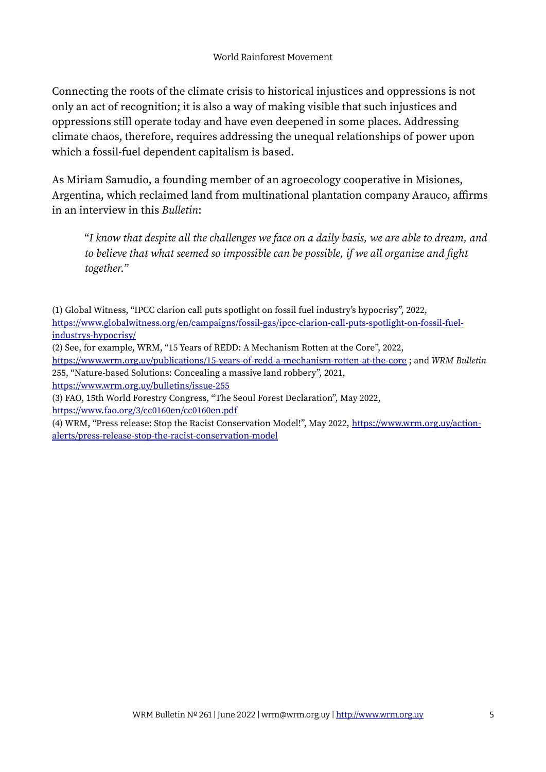Connecting the roots of the climate crisis to historical injustices and oppressions is not only an act of recognition; it is also a way of making visible that such injustices and oppressions still operate today and have even deepened in some places. Addressing climate chaos, therefore, requires addressing the unequal relationships of power upon which a fossil-fuel dependent capitalism is based.

As Miriam Samudio, a founding member of an agroecology cooperative in Misiones, Argentina, which reclaimed land from multinational plantation company Arauco, affirms in an interview in this *Bulletin*:

> "*I know that despite all the challenges we face on a daily basis, we are able to dream, and to believe that what seemed so impossible can be possible, if we all organize and fight together.*"

(1) Global Witness, "IPCC clarion call puts spotlight on fossil fuel industry's hypocrisy", 2022, https://www.globalwitness.org/en/campaigns/fossil-gas/ipcc-clarion-call-puts-spotlight-on-fossil-fuel-industrys-hypocrisy/

(2) See, for example, WRM, "15 Years of REDD: A Mechanism Rotten at the Core", 2022, https://www.wrm.org.uy/publications/15-years-of-redd-a-mechanism-rotten-at-the-core ; and *WRM Bulletin* 255, "Nature-based Solutions: Concealing a massive land robbery", 2021, https://www.wrm.org.uy/bulletins/issue-255

(3) FAO, 15th World Forestry Congress, "The Seoul Forest Declaration", May 2022, https://www.fao.org/3/cc0160en/cc0160en.pdf

(4) WRM, "Press release: Stop the Racist Conservation Model!", May 2022, https://www.wrm.org.uy/action-alerts/press-release-stop-the-racist-conservation-model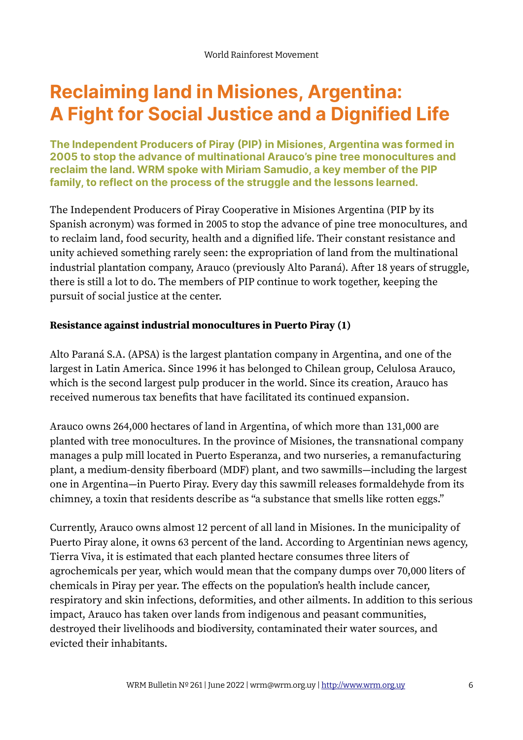# Reclaiming land in Misiones, Argentina: A Fight for Social Justice and a Dignified Life

**The Independent Producers of Piray (PIP) in Misiones, Argentina was formed in 2005 to stop the advance of multinational Arauco's pine tree monocultures and reclaim the land. WRM spoke with Miriam Samudio, a key member of the PIP family, to reflect on the process of the struggle and the lessons learned.**

The Independent Producers of Piray Cooperative in Misiones Argentina (PIP by its Spanish acronym) was formed in 2005 to stop the advance of pine tree monocultures, and to reclaim land, food security, health and a dignified life. Their constant resistance and unity achieved something rarely seen: the expropriation of land from the multinational industrial plantation company, Arauco (previously Alto Paraná). After 18 years of struggle, there is still a lot to do. The members of PIP continue to work together, keeping the pursuit of social justice at the center.

**Resistance against industrial monocultures in Puerto Piray (1)**

Alto Paraná S.A. (APSA) is the largest plantation company in Argentina, and one of the largest in Latin America. Since 1996 it has belonged to Chilean group, Celulosa Arauco, which is the second largest pulp producer in the world. Since its creation, Arauco has received numerous tax benefits that have facilitated its continued expansion.

Arauco owns 264,000 hectares of land in Argentina, of which more than 131,000 are planted with tree monocultures. In the province of Misiones, the transnational company manages a pulp mill located in Puerto Esperanza, and two nurseries, a remanufacturing plant, a medium-density fiberboard (MDF) plant, and two sawmills—including the largest one in Argentina—in Puerto Piray. Every day this sawmill releases formaldehyde from its chimney, a toxin that residents describe as "a substance that smells like rotten eggs."

Currently, Arauco owns almost 12 percent of all land in Misiones. In the municipality of Puerto Piray alone, it owns 63 percent of the land. According to Argentinian news agency, Tierra Viva, it is estimated that each planted hectare consumes three liters of agrochemicals per year, which would mean that the company dumps over 70,000 liters of chemicals in Piray per year. The effects on the population's health include cancer, respiratory and skin infections, deformities, and other ailments. In addition to this serious impact, Arauco has taken over lands from indigenous and peasant communities, destroyed their livelihoods and biodiversity, contaminated their water sources, and evicted their inhabitants.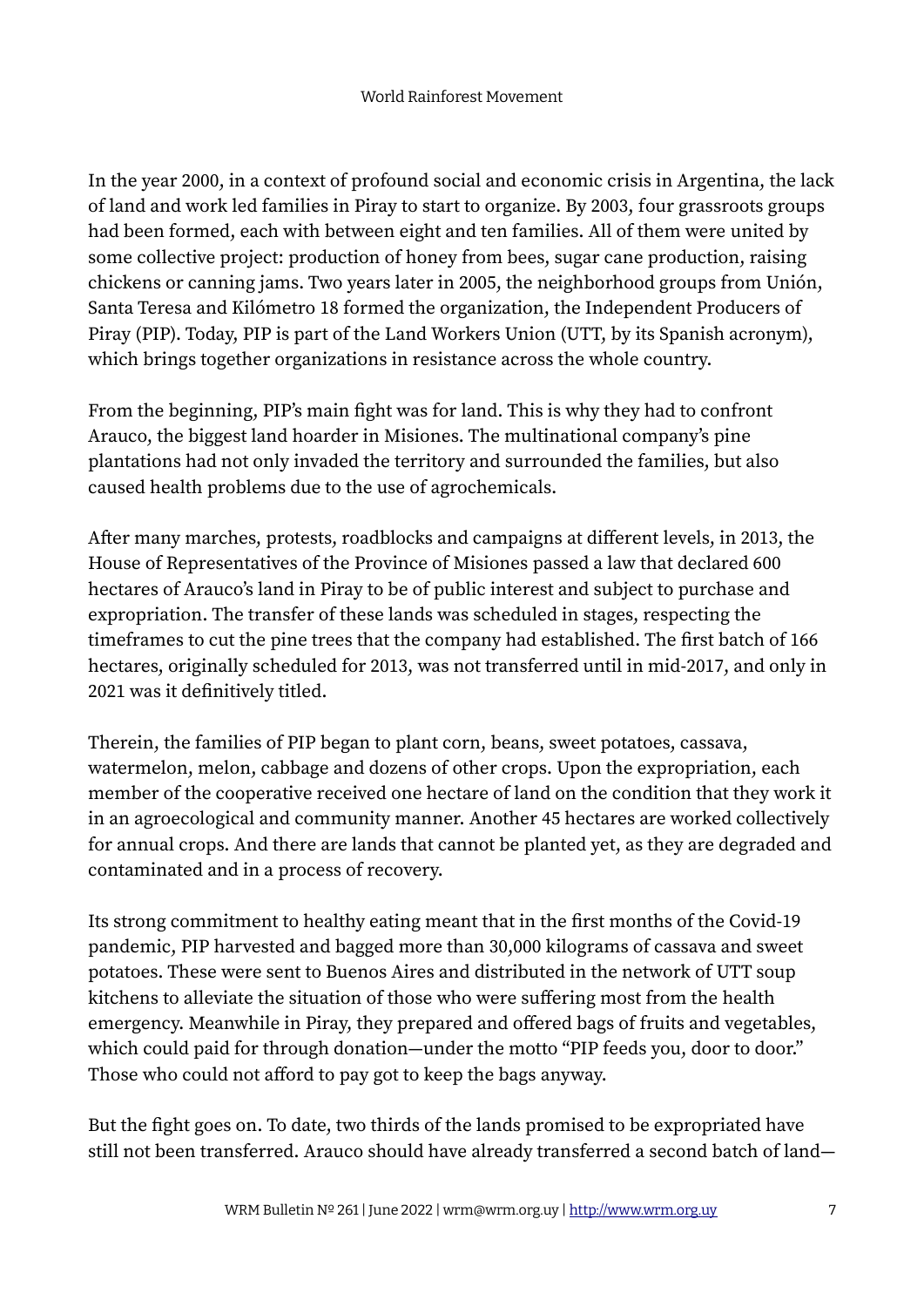In the year 2000, in a context of profound social and economic crisis in Argentina, the lack of land and work led families in Piray to start to organize. By 2003, four grassroots groups had been formed, each with between eight and ten families. All of them were united by some collective project: production of honey from bees, sugar cane production, raising chickens or canning jams. Two years later in 2005, the neighborhood groups from Unión, Santa Teresa and Kilómetro 18 formed the organization, the Independent Producers of Piray (PIP). Today, PIP is part of the Land Workers Union (UTT, by its Spanish acronym), which brings together organizations in resistance across the whole country.

From the beginning, PIP's main fight was for land. This is why they had to confront Arauco, the biggest land hoarder in Misiones. The multinational company's pine plantations had not only invaded the territory and surrounded the families, but also caused health problems due to the use of agrochemicals.

After many marches, protests, roadblocks and campaigns at different levels, in 2013, the House of Representatives of the Province of Misiones passed a law that declared 600 hectares of Arauco's land in Piray to be of public interest and subject to purchase and expropriation. The transfer of these lands was scheduled in stages, respecting the timeframes to cut the pine trees that the company had established. The first batch of 166 hectares, originally scheduled for 2013, was not transferred until in mid-2017, and only in 2021 was it definitively titled.

Therein, the families of PIP began to plant corn, beans, sweet potatoes, cassava, watermelon, melon, cabbage and dozens of other crops. Upon the expropriation, each member of the cooperative received one hectare of land on the condition that they work it in an agroecological and community manner. Another 45 hectares are worked collectively for annual crops. And there are lands that cannot be planted yet, as they are degraded and contaminated and in a process of recovery.

Its strong commitment to healthy eating meant that in the first months of the Covid-19 pandemic, PIP harvested and bagged more than 30,000 kilograms of cassava and sweet potatoes. These were sent to Buenos Aires and distributed in the network of UTT soup kitchens to alleviate the situation of those who were suffering most from the health emergency. Meanwhile in Piray, they prepared and offered bags of fruits and vegetables, which could paid for through donation—under the motto "PIP feeds you, door to door." Those who could not afford to pay got to keep the bags anyway.

But the fight goes on. To date, two thirds of the lands promised to be expropriated have still not been transferred. Arauco should have already transferred a second batch of land—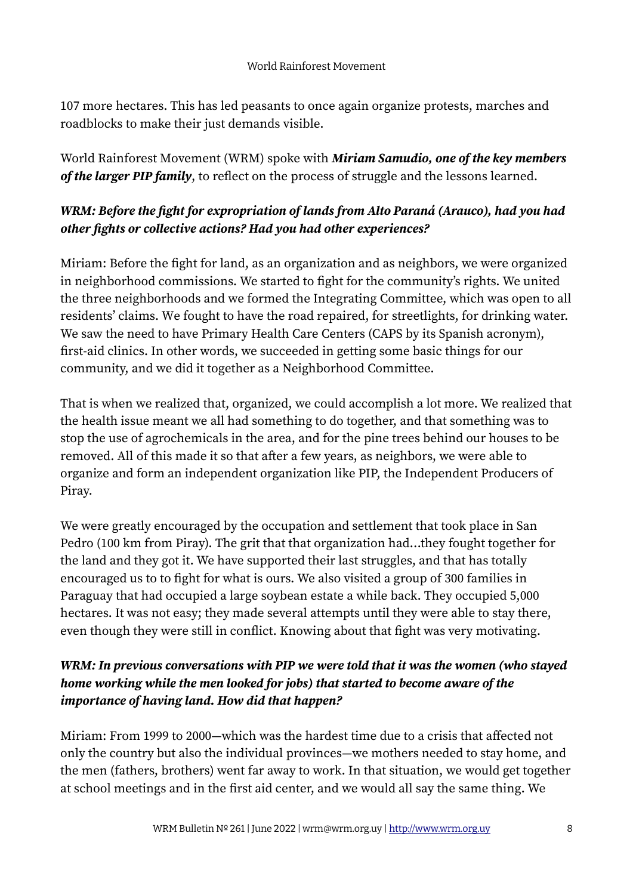107 more hectares. This has led peasants to once again organize protests, marches and roadblocks to make their just demands visible.

World Rainforest Movement (WRM) spoke with ***Miriam Samudio, one of the key members of the larger PIP family***, to reflect on the process of struggle and the lessons learned.

***WRM: Before the fight for expropriation of lands from Alto Paraná (Arauco), had you had other fights or collective actions? Had you had other experiences?***

Miriam: Before the fight for land, as an organization and as neighbors, we were organized in neighborhood commissions. We started to fight for the community's rights. We united the three neighborhoods and we formed the Integrating Committee, which was open to all residents' claims. We fought to have the road repaired, for streetlights, for drinking water. We saw the need to have Primary Health Care Centers (CAPS by its Spanish acronym), first-aid clinics. In other words, we succeeded in getting some basic things for our community, and we did it together as a Neighborhood Committee.

That is when we realized that, organized, we could accomplish a lot more. We realized that the health issue meant we all had something to do together, and that something was to stop the use of agrochemicals in the area, and for the pine trees behind our houses to be removed. All of this made it so that after a few years, as neighbors, we were able to organize and form an independent organization like PIP, the Independent Producers of Piray.

We were greatly encouraged by the occupation and settlement that took place in San Pedro (100 km from Piray). The grit that that organization had...they fought together for the land and they got it. We have supported their last struggles, and that has totally encouraged us to to fight for what is ours. We also visited a group of 300 families in Paraguay that had occupied a large soybean estate a while back. They occupied 5,000 hectares. It was not easy; they made several attempts until they were able to stay there, even though they were still in conflict. Knowing about that fight was very motivating.

***WRM: In previous conversations with PIP we were told that it was the women (who stayed home working while the men looked for jobs) that started to become aware of the importance of having land. How did that happen?***

Miriam: From 1999 to 2000—which was the hardest time due to a crisis that affected not only the country but also the individual provinces—we mothers needed to stay home, and the men (fathers, brothers) went far away to work. In that situation, we would get together at school meetings and in the first aid center, and we would all say the same thing. We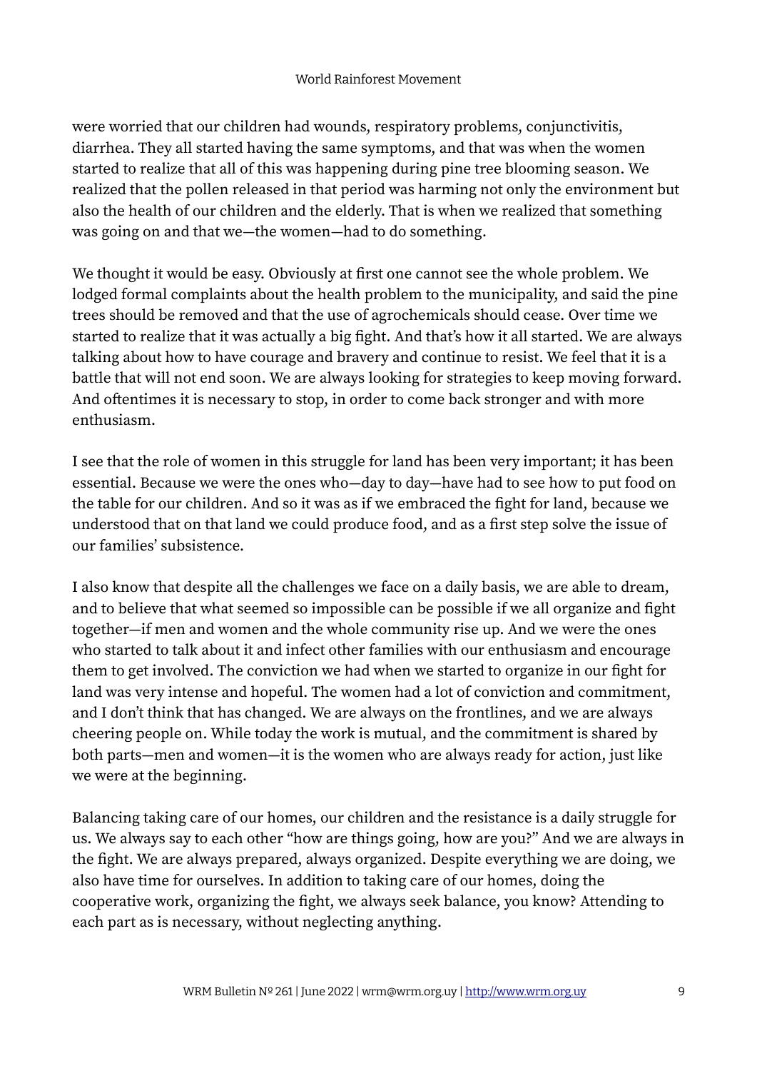were worried that our children had wounds, respiratory problems, conjunctivitis, diarrhea. They all started having the same symptoms, and that was when the women started to realize that all of this was happening during pine tree blooming season. We realized that the pollen released in that period was harming not only the environment but also the health of our children and the elderly. That is when we realized that something was going on and that we—the women—had to do something.

We thought it would be easy. Obviously at first one cannot see the whole problem. We lodged formal complaints about the health problem to the municipality, and said the pine trees should be removed and that the use of agrochemicals should cease. Over time we started to realize that it was actually a big fight. And that's how it all started. We are always talking about how to have courage and bravery and continue to resist. We feel that it is a battle that will not end soon. We are always looking for strategies to keep moving forward. And oftentimes it is necessary to stop, in order to come back stronger and with more enthusiasm.

I see that the role of women in this struggle for land has been very important; it has been essential. Because we were the ones who—day to day—have had to see how to put food on the table for our children. And so it was as if we embraced the fight for land, because we understood that on that land we could produce food, and as a first step solve the issue of our families' subsistence.

I also know that despite all the challenges we face on a daily basis, we are able to dream, and to believe that what seemed so impossible can be possible if we all organize and fight together—if men and women and the whole community rise up. And we were the ones who started to talk about it and infect other families with our enthusiasm and encourage them to get involved. The conviction we had when we started to organize in our fight for land was very intense and hopeful. The women had a lot of conviction and commitment, and I don't think that has changed. We are always on the frontlines, and we are always cheering people on. While today the work is mutual, and the commitment is shared by both parts—men and women—it is the women who are always ready for action, just like we were at the beginning.

Balancing taking care of our homes, our children and the resistance is a daily struggle for us. We always say to each other "how are things going, how are you?" And we are always in the fight. We are always prepared, always organized. Despite everything we are doing, we also have time for ourselves. In addition to taking care of our homes, doing the cooperative work, organizing the fight, we always seek balance, you know? Attending to each part as is necessary, without neglecting anything.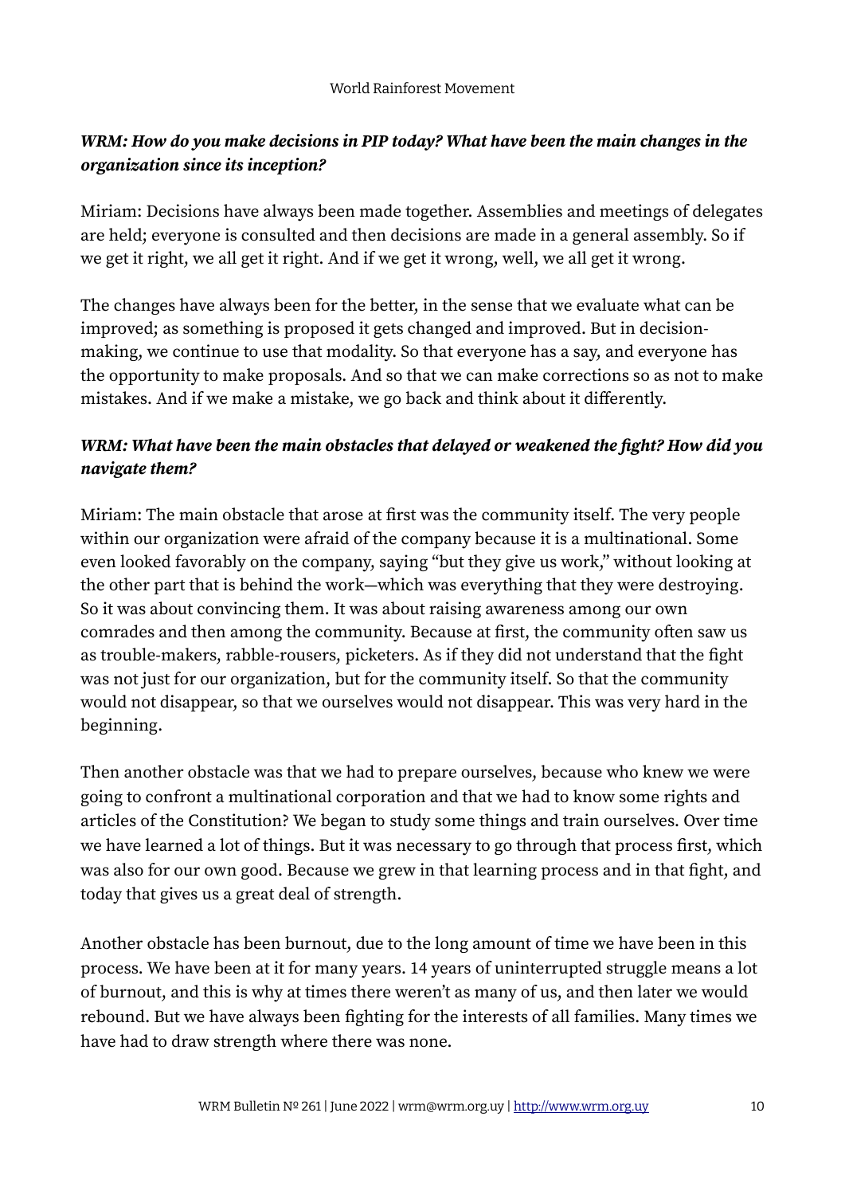***WRM: How do you make decisions in PIP today? What have been the main changes in the organization since its inception?***

Miriam: Decisions have always been made together. Assemblies and meetings of delegates are held; everyone is consulted and then decisions are made in a general assembly. So if we get it right, we all get it right. And if we get it wrong, well, we all get it wrong.

The changes have always been for the better, in the sense that we evaluate what can be improved; as something is proposed it gets changed and improved. But in decision-making, we continue to use that modality. So that everyone has a say, and everyone has the opportunity to make proposals. And so that we can make corrections so as not to make mistakes. And if we make a mistake, we go back and think about it differently.

***WRM: What have been the main obstacles that delayed or weakened the fight? How did you navigate them?***

Miriam: The main obstacle that arose at first was the community itself. The very people within our organization were afraid of the company because it is a multinational. Some even looked favorably on the company, saying "but they give us work," without looking at the other part that is behind the work—which was everything that they were destroying. So it was about convincing them. It was about raising awareness among our own comrades and then among the community. Because at first, the community often saw us as trouble-makers, rabble-rousers, picketers. As if they did not understand that the fight was not just for our organization, but for the community itself. So that the community would not disappear, so that we ourselves would not disappear. This was very hard in the beginning.

Then another obstacle was that we had to prepare ourselves, because who knew we were going to confront a multinational corporation and that we had to know some rights and articles of the Constitution? We began to study some things and train ourselves. Over time we have learned a lot of things. But it was necessary to go through that process first, which was also for our own good. Because we grew in that learning process and in that fight, and today that gives us a great deal of strength.

Another obstacle has been burnout, due to the long amount of time we have been in this process. We have been at it for many years. 14 years of uninterrupted struggle means a lot of burnout, and this is why at times there weren't as many of us, and then later we would rebound. But we have always been fighting for the interests of all families. Many times we have had to draw strength where there was none.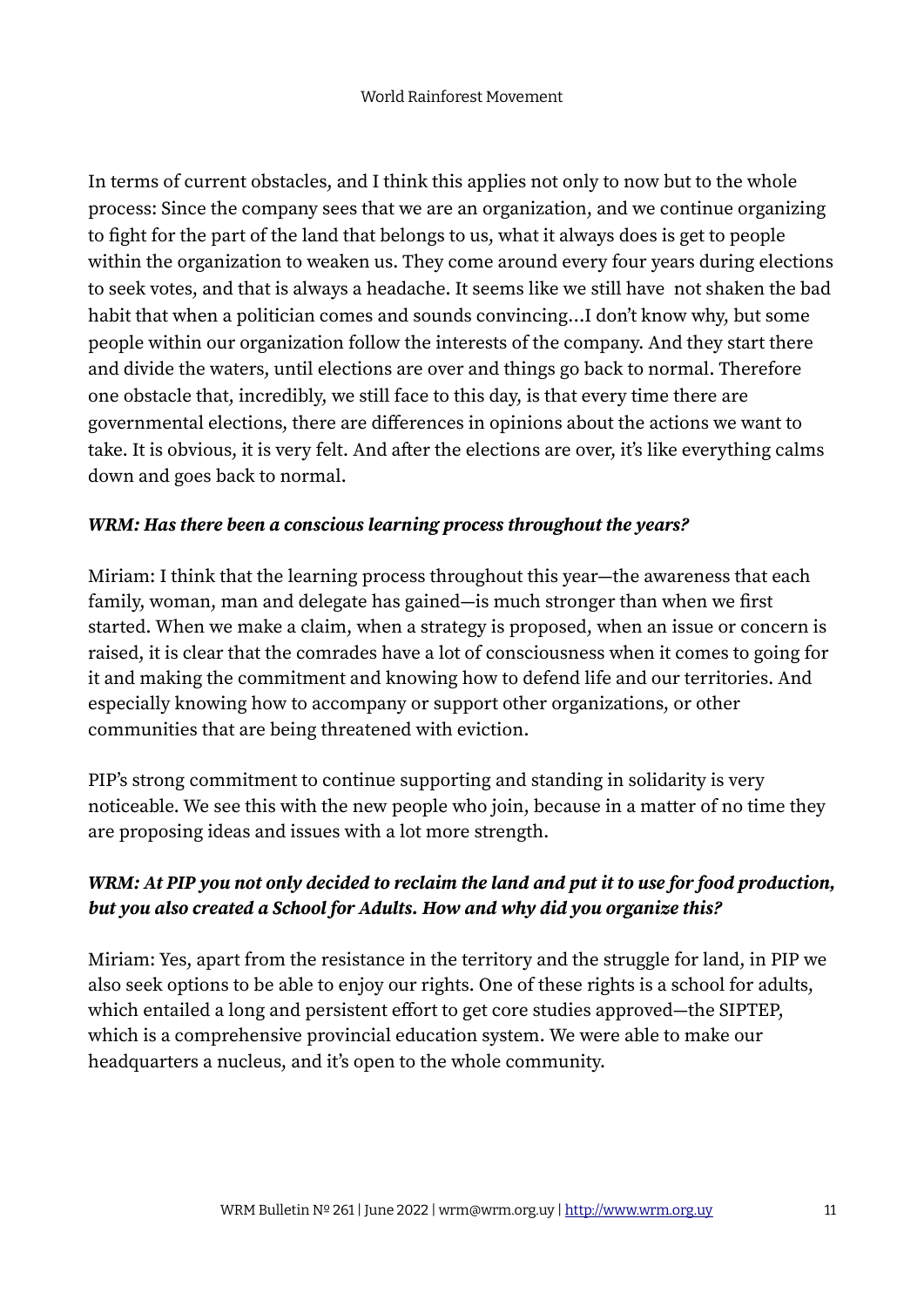In terms of current obstacles, and I think this applies not only to now but to the whole process: Since the company sees that we are an organization, and we continue organizing to fight for the part of the land that belongs to us, what it always does is get to people within the organization to weaken us. They come around every four years during elections to seek votes, and that is always a headache. It seems like we still have not shaken the bad habit that when a politician comes and sounds convincing…I don't know why, but some people within our organization follow the interests of the company. And they start there and divide the waters, until elections are over and things go back to normal. Therefore one obstacle that, incredibly, we still face to this day, is that every time there are governmental elections, there are differences in opinions about the actions we want to take. It is obvious, it is very felt. And after the elections are over, it's like everything calms down and goes back to normal.

***WRM: Has there been a conscious learning process throughout the years?***

Miriam: I think that the learning process throughout this year—the awareness that each family, woman, man and delegate has gained—is much stronger than when we first started. When we make a claim, when a strategy is proposed, when an issue or concern is raised, it is clear that the comrades have a lot of consciousness when it comes to going for it and making the commitment and knowing how to defend life and our territories. And especially knowing how to accompany or support other organizations, or other communities that are being threatened with eviction.

PIP's strong commitment to continue supporting and standing in solidarity is very noticeable. We see this with the new people who join, because in a matter of no time they are proposing ideas and issues with a lot more strength.

***WRM: At PIP you not only decided to reclaim the land and put it to use for food production, but you also created a School for Adults. How and why did you organize this?***

Miriam: Yes, apart from the resistance in the territory and the struggle for land, in PIP we also seek options to be able to enjoy our rights. One of these rights is a school for adults, which entailed a long and persistent effort to get core studies approved—the SIPTEP, which is a comprehensive provincial education system. We were able to make our headquarters a nucleus, and it's open to the whole community.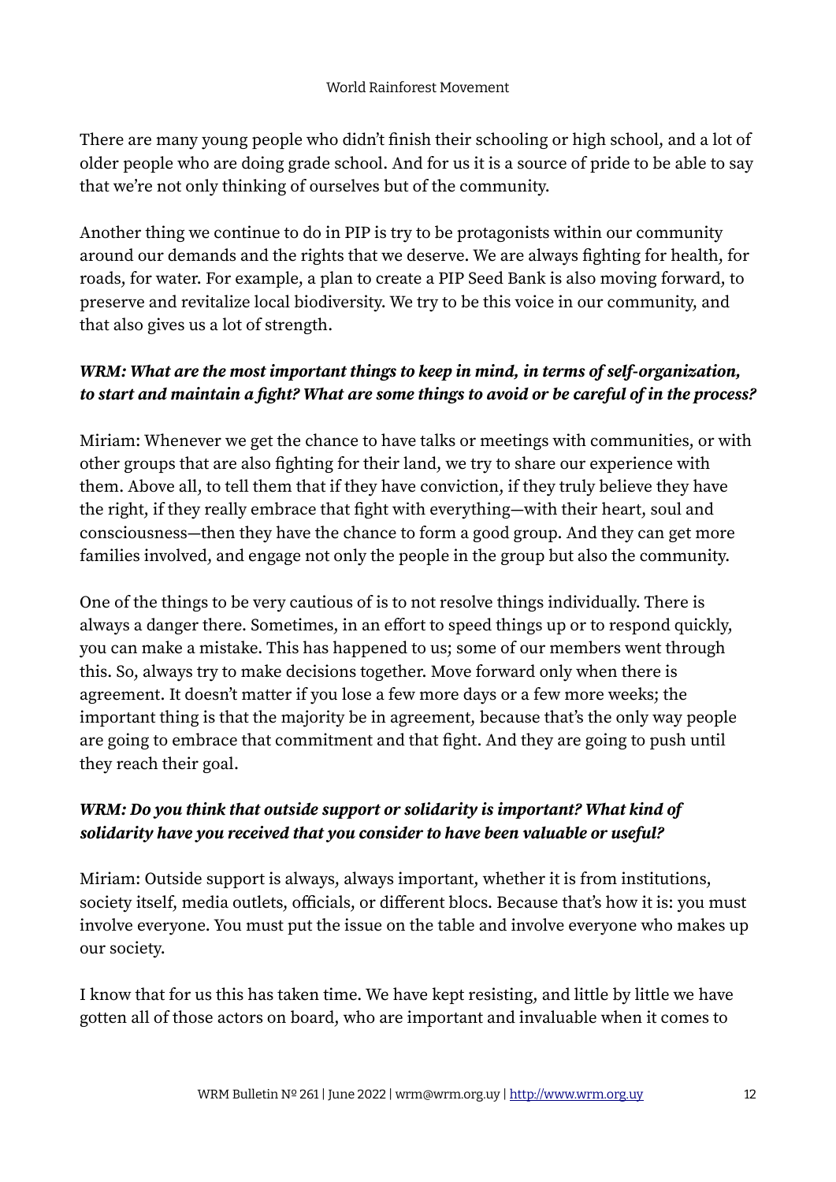There are many young people who didn't finish their schooling or high school, and a lot of older people who are doing grade school. And for us it is a source of pride to be able to say that we're not only thinking of ourselves but of the community.

Another thing we continue to do in PIP is try to be protagonists within our community around our demands and the rights that we deserve. We are always fighting for health, for roads, for water. For example, a plan to create a PIP Seed Bank is also moving forward, to preserve and revitalize local biodiversity. We try to be this voice in our community, and that also gives us a lot of strength.

***WRM: What are the most important things to keep in mind, in terms of self-organization, to start and maintain a fight? What are some things to avoid or be careful of in the process?***

Miriam: Whenever we get the chance to have talks or meetings with communities, or with other groups that are also fighting for their land, we try to share our experience with them. Above all, to tell them that if they have conviction, if they truly believe they have the right, if they really embrace that fight with everything—with their heart, soul and consciousness—then they have the chance to form a good group. And they can get more families involved, and engage not only the people in the group but also the community.

One of the things to be very cautious of is to not resolve things individually. There is always a danger there. Sometimes, in an effort to speed things up or to respond quickly, you can make a mistake. This has happened to us; some of our members went through this. So, always try to make decisions together. Move forward only when there is agreement. It doesn't matter if you lose a few more days or a few more weeks; the important thing is that the majority be in agreement, because that's the only way people are going to embrace that commitment and that fight. And they are going to push until they reach their goal.

***WRM: Do you think that outside support or solidarity is important? What kind of solidarity have you received that you consider to have been valuable or useful?***

Miriam: Outside support is always, always important, whether it is from institutions, society itself, media outlets, officials, or different blocs. Because that's how it is: you must involve everyone. You must put the issue on the table and involve everyone who makes up our society.

I know that for us this has taken time. We have kept resisting, and little by little we have gotten all of those actors on board, who are important and invaluable when it comes to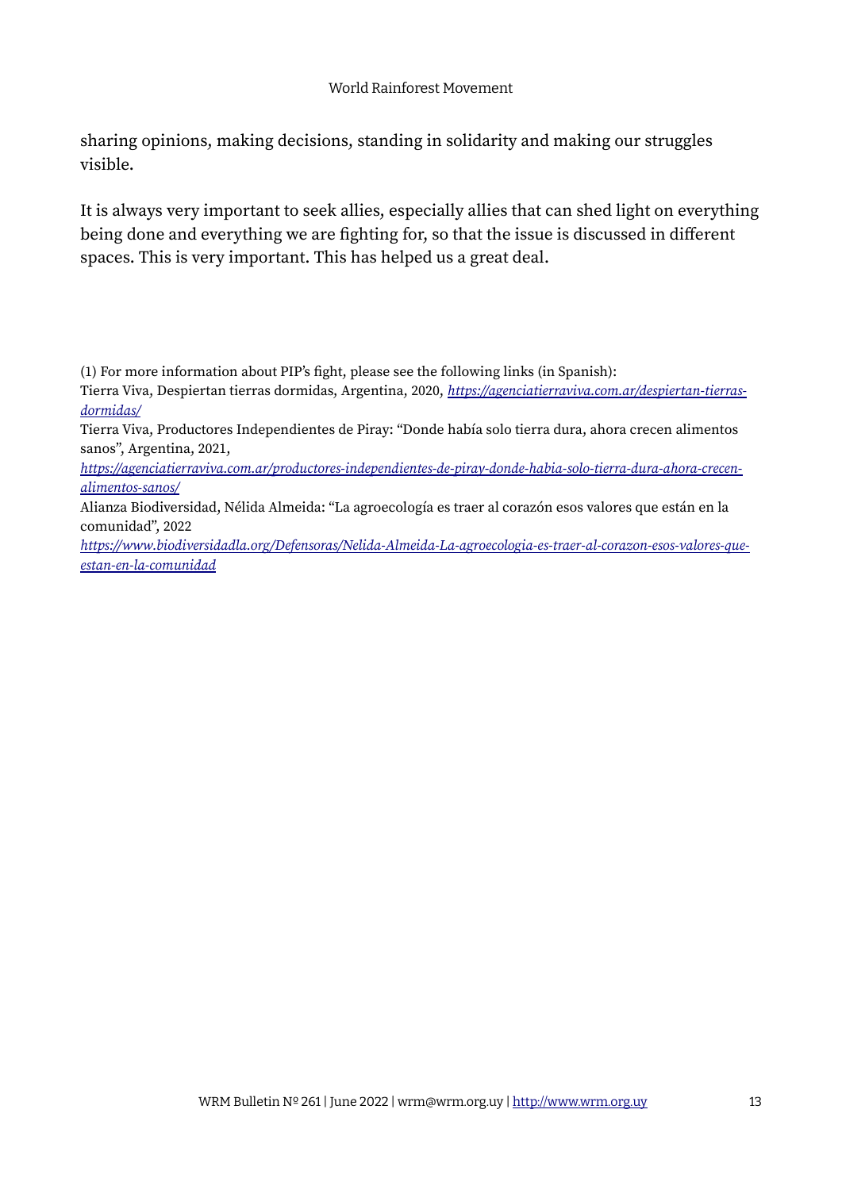sharing opinions, making decisions, standing in solidarity and making our struggles visible.

It is always very important to seek allies, especially allies that can shed light on everything being done and everything we are fighting for, so that the issue is discussed in different spaces. This is very important. This has helped us a great deal.

(1) For more information about PIP's fight, please see the following links (in Spanish):
Tierra Viva, Despiertan tierras dormidas, Argentina, 2020, *https://agenciatierraviva.com.ar/despiertan-tierras-dormidas/*
Tierra Viva, Productores Independientes de Piray: "Donde había solo tierra dura, ahora crecen alimentos sanos", Argentina, 2021,
*https://agenciatierraviva.com.ar/productores-independientes-de-piray-donde-habia-solo-tierra-dura-ahora-crecen-alimentos-sanos/*
Alianza Biodiversidad, Nélida Almeida: "La agroecología es traer al corazón esos valores que están en la comunidad", 2022
*https://www.biodiversidadla.org/Defensoras/Nelida-Almeida-La-agroecologia-es-traer-al-corazon-esos-valores-que-estan-en-la-comunidad*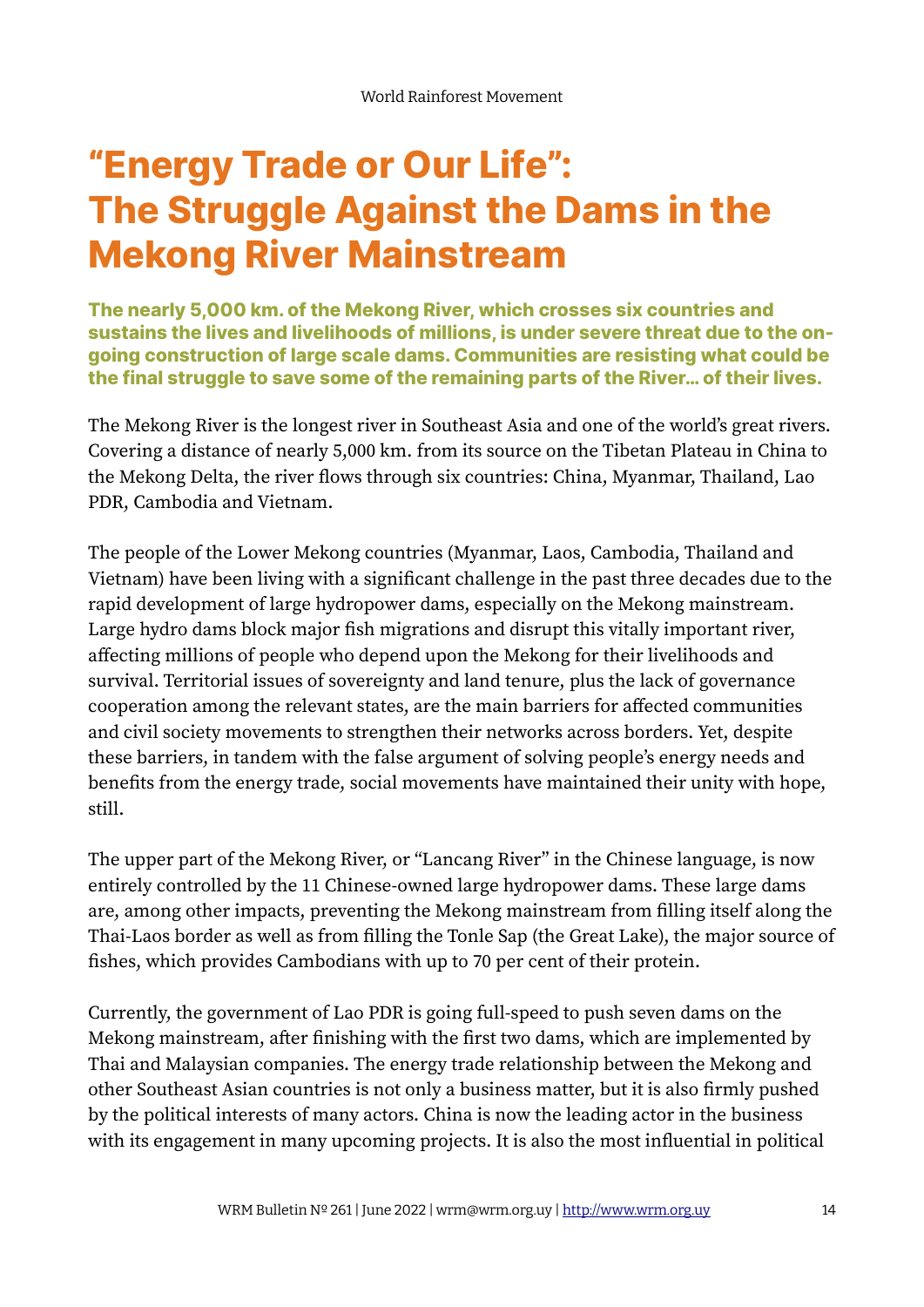# "Energy Trade or Our Life": The Struggle Against the Dams in the Mekong River Mainstream

**The nearly 5,000 km. of the Mekong River, which crosses six countries and sustains the lives and livelihoods of millions, is under severe threat due to the on-going construction of large scale dams. Communities are resisting what could be the final struggle to save some of the remaining parts of the River… of their lives.**

The Mekong River is the longest river in Southeast Asia and one of the world's great rivers. Covering a distance of nearly 5,000 km. from its source on the Tibetan Plateau in China to the Mekong Delta, the river flows through six countries: China, Myanmar, Thailand, Lao PDR, Cambodia and Vietnam.

The people of the Lower Mekong countries (Myanmar, Laos, Cambodia, Thailand and Vietnam) have been living with a significant challenge in the past three decades due to the rapid development of large hydropower dams, especially on the Mekong mainstream. Large hydro dams block major fish migrations and disrupt this vitally important river, affecting millions of people who depend upon the Mekong for their livelihoods and survival. Territorial issues of sovereignty and land tenure, plus the lack of governance cooperation among the relevant states, are the main barriers for affected communities and civil society movements to strengthen their networks across borders. Yet, despite these barriers, in tandem with the false argument of solving people's energy needs and benefits from the energy trade, social movements have maintained their unity with hope, still.

The upper part of the Mekong River, or "Lancang River" in the Chinese language, is now entirely controlled by the 11 Chinese-owned large hydropower dams. These large dams are, among other impacts, preventing the Mekong mainstream from filling itself along the Thai-Laos border as well as from filling the Tonle Sap (the Great Lake), the major source of fishes, which provides Cambodians with up to 70 per cent of their protein.

Currently, the government of Lao PDR is going full-speed to push seven dams on the Mekong mainstream, after finishing with the first two dams, which are implemented by Thai and Malaysian companies. The energy trade relationship between the Mekong and other Southeast Asian countries is not only a business matter, but it is also firmly pushed by the political interests of many actors. China is now the leading actor in the business with its engagement in many upcoming projects. It is also the most influential in political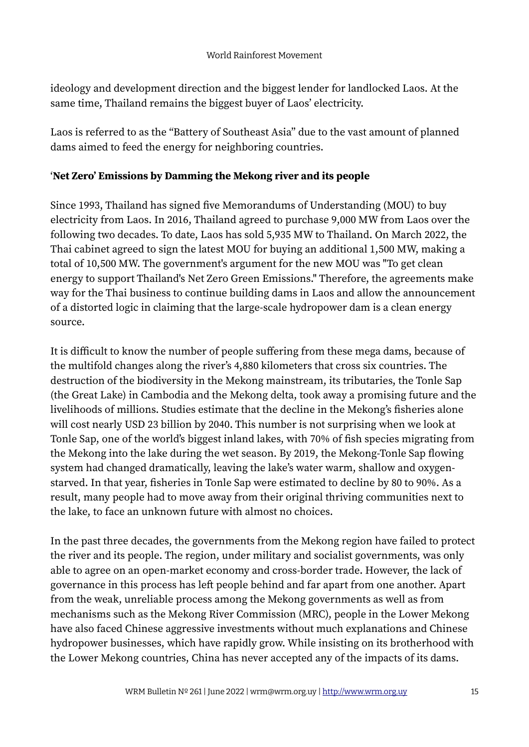ideology and development direction and the biggest lender for landlocked Laos. At the same time, Thailand remains the biggest buyer of Laos' electricity.

Laos is referred to as the "Battery of Southeast Asia" due to the vast amount of planned dams aimed to feed the energy for neighboring countries.

### '**Net Zero' Emissions by Damming the Mekong river and its people**

Since 1993, Thailand has signed five Memorandums of Understanding (MOU) to buy electricity from Laos. In 2016, Thailand agreed to purchase 9,000 MW from Laos over the following two decades. To date, Laos has sold 5,935 MW to Thailand. On March 2022, the Thai cabinet agreed to sign the latest MOU for buying an additional 1,500 MW, making a total of 10,500 MW. The government's argument for the new MOU was "To get clean energy to support Thailand's Net Zero Green Emissions." Therefore, the agreements make way for the Thai business to continue building dams in Laos and allow the announcement of a distorted logic in claiming that the large-scale hydropower dam is a clean energy source.

It is difficult to know the number of people suffering from these mega dams, because of the multifold changes along the river's 4,880 kilometers that cross six countries. The destruction of the biodiversity in the Mekong mainstream, its tributaries, the Tonle Sap (the Great Lake) in Cambodia and the Mekong delta, took away a promising future and the livelihoods of millions. Studies estimate that the decline in the Mekong's fisheries alone will cost nearly USD 23 billion by 2040. This number is not surprising when we look at Tonle Sap, one of the world's biggest inland lakes, with 70% of fish species migrating from the Mekong into the lake during the wet season. By 2019, the Mekong-Tonle Sap flowing system had changed dramatically, leaving the lake's water warm, shallow and oxygen-starved. In that year, fisheries in Tonle Sap were estimated to decline by 80 to 90%. As a result, many people had to move away from their original thriving communities next to the lake, to face an unknown future with almost no choices.

In the past three decades, the governments from the Mekong region have failed to protect the river and its people. The region, under military and socialist governments, was only able to agree on an open-market economy and cross-border trade. However, the lack of governance in this process has left people behind and far apart from one another. Apart from the weak, unreliable process among the Mekong governments as well as from mechanisms such as the Mekong River Commission (MRC), people in the Lower Mekong have also faced Chinese aggressive investments without much explanations and Chinese hydropower businesses, which have rapidly grow. While insisting on its brotherhood with the Lower Mekong countries, China has never accepted any of the impacts of its dams.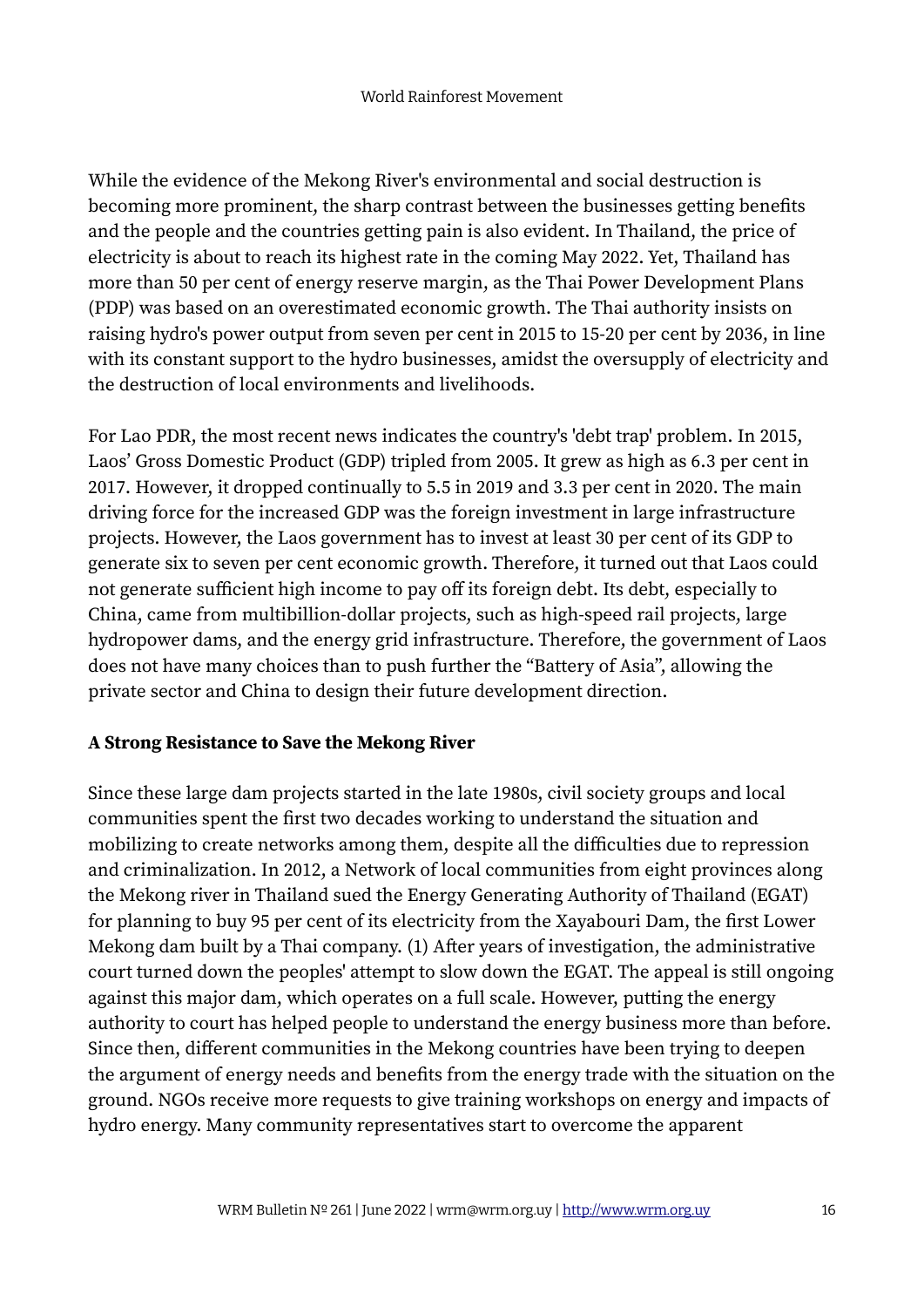While the evidence of the Mekong River's environmental and social destruction is becoming more prominent, the sharp contrast between the businesses getting benefits and the people and the countries getting pain is also evident. In Thailand, the price of electricity is about to reach its highest rate in the coming May 2022. Yet, Thailand has more than 50 per cent of energy reserve margin, as the Thai Power Development Plans (PDP) was based on an overestimated economic growth. The Thai authority insists on raising hydro's power output from seven per cent in 2015 to 15-20 per cent by 2036, in line with its constant support to the hydro businesses, amidst the oversupply of electricity and the destruction of local environments and livelihoods.

For Lao PDR, the most recent news indicates the country's 'debt trap' problem. In 2015, Laos' Gross Domestic Product (GDP) tripled from 2005. It grew as high as 6.3 per cent in 2017. However, it dropped continually to 5.5 in 2019 and 3.3 per cent in 2020. The main driving force for the increased GDP was the foreign investment in large infrastructure projects. However, the Laos government has to invest at least 30 per cent of its GDP to generate six to seven per cent economic growth. Therefore, it turned out that Laos could not generate sufficient high income to pay off its foreign debt. Its debt, especially to China, came from multibillion-dollar projects, such as high-speed rail projects, large hydropower dams, and the energy grid infrastructure. Therefore, the government of Laos does not have many choices than to push further the "Battery of Asia", allowing the private sector and China to design their future development direction.

### A Strong Resistance to Save the Mekong River

Since these large dam projects started in the late 1980s, civil society groups and local communities spent the first two decades working to understand the situation and mobilizing to create networks among them, despite all the difficulties due to repression and criminalization. In 2012, a Network of local communities from eight provinces along the Mekong river in Thailand sued the Energy Generating Authority of Thailand (EGAT) for planning to buy 95 per cent of its electricity from the Xayabouri Dam, the first Lower Mekong dam built by a Thai company. (1) After years of investigation, the administrative court turned down the peoples' attempt to slow down the EGAT. The appeal is still ongoing against this major dam, which operates on a full scale. However, putting the energy authority to court has helped people to understand the energy business more than before. Since then, different communities in the Mekong countries have been trying to deepen the argument of energy needs and benefits from the energy trade with the situation on the ground. NGOs receive more requests to give training workshops on energy and impacts of hydro energy. Many community representatives start to overcome the apparent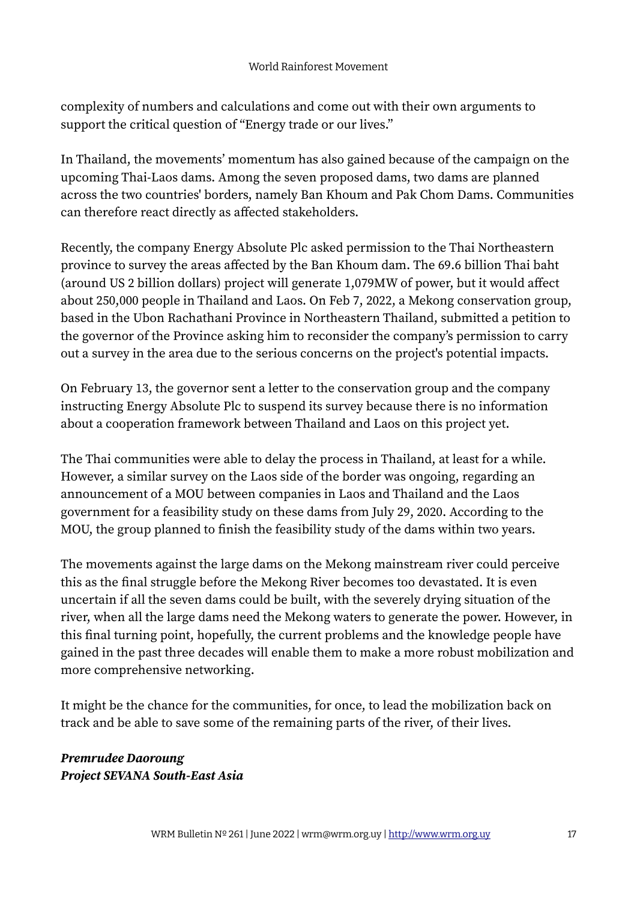complexity of numbers and calculations and come out with their own arguments to support the critical question of "Energy trade or our lives."

In Thailand, the movements' momentum has also gained because of the campaign on the upcoming Thai-Laos dams. Among the seven proposed dams, two dams are planned across the two countries' borders, namely Ban Khoum and Pak Chom Dams. Communities can therefore react directly as affected stakeholders.

Recently, the company Energy Absolute Plc asked permission to the Thai Northeastern province to survey the areas affected by the Ban Khoum dam. The 69.6 billion Thai baht (around US 2 billion dollars) project will generate 1,079MW of power, but it would affect about 250,000 people in Thailand and Laos. On Feb 7, 2022, a Mekong conservation group, based in the Ubon Rachathani Province in Northeastern Thailand, submitted a petition to the governor of the Province asking him to reconsider the company's permission to carry out a survey in the area due to the serious concerns on the project's potential impacts.

On February 13, the governor sent a letter to the conservation group and the company instructing Energy Absolute Plc to suspend its survey because there is no information about a cooperation framework between Thailand and Laos on this project yet.

The Thai communities were able to delay the process in Thailand, at least for a while. However, a similar survey on the Laos side of the border was ongoing, regarding an announcement of a MOU between companies in Laos and Thailand and the Laos government for a feasibility study on these dams from July 29, 2020. According to the MOU, the group planned to finish the feasibility study of the dams within two years.

The movements against the large dams on the Mekong mainstream river could perceive this as the final struggle before the Mekong River becomes too devastated. It is even uncertain if all the seven dams could be built, with the severely drying situation of the river, when all the large dams need the Mekong waters to generate the power. However, in this final turning point, hopefully, the current problems and the knowledge people have gained in the past three decades will enable them to make a more robust mobilization and more comprehensive networking.

It might be the chance for the communities, for once, to lead the mobilization back on track and be able to save some of the remaining parts of the river, of their lives.

***Premrudee Daoroung***
***Project SEVANA South-East Asia***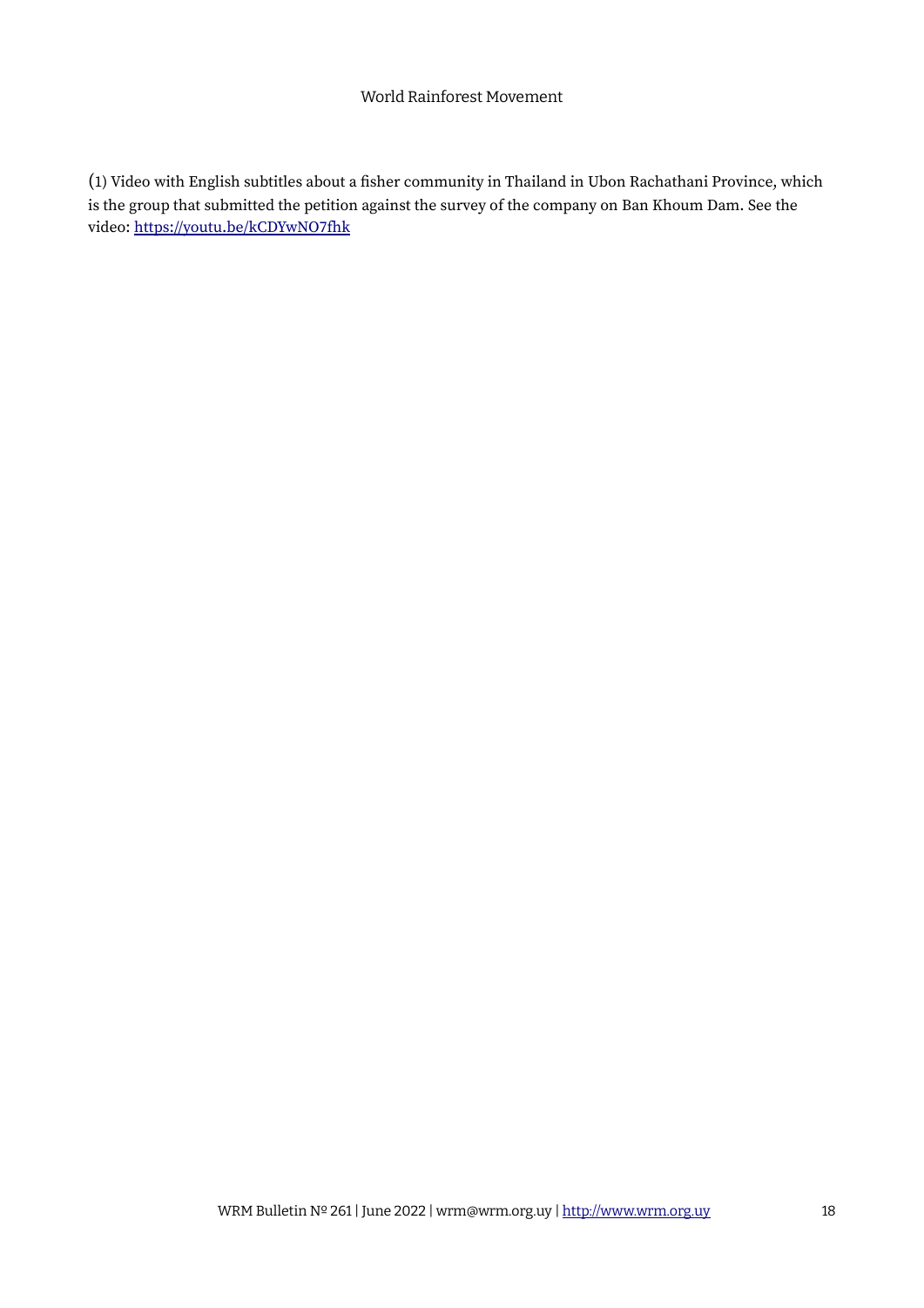(1) Video with English subtitles about a fisher community in Thailand in Ubon Rachathani Province, which is the group that submitted the petition against the survey of the company on Ban Khoum Dam. See the video: https://youtu.be/kCDYwNO7fhk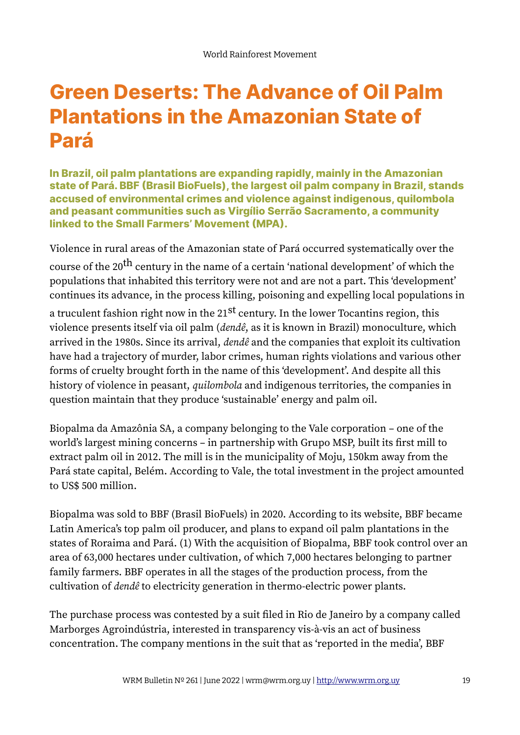# Green Deserts: The Advance of Oil Palm Plantations in the Amazonian State of Pará

**In Brazil, oil palm plantations are expanding rapidly, mainly in the Amazonian state of Pará. BBF (Brasil BioFuels), the largest oil palm company in Brazil, stands accused of environmental crimes and violence against indigenous, quilombola and peasant communities such as Virgílio Serrão Sacramento, a community linked to the Small Farmers' Movement (MPA).**

Violence in rural areas of the Amazonian state of Pará occurred systematically over the course of the 20th century in the name of a certain 'national development' of which the populations that inhabited this territory were not and are not a part. This 'development' continues its advance, in the process killing, poisoning and expelling local populations in a truculent fashion right now in the 21st century. In the lower Tocantins region, this violence presents itself via oil palm (*dendê*, as it is known in Brazil) monoculture, which arrived in the 1980s. Since its arrival, *dendê* and the companies that exploit its cultivation have had a trajectory of murder, labor crimes, human rights violations and various other forms of cruelty brought forth in the name of this 'development'. And despite all this history of violence in peasant, *quilombola* and indigenous territories, the companies in question maintain that they produce 'sustainable' energy and palm oil.

Biopalma da Amazônia SA, a company belonging to the Vale corporation – one of the world's largest mining concerns – in partnership with Grupo MSP, built its first mill to extract palm oil in 2012. The mill is in the municipality of Moju, 150km away from the Pará state capital, Belém. According to Vale, the total investment in the project amounted to US$ 500 million.

Biopalma was sold to BBF (Brasil BioFuels) in 2020. According to its website, BBF became Latin America's top palm oil producer, and plans to expand oil palm plantations in the states of Roraima and Pará. (1) With the acquisition of Biopalma, BBF took control over an area of 63,000 hectares under cultivation, of which 7,000 hectares belonging to partner family farmers. BBF operates in all the stages of the production process, from the cultivation of *dendê* to electricity generation in thermo-electric power plants.

The purchase process was contested by a suit filed in Rio de Janeiro by a company called Marborges Agroindústria, interested in transparency vis-à-vis an act of business concentration. The company mentions in the suit that as 'reported in the media', BBF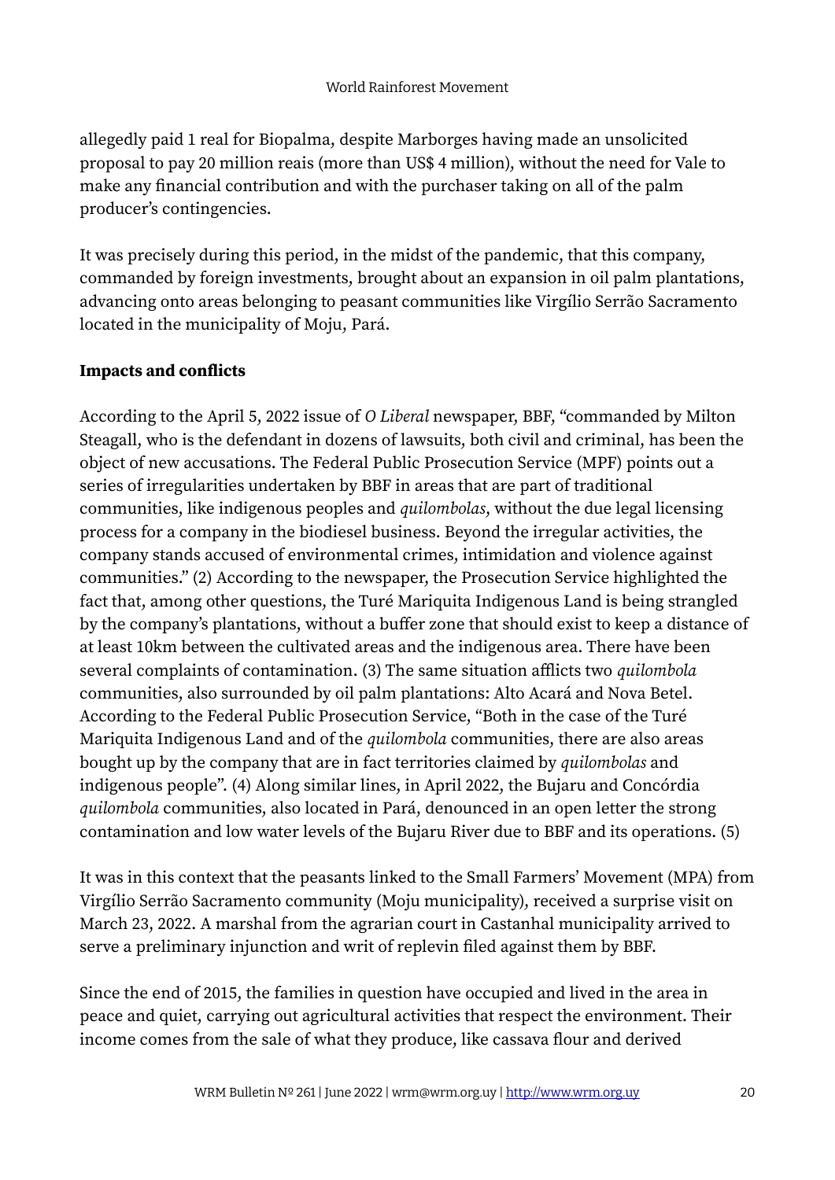allegedly paid 1 real for Biopalma, despite Marborges having made an unsolicited proposal to pay 20 million reais (more than US$ 4 million), without the need for Vale to make any financial contribution and with the purchaser taking on all of the palm producer's contingencies.

It was precisely during this period, in the midst of the pandemic, that this company, commanded by foreign investments, brought about an expansion in oil palm plantations, advancing onto areas belonging to peasant communities like Virgílio Serrão Sacramento located in the municipality of Moju, Pará.

**Impacts and conflicts**

According to the April 5, 2022 issue of *O Liberal* newspaper, BBF, "commanded by Milton Steagall, who is the defendant in dozens of lawsuits, both civil and criminal, has been the object of new accusations. The Federal Public Prosecution Service (MPF) points out a series of irregularities undertaken by BBF in areas that are part of traditional communities, like indigenous peoples and *quilombolas*, without the due legal licensing process for a company in the biodiesel business. Beyond the irregular activities, the company stands accused of environmental crimes, intimidation and violence against communities." (2) According to the newspaper, the Prosecution Service highlighted the fact that, among other questions, the Turé Mariquita Indigenous Land is being strangled by the company's plantations, without a buffer zone that should exist to keep a distance of at least 10km between the cultivated areas and the indigenous area. There have been several complaints of contamination. (3) The same situation afflicts two *quilombola* communities, also surrounded by oil palm plantations: Alto Acará and Nova Betel. According to the Federal Public Prosecution Service, "Both in the case of the Turé Mariquita Indigenous Land and of the *quilombola* communities, there are also areas bought up by the company that are in fact territories claimed by *quilombolas* and indigenous people". (4) Along similar lines, in April 2022, the Bujaru and Concórdia *quilombola* communities, also located in Pará, denounced in an open letter the strong contamination and low water levels of the Bujaru River due to BBF and its operations. (5)

It was in this context that the peasants linked to the Small Farmers' Movement (MPA) from Virgílio Serrão Sacramento community (Moju municipality), received a surprise visit on March 23, 2022. A marshal from the agrarian court in Castanhal municipality arrived to serve a preliminary injunction and writ of replevin filed against them by BBF.

Since the end of 2015, the families in question have occupied and lived in the area in peace and quiet, carrying out agricultural activities that respect the environment. Their income comes from the sale of what they produce, like cassava flour and derived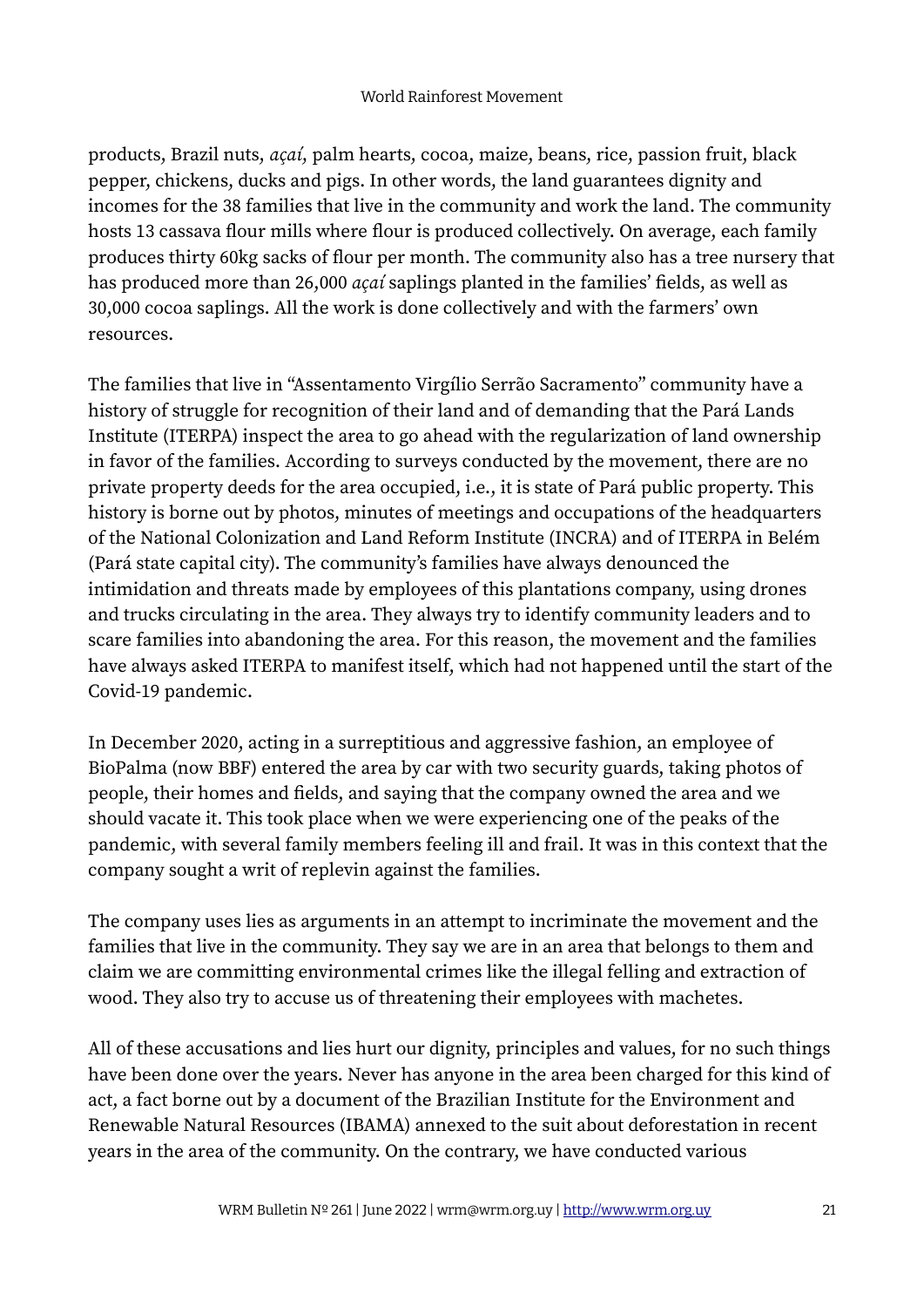products, Brazil nuts, *açaí*, palm hearts, cocoa, maize, beans, rice, passion fruit, black pepper, chickens, ducks and pigs. In other words, the land guarantees dignity and incomes for the 38 families that live in the community and work the land. The community hosts 13 cassava flour mills where flour is produced collectively. On average, each family produces thirty 60kg sacks of flour per month. The community also has a tree nursery that has produced more than 26,000 *açaí* saplings planted in the families' fields, as well as 30,000 cocoa saplings. All the work is done collectively and with the farmers' own resources.

The families that live in "Assentamento Virgílio Serrão Sacramento" community have a history of struggle for recognition of their land and of demanding that the Pará Lands Institute (ITERPA) inspect the area to go ahead with the regularization of land ownership in favor of the families. According to surveys conducted by the movement, there are no private property deeds for the area occupied, i.e., it is state of Pará public property. This history is borne out by photos, minutes of meetings and occupations of the headquarters of the National Colonization and Land Reform Institute (INCRA) and of ITERPA in Belém (Pará state capital city). The community's families have always denounced the intimidation and threats made by employees of this plantations company, using drones and trucks circulating in the area. They always try to identify community leaders and to scare families into abandoning the area. For this reason, the movement and the families have always asked ITERPA to manifest itself, which had not happened until the start of the Covid-19 pandemic.

In December 2020, acting in a surreptitious and aggressive fashion, an employee of BioPalma (now BBF) entered the area by car with two security guards, taking photos of people, their homes and fields, and saying that the company owned the area and we should vacate it. This took place when we were experiencing one of the peaks of the pandemic, with several family members feeling ill and frail. It was in this context that the company sought a writ of replevin against the families.

The company uses lies as arguments in an attempt to incriminate the movement and the families that live in the community. They say we are in an area that belongs to them and claim we are committing environmental crimes like the illegal felling and extraction of wood. They also try to accuse us of threatening their employees with machetes.

All of these accusations and lies hurt our dignity, principles and values, for no such things have been done over the years. Never has anyone in the area been charged for this kind of act, a fact borne out by a document of the Brazilian Institute for the Environment and Renewable Natural Resources (IBAMA) annexed to the suit about deforestation in recent years in the area of the community. On the contrary, we have conducted various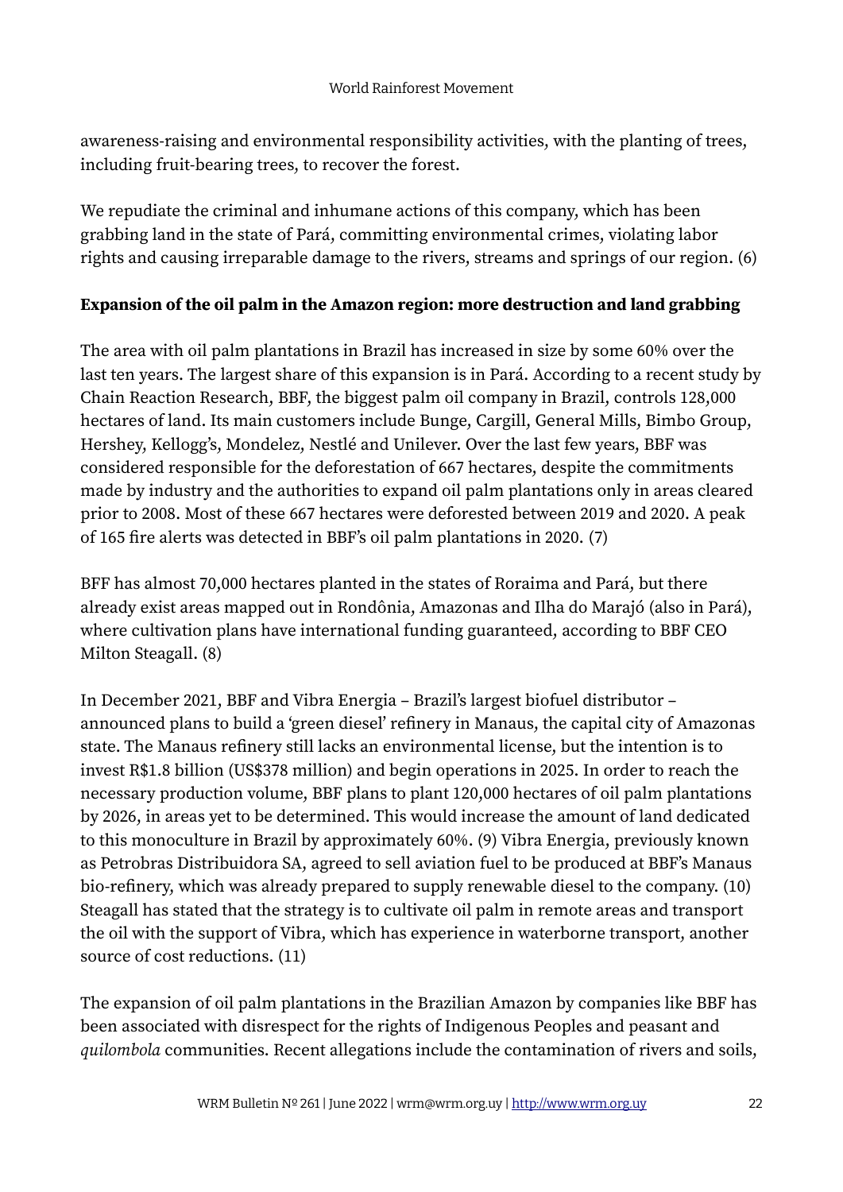awareness-raising and environmental responsibility activities, with the planting of trees, including fruit-bearing trees, to recover the forest.

We repudiate the criminal and inhumane actions of this company, which has been grabbing land in the state of Pará, committing environmental crimes, violating labor rights and causing irreparable damage to the rivers, streams and springs of our region. (6)

**Expansion of the oil palm in the Amazon region: more destruction and land grabbing**

The area with oil palm plantations in Brazil has increased in size by some 60% over the last ten years. The largest share of this expansion is in Pará. According to a recent study by Chain Reaction Research, BBF, the biggest palm oil company in Brazil, controls 128,000 hectares of land. Its main customers include Bunge, Cargill, General Mills, Bimbo Group, Hershey, Kellogg's, Mondelez, Nestlé and Unilever. Over the last few years, BBF was considered responsible for the deforestation of 667 hectares, despite the commitments made by industry and the authorities to expand oil palm plantations only in areas cleared prior to 2008. Most of these 667 hectares were deforested between 2019 and 2020. A peak of 165 fire alerts was detected in BBF's oil palm plantations in 2020. (7)

BFF has almost 70,000 hectares planted in the states of Roraima and Pará, but there already exist areas mapped out in Rondônia, Amazonas and Ilha do Marajó (also in Pará), where cultivation plans have international funding guaranteed, according to BBF CEO Milton Steagall. (8)

In December 2021, BBF and Vibra Energia – Brazil's largest biofuel distributor – announced plans to build a 'green diesel' refinery in Manaus, the capital city of Amazonas state. The Manaus refinery still lacks an environmental license, but the intention is to invest R$1.8 billion (US$378 million) and begin operations in 2025. In order to reach the necessary production volume, BBF plans to plant 120,000 hectares of oil palm plantations by 2026, in areas yet to be determined. This would increase the amount of land dedicated to this monoculture in Brazil by approximately 60%. (9) Vibra Energia, previously known as Petrobras Distribuidora SA, agreed to sell aviation fuel to be produced at BBF's Manaus bio-refinery, which was already prepared to supply renewable diesel to the company. (10) Steagall has stated that the strategy is to cultivate oil palm in remote areas and transport the oil with the support of Vibra, which has experience in waterborne transport, another source of cost reductions. (11)

The expansion of oil palm plantations in the Brazilian Amazon by companies like BBF has been associated with disrespect for the rights of Indigenous Peoples and peasant and *quilombola* communities. Recent allegations include the contamination of rivers and soils,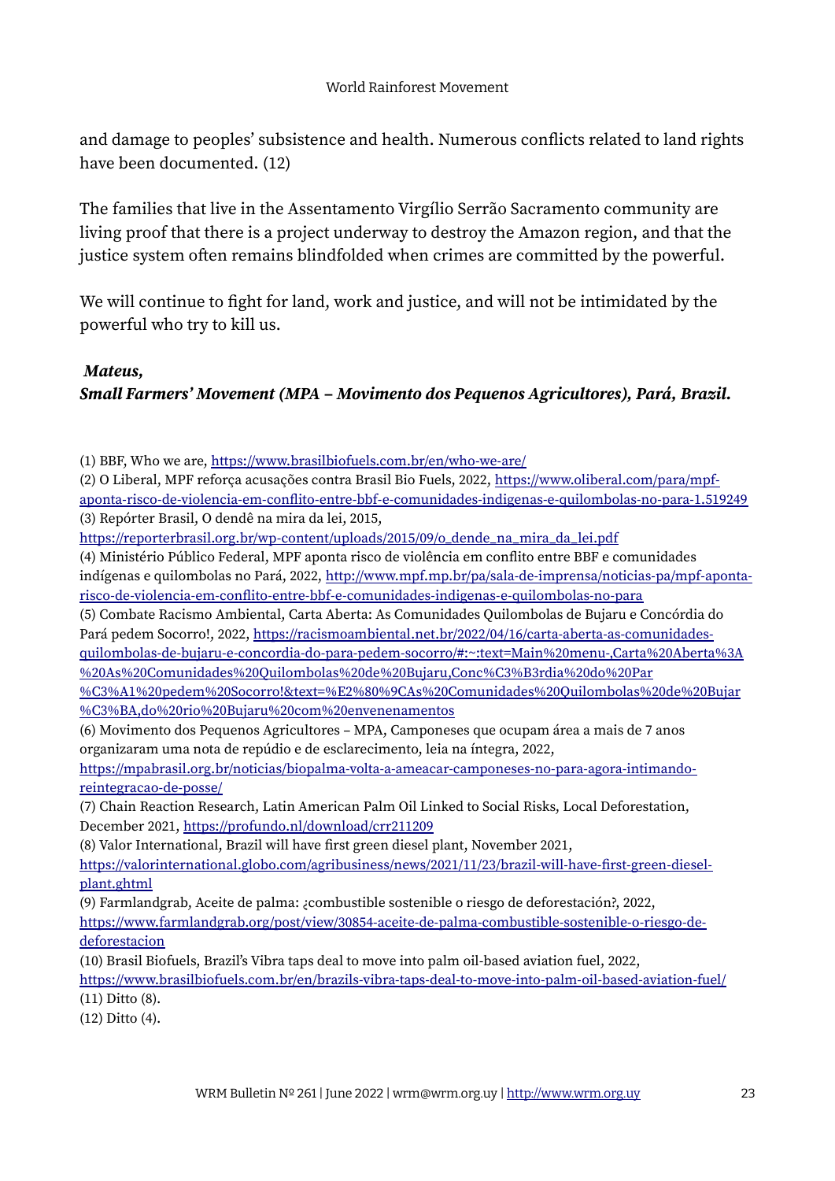and damage to peoples' subsistence and health. Numerous conflicts related to land rights have been documented. (12)

The families that live in the Assentamento Virgílio Serrão Sacramento community are living proof that there is a project underway to destroy the Amazon region, and that the justice system often remains blindfolded when crimes are committed by the powerful.

We will continue to fight for land, work and justice, and will not be intimidated by the powerful who try to kill us.

***Mateus,***
***Small Farmers' Movement (MPA – Movimento dos Pequenos Agricultores), Pará, Brazil.***

(1) BBF, Who we are, https://www.brasilbiofuels.com.br/en/who-we-are/
(2) O Liberal, MPF reforça acusações contra Brasil Bio Fuels, 2022, https://www.oliberal.com/para/mpf-aponta-risco-de-violencia-em-conflito-entre-bbf-e-comunidades-indigenas-e-quilombolas-no-para-1.519249
(3) Repórter Brasil, O dendê na mira da lei, 2015, https://reporterbrasil.org.br/wp-content/uploads/2015/09/o_dende_na_mira_da_lei.pdf
(4) Ministério Público Federal, MPF aponta risco de violência em conflito entre BBF e comunidades indígenas e quilombolas no Pará, 2022, http://www.mpf.mp.br/pa/sala-de-imprensa/noticias-pa/mpf-aponta-risco-de-violencia-em-conflito-entre-bbf-e-comunidades-indigenas-e-quilombolas-no-para
(5) Combate Racismo Ambiental, Carta Aberta: As Comunidades Quilombolas de Bujaru e Concórdia do Pará pedem Socorro!, 2022, https://racismoambiental.net.br/2022/04/16/carta-aberta-as-comunidades-quilombolas-de-bujaru-e-concordia-do-para-pedem-socorro/#:~:text=Main%20menu-,Carta%20Aberta%3A%20As%20Comunidades%20Quilombolas%20de%20Bujaru,Conc%C3%B3rdia%20do%20Par%C3%A1%20pedem%20Socorro!&text=%E2%80%9CAs%20Comunidades%20Quilombolas%20de%20Bujar%C3%BA,do%20rio%20Bujaru%20com%20envenenamentos
(6) Movimento dos Pequenos Agricultores – MPA, Camponeses que ocupam área a mais de 7 anos organizaram uma nota de repúdio e de esclarecimento, leia na íntegra, 2022, https://mpabrasil.org.br/noticias/biopalma-volta-a-ameacar-camponeses-no-para-agora-intimando-reintegracao-de-posse/
(7) Chain Reaction Research, Latin American Palm Oil Linked to Social Risks, Local Deforestation, December 2021, https://profundo.nl/download/crr211209
(8) Valor International, Brazil will have first green diesel plant, November 2021, https://valorinternational.globo.com/agribusiness/news/2021/11/23/brazil-will-have-first-green-diesel-plant.ghtml
(9) Farmlandgrab, Aceite de palma: ¿combustible sostenible o riesgo de deforestación?, 2022, https://www.farmlandgrab.org/post/view/30854-aceite-de-palma-combustible-sostenible-o-riesgo-de-deforestacion
(10) Brasil Biofuels, Brazil's Vibra taps deal to move into palm oil-based aviation fuel, 2022, https://www.brasilbiofuels.com.br/en/brazils-vibra-taps-deal-to-move-into-palm-oil-based-aviation-fuel/
(11) Ditto (8).
(12) Ditto (4).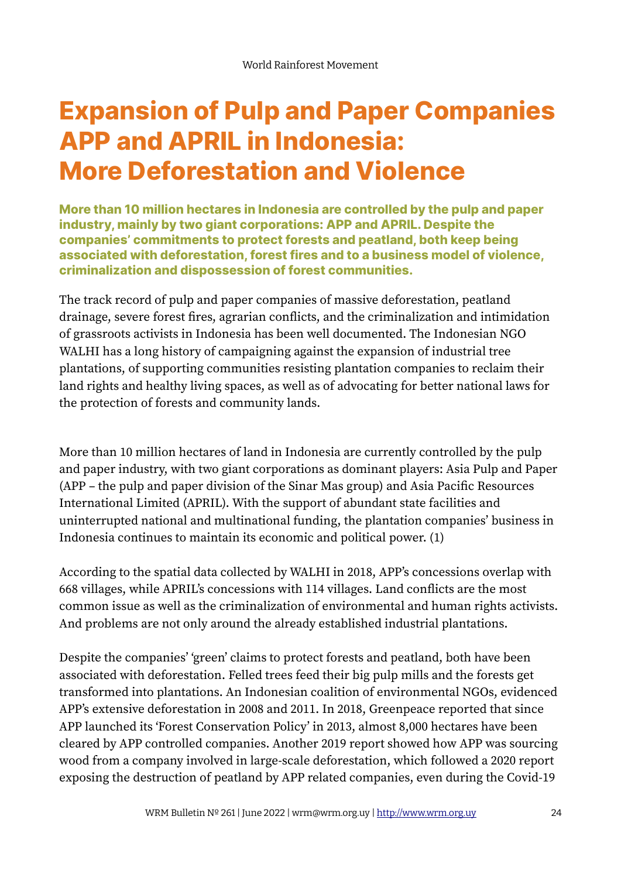# Expansion of Pulp and Paper Companies APP and APRIL in Indonesia: More Deforestation and Violence

**More than 10 million hectares in Indonesia are controlled by the pulp and paper industry, mainly by two giant corporations: APP and APRIL. Despite the companies' commitments to protect forests and peatland, both keep being associated with deforestation, forest fires and to a business model of violence, criminalization and dispossession of forest communities.**

The track record of pulp and paper companies of massive deforestation, peatland drainage, severe forest fires, agrarian conflicts, and the criminalization and intimidation of grassroots activists in Indonesia has been well documented. The Indonesian NGO WALHI has a long history of campaigning against the expansion of industrial tree plantations, of supporting communities resisting plantation companies to reclaim their land rights and healthy living spaces, as well as of advocating for better national laws for the protection of forests and community lands.

More than 10 million hectares of land in Indonesia are currently controlled by the pulp and paper industry, with two giant corporations as dominant players: Asia Pulp and Paper (APP – the pulp and paper division of the Sinar Mas group) and Asia Pacific Resources International Limited (APRIL). With the support of abundant state facilities and uninterrupted national and multinational funding, the plantation companies' business in Indonesia continues to maintain its economic and political power. (1)

According to the spatial data collected by WALHI in 2018, APP's concessions overlap with 668 villages, while APRIL's concessions with 114 villages. Land conflicts are the most common issue as well as the criminalization of environmental and human rights activists. And problems are not only around the already established industrial plantations.

Despite the companies' 'green' claims to protect forests and peatland, both have been associated with deforestation. Felled trees feed their big pulp mills and the forests get transformed into plantations. An Indonesian coalition of environmental NGOs, evidenced APP's extensive deforestation in 2008 and 2011. In 2018, Greenpeace reported that since APP launched its 'Forest Conservation Policy' in 2013, almost 8,000 hectares have been cleared by APP controlled companies. Another 2019 report showed how APP was sourcing wood from a company involved in large-scale deforestation, which followed a 2020 report exposing the destruction of peatland by APP related companies, even during the Covid-19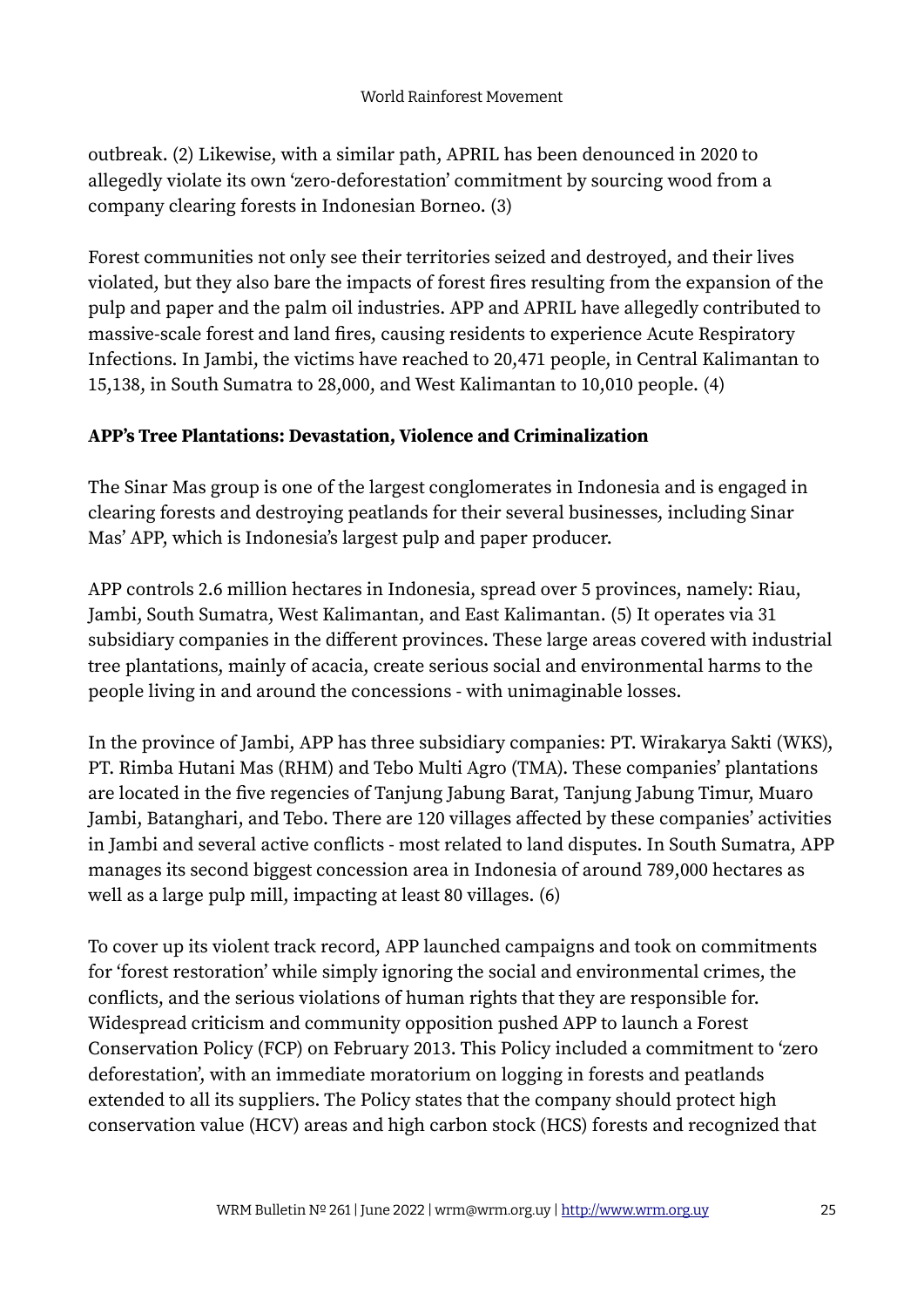outbreak. (2) Likewise, with a similar path, APRIL has been denounced in 2020 to allegedly violate its own 'zero-deforestation' commitment by sourcing wood from a company clearing forests in Indonesian Borneo. (3)

Forest communities not only see their territories seized and destroyed, and their lives violated, but they also bare the impacts of forest fires resulting from the expansion of the pulp and paper and the palm oil industries. APP and APRIL have allegedly contributed to massive-scale forest and land fires, causing residents to experience Acute Respiratory Infections. In Jambi, the victims have reached to 20,471 people, in Central Kalimantan to 15,138, in South Sumatra to 28,000, and West Kalimantan to 10,010 people. (4)

**APP's Tree Plantations: Devastation, Violence and Criminalization**

The Sinar Mas group is one of the largest conglomerates in Indonesia and is engaged in clearing forests and destroying peatlands for their several businesses, including Sinar Mas' APP, which is Indonesia's largest pulp and paper producer.

APP controls 2.6 million hectares in Indonesia, spread over 5 provinces, namely: Riau, Jambi, South Sumatra, West Kalimantan, and East Kalimantan. (5) It operates via 31 subsidiary companies in the different provinces. These large areas covered with industrial tree plantations, mainly of acacia, create serious social and environmental harms to the people living in and around the concessions - with unimaginable losses.

In the province of Jambi, APP has three subsidiary companies: PT. Wirakarya Sakti (WKS), PT. Rimba Hutani Mas (RHM) and Tebo Multi Agro (TMA). These companies' plantations are located in the five regencies of Tanjung Jabung Barat, Tanjung Jabung Timur, Muaro Jambi, Batanghari, and Tebo. There are 120 villages affected by these companies' activities in Jambi and several active conflicts - most related to land disputes. In South Sumatra, APP manages its second biggest concession area in Indonesia of around 789,000 hectares as well as a large pulp mill, impacting at least 80 villages. (6)

To cover up its violent track record, APP launched campaigns and took on commitments for 'forest restoration' while simply ignoring the social and environmental crimes, the conflicts, and the serious violations of human rights that they are responsible for. Widespread criticism and community opposition pushed APP to launch a Forest Conservation Policy (FCP) on February 2013. This Policy included a commitment to 'zero deforestation', with an immediate moratorium on logging in forests and peatlands extended to all its suppliers. The Policy states that the company should protect high conservation value (HCV) areas and high carbon stock (HCS) forests and recognized that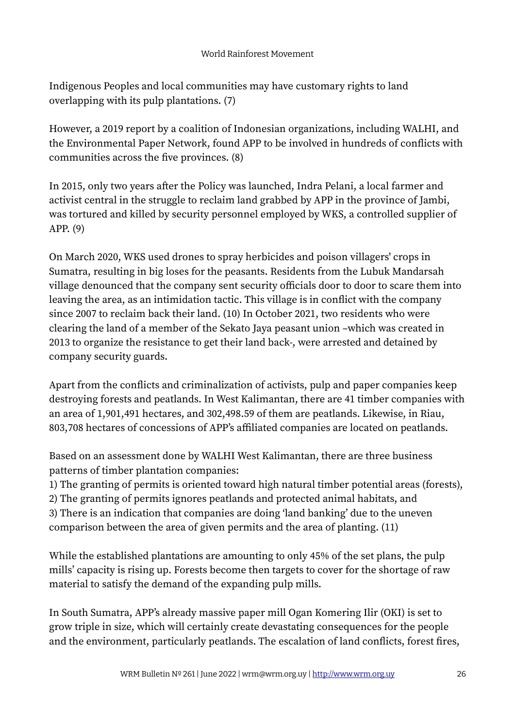Indigenous Peoples and local communities may have customary rights to land overlapping with its pulp plantations. (7)

However, a 2019 report by a coalition of Indonesian organizations, including WALHI, and the Environmental Paper Network, found APP to be involved in hundreds of conflicts with communities across the five provinces. (8)

In 2015, only two years after the Policy was launched, Indra Pelani, a local farmer and activist central in the struggle to reclaim land grabbed by APP in the province of Jambi, was tortured and killed by security personnel employed by WKS, a controlled supplier of APP. (9)

On March 2020, WKS used drones to spray herbicides and poison villagers' crops in Sumatra, resulting in big loses for the peasants. Residents from the Lubuk Mandarsah village denounced that the company sent security officials door to door to scare them into leaving the area, as an intimidation tactic. This village is in conflict with the company since 2007 to reclaim back their land. (10) In October 2021, two residents who were clearing the land of a member of the Sekato Jaya peasant union –which was created in 2013 to organize the resistance to get their land back-, were arrested and detained by company security guards.

Apart from the conflicts and criminalization of activists, pulp and paper companies keep destroying forests and peatlands. In West Kalimantan, there are 41 timber companies with an area of 1,901,491 hectares, and 302,498.59 of them are peatlands. Likewise, in Riau, 803,708 hectares of concessions of APP's affiliated companies are located on peatlands.

Based on an assessment done by WALHI West Kalimantan, there are three business patterns of timber plantation companies:
1) The granting of permits is oriented toward high natural timber potential areas (forests),
2) The granting of permits ignores peatlands and protected animal habitats, and
3) There is an indication that companies are doing 'land banking' due to the uneven comparison between the area of given permits and the area of planting. (11)

While the established plantations are amounting to only 45% of the set plans, the pulp mills' capacity is rising up. Forests become then targets to cover for the shortage of raw material to satisfy the demand of the expanding pulp mills.

In South Sumatra, APP's already massive paper mill Ogan Komering Ilir (OKI) is set to grow triple in size, which will certainly create devastating consequences for the people and the environment, particularly peatlands. The escalation of land conflicts, forest fires,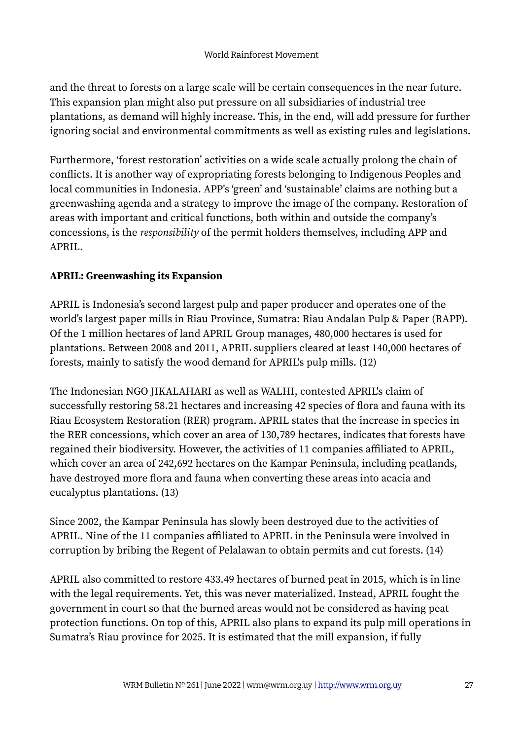and the threat to forests on a large scale will be certain consequences in the near future. This expansion plan might also put pressure on all subsidiaries of industrial tree plantations, as demand will highly increase. This, in the end, will add pressure for further ignoring social and environmental commitments as well as existing rules and legislations.

Furthermore, 'forest restoration' activities on a wide scale actually prolong the chain of conflicts. It is another way of expropriating forests belonging to Indigenous Peoples and local communities in Indonesia. APP's 'green' and 'sustainable' claims are nothing but a greenwashing agenda and a strategy to improve the image of the company. Restoration of areas with important and critical functions, both within and outside the company's concessions, is the *responsibility* of the permit holders themselves, including APP and APRIL.

**APRIL: Greenwashing its Expansion**

APRIL is Indonesia's second largest pulp and paper producer and operates one of the world's largest paper mills in Riau Province, Sumatra: Riau Andalan Pulp & Paper (RAPP). Of the 1 million hectares of land APRIL Group manages, 480,000 hectares is used for plantations. Between 2008 and 2011, APRIL suppliers cleared at least 140,000 hectares of forests, mainly to satisfy the wood demand for APRIL's pulp mills. (12)

The Indonesian NGO JIKALAHARI as well as WALHI, contested APRIL's claim of successfully restoring 58.21 hectares and increasing 42 species of flora and fauna with its Riau Ecosystem Restoration (RER) program. APRIL states that the increase in species in the RER concessions, which cover an area of 130,789 hectares, indicates that forests have regained their biodiversity. However, the activities of 11 companies affiliated to APRIL, which cover an area of 242,692 hectares on the Kampar Peninsula, including peatlands, have destroyed more flora and fauna when converting these areas into acacia and eucalyptus plantations. (13)

Since 2002, the Kampar Peninsula has slowly been destroyed due to the activities of APRIL. Nine of the 11 companies affiliated to APRIL in the Peninsula were involved in corruption by bribing the Regent of Pelalawan to obtain permits and cut forests. (14)

APRIL also committed to restore 433.49 hectares of burned peat in 2015, which is in line with the legal requirements. Yet, this was never materialized. Instead, APRIL fought the government in court so that the burned areas would not be considered as having peat protection functions. On top of this, APRIL also plans to expand its pulp mill operations in Sumatra's Riau province for 2025. It is estimated that the mill expansion, if fully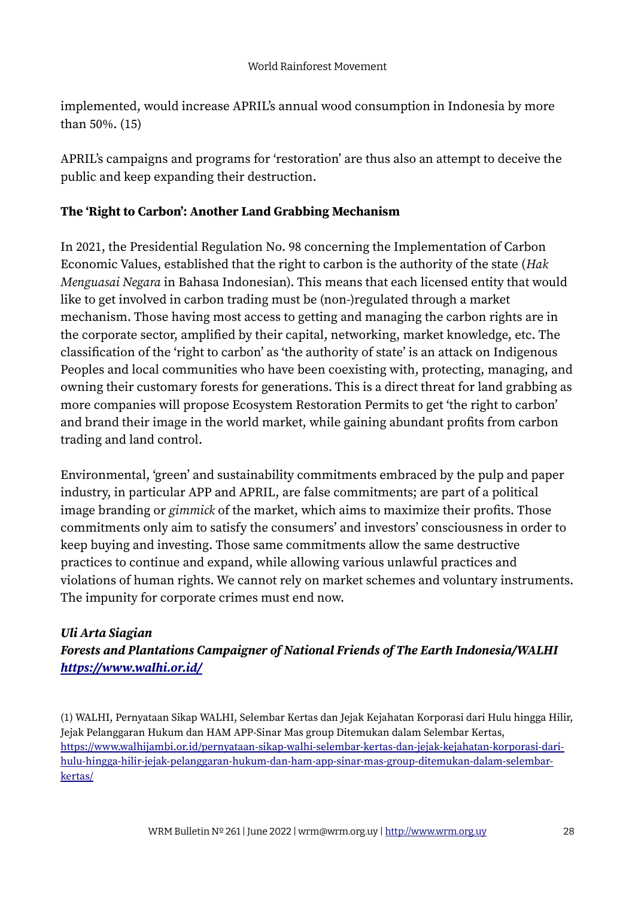implemented, would increase APRIL's annual wood consumption in Indonesia by more than 50%. (15)

APRIL's campaigns and programs for 'restoration' are thus also an attempt to deceive the public and keep expanding their destruction.

**The 'Right to Carbon': Another Land Grabbing Mechanism**

In 2021, the Presidential Regulation No. 98 concerning the Implementation of Carbon Economic Values, established that the right to carbon is the authority of the state (*Hak Menguasai Negara* in Bahasa Indonesian). This means that each licensed entity that would like to get involved in carbon trading must be (non-)regulated through a market mechanism. Those having most access to getting and managing the carbon rights are in the corporate sector, amplified by their capital, networking, market knowledge, etc. The classification of the 'right to carbon' as 'the authority of state' is an attack on Indigenous Peoples and local communities who have been coexisting with, protecting, managing, and owning their customary forests for generations. This is a direct threat for land grabbing as more companies will propose Ecosystem Restoration Permits to get 'the right to carbon' and brand their image in the world market, while gaining abundant profits from carbon trading and land control.

Environmental, 'green' and sustainability commitments embraced by the pulp and paper industry, in particular APP and APRIL, are false commitments; are part of a political image branding or *gimmick* of the market, which aims to maximize their profits. Those commitments only aim to satisfy the consumers' and investors' consciousness in order to keep buying and investing. Those same commitments allow the same destructive practices to continue and expand, while allowing various unlawful practices and violations of human rights. We cannot rely on market schemes and voluntary instruments. The impunity for corporate crimes must end now.

***Uli Arta Siagian***
***Forests and Plantations Campaigner of National Friends of The Earth Indonesia/WALHI***
***https://www.walhi.or.id/***

(1) WALHI, Pernyataan Sikap WALHI, Selembar Kertas dan Jejak Kejahatan Korporasi dari Hulu hingga Hilir, Jejak Pelanggaran Hukum dan HAM APP-Sinar Mas group Ditemukan dalam Selembar Kertas, https://www.walhijambi.or.id/pernyataan-sikap-walhi-selembar-kertas-dan-jejak-kejahatan-korporasi-dari-hulu-hingga-hilir-jejak-pelanggaran-hukum-dan-ham-app-sinar-mas-group-ditemukan-dalam-selembar-kertas/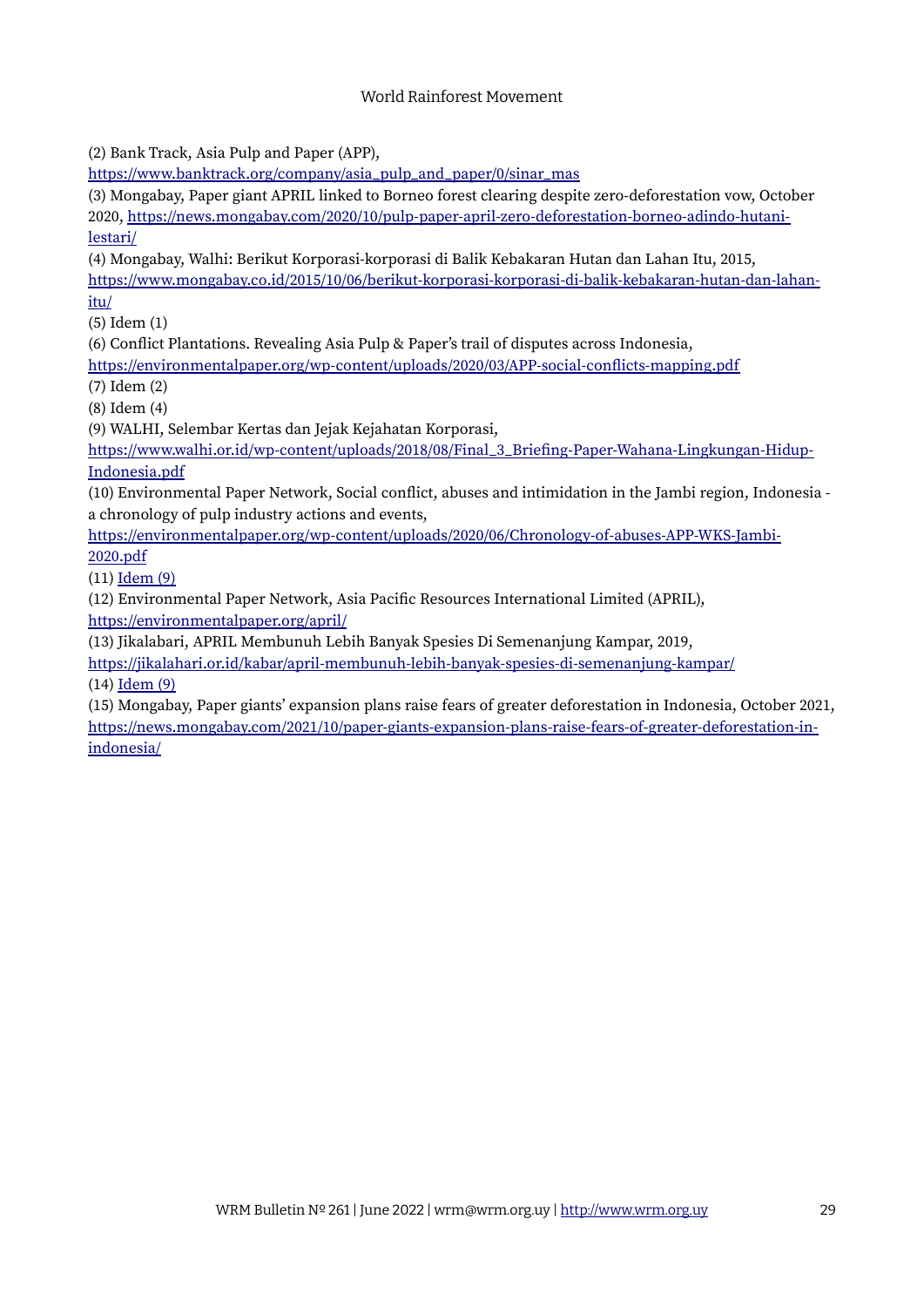(2) Bank Track, Asia Pulp and Paper (APP), [https://www.banktrack.org/company/asia_pulp_and_paper/0/sinar_mas](https://www.banktrack.org/company/asia_pulp_and_paper/0/sinar_mas)

(3) Mongabay, Paper giant APRIL linked to Borneo forest clearing despite zero-deforestation vow, October 2020, [https://news.mongabay.com/2020/10/pulp-paper-april-zero-deforestation-borneo-adindo-hutani-lestari/](https://news.mongabay.com/2020/10/pulp-paper-april-zero-deforestation-borneo-adindo-hutani-lestari/)

(4) Mongabay, Walhi: Berikut Korporasi-korporasi di Balik Kebakaran Hutan dan Lahan Itu, 2015, [https://www.mongabay.co.id/2015/10/06/berikut-korporasi-korporasi-di-balik-kebakaran-hutan-dan-lahan-itu/](https://www.mongabay.co.id/2015/10/06/berikut-korporasi-korporasi-di-balik-kebakaran-hutan-dan-lahan-itu/)

(5) Idem (1)

(6) Conflict Plantations. Revealing Asia Pulp & Paper's trail of disputes across Indonesia, [https://environmentalpaper.org/wp-content/uploads/2020/03/APP-social-conflicts-mapping.pdf](https://environmentalpaper.org/wp-content/uploads/2020/03/APP-social-conflicts-mapping.pdf)

(7) Idem (2)

(8) Idem (4)

(9) WALHI, Selembar Kertas dan Jejak Kejahatan Korporasi, [https://www.walhi.or.id/wp-content/uploads/2018/08/Final_3_Briefing-Paper-Wahana-Lingkungan-Hidup-Indonesia.pdf](https://www.walhi.or.id/wp-content/uploads/2018/08/Final_3_Briefing-Paper-Wahana-Lingkungan-Hidup-Indonesia.pdf)

(10) Environmental Paper Network, Social conflict, abuses and intimidation in the Jambi region, Indonesia - a chronology of pulp industry actions and events, [https://environmentalpaper.org/wp-content/uploads/2020/06/Chronology-of-abuses-APP-WKS-Jambi-2020.pdf](https://environmentalpaper.org/wp-content/uploads/2020/06/Chronology-of-abuses-APP-WKS-Jambi-2020.pdf)

(11) Idem (9)

(12) Environmental Paper Network, Asia Pacific Resources International Limited (APRIL), [https://environmentalpaper.org/april/](https://environmentalpaper.org/april/)

(13) Jikalabari, APRIL Membunuh Lebih Banyak Spesies Di Semenanjung Kampar, 2019, [https://jikalahari.or.id/kabar/april-membunuh-lebih-banyak-spesies-di-semenanjung-kampar/](https://jikalahari.or.id/kabar/april-membunuh-lebih-banyak-spesies-di-semenanjung-kampar/)

(14) Idem (9)

(15) Mongabay, Paper giants' expansion plans raise fears of greater deforestation in Indonesia, October 2021, [https://news.mongabay.com/2021/10/paper-giants-expansion-plans-raise-fears-of-greater-deforestation-in-indonesia/](https://news.mongabay.com/2021/10/paper-giants-expansion-plans-raise-fears-of-greater-deforestation-in-indonesia/)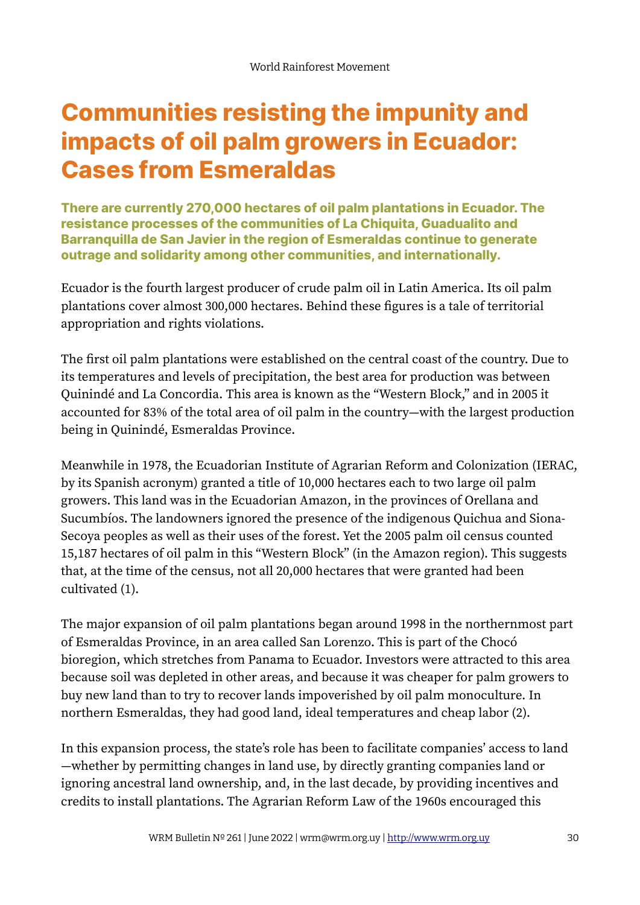# Communities resisting the impunity and impacts of oil palm growers in Ecuador: Cases from Esmeraldas

**There are currently 270,000 hectares of oil palm plantations in Ecuador. The resistance processes of the communities of La Chiquita, Guadualito and Barranquilla de San Javier in the region of Esmeraldas continue to generate outrage and solidarity among other communities, and internationally.**

Ecuador is the fourth largest producer of crude palm oil in Latin America. Its oil palm plantations cover almost 300,000 hectares. Behind these figures is a tale of territorial appropriation and rights violations.

The first oil palm plantations were established on the central coast of the country. Due to its temperatures and levels of precipitation, the best area for production was between Quinindé and La Concordia. This area is known as the "Western Block," and in 2005 it accounted for 83% of the total area of oil palm in the country—with the largest production being in Quinindé, Esmeraldas Province.

Meanwhile in 1978, the Ecuadorian Institute of Agrarian Reform and Colonization (IERAC, by its Spanish acronym) granted a title of 10,000 hectares each to two large oil palm growers. This land was in the Ecuadorian Amazon, in the provinces of Orellana and Sucumbíos. The landowners ignored the presence of the indigenous Quichua and Siona-Secoya peoples as well as their uses of the forest. Yet the 2005 palm oil census counted 15,187 hectares of oil palm in this "Western Block" (in the Amazon region). This suggests that, at the time of the census, not all 20,000 hectares that were granted had been cultivated (1).

The major expansion of oil palm plantations began around 1998 in the northernmost part of Esmeraldas Province, in an area called San Lorenzo. This is part of the Chocó bioregion, which stretches from Panama to Ecuador. Investors were attracted to this area because soil was depleted in other areas, and because it was cheaper for palm growers to buy new land than to try to recover lands impoverished by oil palm monoculture. In northern Esmeraldas, they had good land, ideal temperatures and cheap labor (2).

In this expansion process, the state's role has been to facilitate companies' access to land—whether by permitting changes in land use, by directly granting companies land or ignoring ancestral land ownership, and, in the last decade, by providing incentives and credits to install plantations. The Agrarian Reform Law of the 1960s encouraged this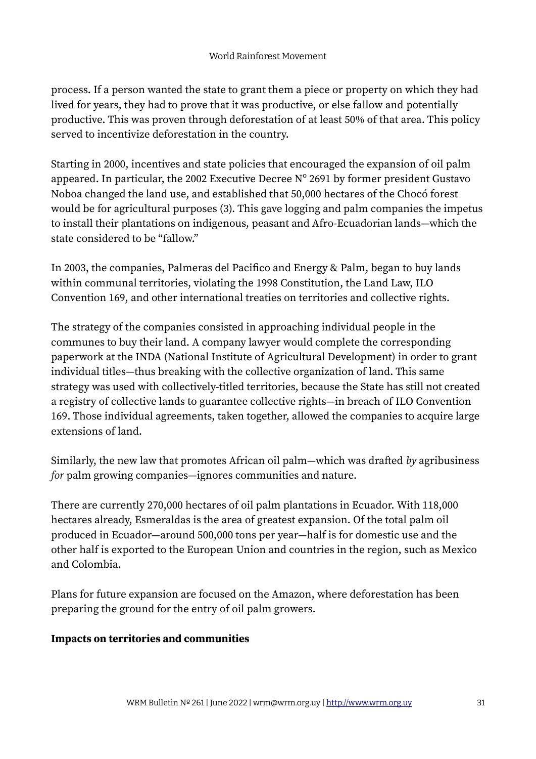process. If a person wanted the state to grant them a piece or property on which they had lived for years, they had to prove that it was productive, or else fallow and potentially productive. This was proven through deforestation of at least 50% of that area. This policy served to incentivize deforestation in the country.

Starting in 2000, incentives and state policies that encouraged the expansion of oil palm appeared. In particular, the 2002 Executive Decree Nº 2691 by former president Gustavo Noboa changed the land use, and established that 50,000 hectares of the Chocó forest would be for agricultural purposes (3). This gave logging and palm companies the impetus to install their plantations on indigenous, peasant and Afro-Ecuadorian lands—which the state considered to be "fallow."

In 2003, the companies, Palmeras del Pacifico and Energy & Palm, began to buy lands within communal territories, violating the 1998 Constitution, the Land Law, ILO Convention 169, and other international treaties on territories and collective rights.

The strategy of the companies consisted in approaching individual people in the communes to buy their land. A company lawyer would complete the corresponding paperwork at the INDA (National Institute of Agricultural Development) in order to grant individual titles—thus breaking with the collective organization of land. This same strategy was used with collectively-titled territories, because the State has still not created a registry of collective lands to guarantee collective rights—in breach of ILO Convention 169. Those individual agreements, taken together, allowed the companies to acquire large extensions of land.

Similarly, the new law that promotes African oil palm—which was drafted *by* agribusiness *for* palm growing companies—ignores communities and nature.

There are currently 270,000 hectares of oil palm plantations in Ecuador. With 118,000 hectares already, Esmeraldas is the area of greatest expansion. Of the total palm oil produced in Ecuador—around 500,000 tons per year—half is for domestic use and the other half is exported to the European Union and countries in the region, such as Mexico and Colombia.

Plans for future expansion are focused on the Amazon, where deforestation has been preparing the ground for the entry of oil palm growers.

**Impacts on territories and communities**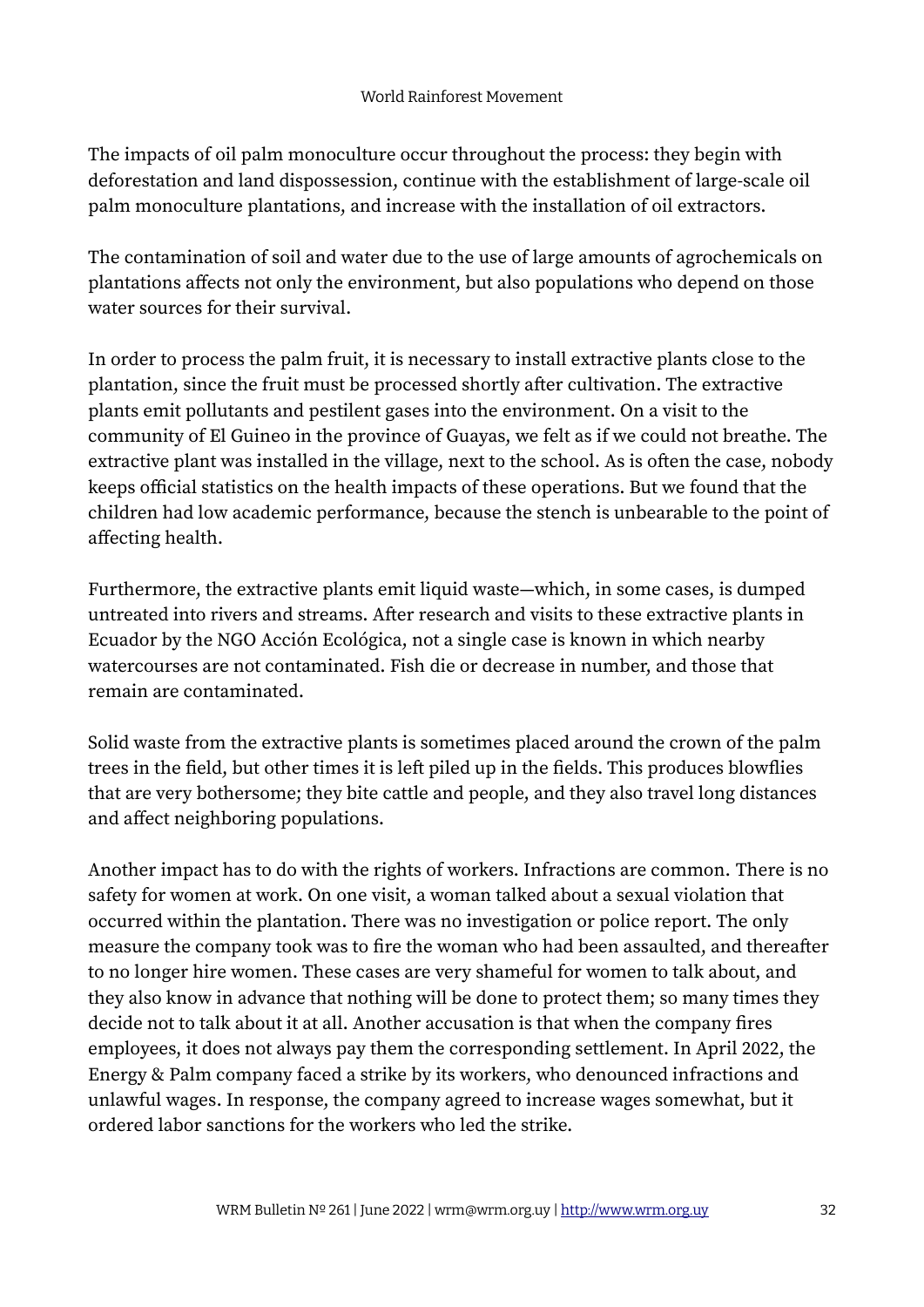The impacts of oil palm monoculture occur throughout the process: they begin with deforestation and land dispossession, continue with the establishment of large-scale oil palm monoculture plantations, and increase with the installation of oil extractors.

The contamination of soil and water due to the use of large amounts of agrochemicals on plantations affects not only the environment, but also populations who depend on those water sources for their survival.

In order to process the palm fruit, it is necessary to install extractive plants close to the plantation, since the fruit must be processed shortly after cultivation. The extractive plants emit pollutants and pestilent gases into the environment. On a visit to the community of El Guineo in the province of Guayas, we felt as if we could not breathe. The extractive plant was installed in the village, next to the school. As is often the case, nobody keeps official statistics on the health impacts of these operations. But we found that the children had low academic performance, because the stench is unbearable to the point of affecting health.

Furthermore, the extractive plants emit liquid waste—which, in some cases, is dumped untreated into rivers and streams. After research and visits to these extractive plants in Ecuador by the NGO Acción Ecológica, not a single case is known in which nearby watercourses are not contaminated. Fish die or decrease in number, and those that remain are contaminated.

Solid waste from the extractive plants is sometimes placed around the crown of the palm trees in the field, but other times it is left piled up in the fields. This produces blowflies that are very bothersome; they bite cattle and people, and they also travel long distances and affect neighboring populations.

Another impact has to do with the rights of workers. Infractions are common. There is no safety for women at work. On one visit, a woman talked about a sexual violation that occurred within the plantation. There was no investigation or police report. The only measure the company took was to fire the woman who had been assaulted, and thereafter to no longer hire women. These cases are very shameful for women to talk about, and they also know in advance that nothing will be done to protect them; so many times they decide not to talk about it at all. Another accusation is that when the company fires employees, it does not always pay them the corresponding settlement. In April 2022, the Energy & Palm company faced a strike by its workers, who denounced infractions and unlawful wages. In response, the company agreed to increase wages somewhat, but it ordered labor sanctions for the workers who led the strike.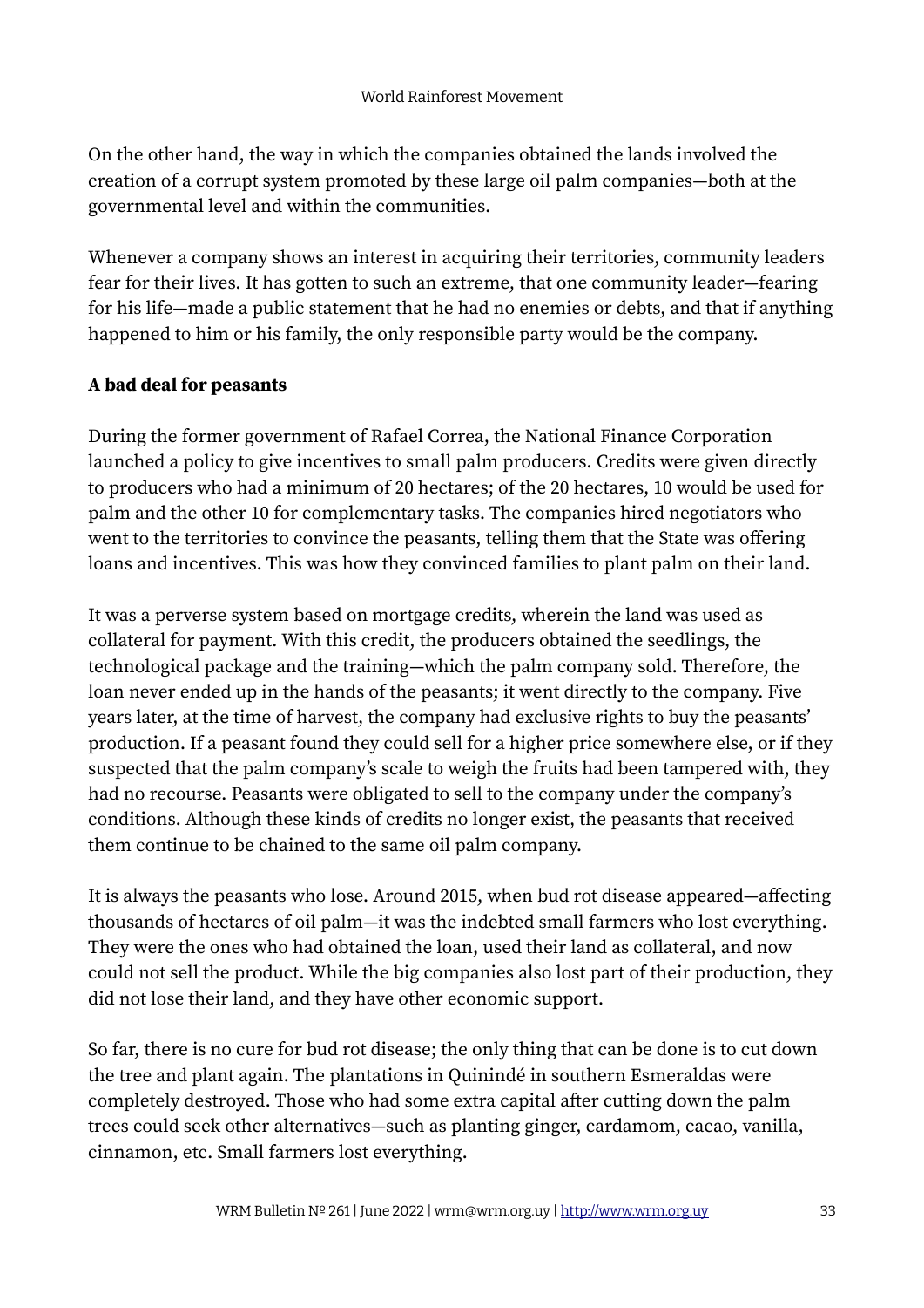On the other hand, the way in which the companies obtained the lands involved the creation of a corrupt system promoted by these large oil palm companies—both at the governmental level and within the communities.

Whenever a company shows an interest in acquiring their territories, community leaders fear for their lives. It has gotten to such an extreme, that one community leader—fearing for his life—made a public statement that he had no enemies or debts, and that if anything happened to him or his family, the only responsible party would be the company.

**A bad deal for peasants**

During the former government of Rafael Correa, the National Finance Corporation launched a policy to give incentives to small palm producers. Credits were given directly to producers who had a minimum of 20 hectares; of the 20 hectares, 10 would be used for palm and the other 10 for complementary tasks. The companies hired negotiators who went to the territories to convince the peasants, telling them that the State was offering loans and incentives. This was how they convinced families to plant palm on their land.

It was a perverse system based on mortgage credits, wherein the land was used as collateral for payment. With this credit, the producers obtained the seedlings, the technological package and the training—which the palm company sold. Therefore, the loan never ended up in the hands of the peasants; it went directly to the company. Five years later, at the time of harvest, the company had exclusive rights to buy the peasants' production. If a peasant found they could sell for a higher price somewhere else, or if they suspected that the palm company's scale to weigh the fruits had been tampered with, they had no recourse. Peasants were obligated to sell to the company under the company's conditions. Although these kinds of credits no longer exist, the peasants that received them continue to be chained to the same oil palm company.

It is always the peasants who lose. Around 2015, when bud rot disease appeared—affecting thousands of hectares of oil palm—it was the indebted small farmers who lost everything. They were the ones who had obtained the loan, used their land as collateral, and now could not sell the product. While the big companies also lost part of their production, they did not lose their land, and they have other economic support.

So far, there is no cure for bud rot disease; the only thing that can be done is to cut down the tree and plant again. The plantations in Quinindé in southern Esmeraldas were completely destroyed. Those who had some extra capital after cutting down the palm trees could seek other alternatives—such as planting ginger, cardamom, cacao, vanilla, cinnamon, etc. Small farmers lost everything.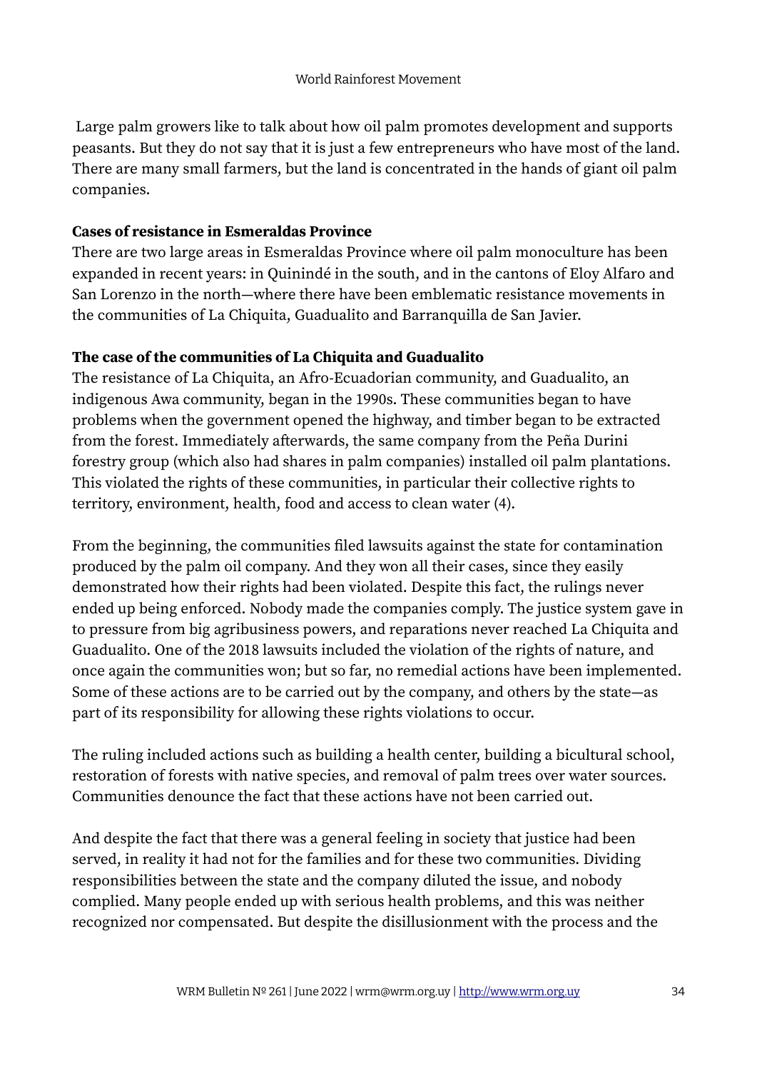Large palm growers like to talk about how oil palm promotes development and supports peasants. But they do not say that it is just a few entrepreneurs who have most of the land. There are many small farmers, but the land is concentrated in the hands of giant oil palm companies.

**Cases of resistance in Esmeraldas Province**

There are two large areas in Esmeraldas Province where oil palm monoculture has been expanded in recent years: in Quinindé in the south, and in the cantons of Eloy Alfaro and San Lorenzo in the north—where there have been emblematic resistance movements in the communities of La Chiquita, Guadualito and Barranquilla de San Javier.

**The case of the communities of La Chiquita and Guadualito**

The resistance of La Chiquita, an Afro-Ecuadorian community, and Guadualito, an indigenous Awa community, began in the 1990s. These communities began to have problems when the government opened the highway, and timber began to be extracted from the forest. Immediately afterwards, the same company from the Peña Durini forestry group (which also had shares in palm companies) installed oil palm plantations. This violated the rights of these communities, in particular their collective rights to territory, environment, health, food and access to clean water (4).

From the beginning, the communities filed lawsuits against the state for contamination produced by the palm oil company. And they won all their cases, since they easily demonstrated how their rights had been violated. Despite this fact, the rulings never ended up being enforced. Nobody made the companies comply. The justice system gave in to pressure from big agribusiness powers, and reparations never reached La Chiquita and Guadualito. One of the 2018 lawsuits included the violation of the rights of nature, and once again the communities won; but so far, no remedial actions have been implemented. Some of these actions are to be carried out by the company, and others by the state—as part of its responsibility for allowing these rights violations to occur.

The ruling included actions such as building a health center, building a bicultural school, restoration of forests with native species, and removal of palm trees over water sources. Communities denounce the fact that these actions have not been carried out.

And despite the fact that there was a general feeling in society that justice had been served, in reality it had not for the families and for these two communities. Dividing responsibilities between the state and the company diluted the issue, and nobody complied. Many people ended up with serious health problems, and this was neither recognized nor compensated. But despite the disillusionment with the process and the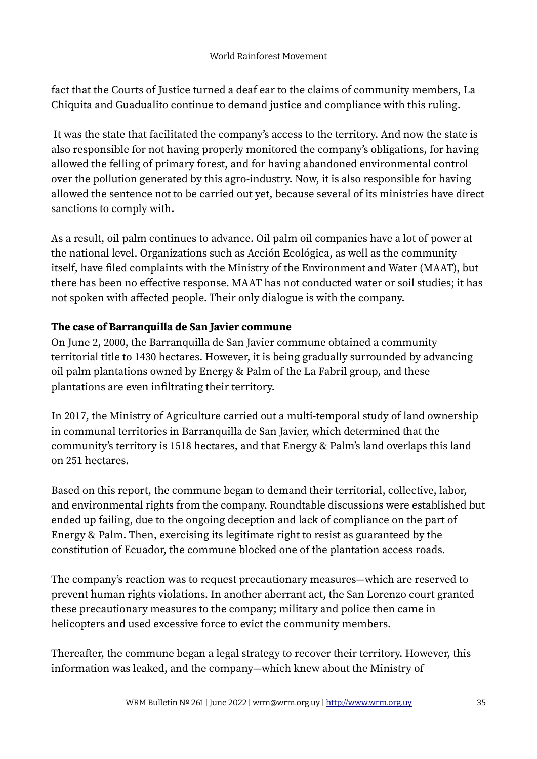fact that the Courts of Justice turned a deaf ear to the claims of community members, La Chiquita and Guadualito continue to demand justice and compliance with this ruling.

It was the state that facilitated the company's access to the territory. And now the state is also responsible for not having properly monitored the company's obligations, for having allowed the felling of primary forest, and for having abandoned environmental control over the pollution generated by this agro-industry. Now, it is also responsible for having allowed the sentence not to be carried out yet, because several of its ministries have direct sanctions to comply with.

As a result, oil palm continues to advance. Oil palm oil companies have a lot of power at the national level. Organizations such as Acción Ecológica, as well as the community itself, have filed complaints with the Ministry of the Environment and Water (MAAT), but there has been no effective response. MAAT has not conducted water or soil studies; it has not spoken with affected people. Their only dialogue is with the company.

**The case of Barranquilla de San Javier commune**

On June 2, 2000, the Barranquilla de San Javier commune obtained a community territorial title to 1430 hectares. However, it is being gradually surrounded by advancing oil palm plantations owned by Energy & Palm of the La Fabril group, and these plantations are even infiltrating their territory.

In 2017, the Ministry of Agriculture carried out a multi-temporal study of land ownership in communal territories in Barranquilla de San Javier, which determined that the community's territory is 1518 hectares, and that Energy & Palm's land overlaps this land on 251 hectares.

Based on this report, the commune began to demand their territorial, collective, labor, and environmental rights from the company. Roundtable discussions were established but ended up failing, due to the ongoing deception and lack of compliance on the part of Energy & Palm. Then, exercising its legitimate right to resist as guaranteed by the constitution of Ecuador, the commune blocked one of the plantation access roads.

The company's reaction was to request precautionary measures—which are reserved to prevent human rights violations. In another aberrant act, the San Lorenzo court granted these precautionary measures to the company; military and police then came in helicopters and used excessive force to evict the community members.

Thereafter, the commune began a legal strategy to recover their territory. However, this information was leaked, and the company—which knew about the Ministry of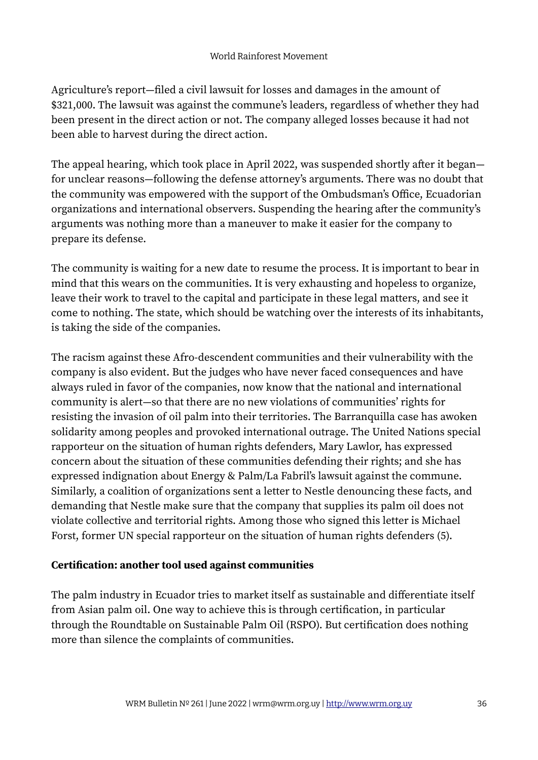Agriculture's report—filed a civil lawsuit for losses and damages in the amount of $321,000. The lawsuit was against the commune's leaders, regardless of whether they had been present in the direct action or not. The company alleged losses because it had not been able to harvest during the direct action.

The appeal hearing, which took place in April 2022, was suspended shortly after it began—for unclear reasons—following the defense attorney's arguments. There was no doubt that the community was empowered with the support of the Ombudsman's Office, Ecuadorian organizations and international observers. Suspending the hearing after the community's arguments was nothing more than a maneuver to make it easier for the company to prepare its defense.

The community is waiting for a new date to resume the process. It is important to bear in mind that this wears on the communities. It is very exhausting and hopeless to organize, leave their work to travel to the capital and participate in these legal matters, and see it come to nothing. The state, which should be watching over the interests of its inhabitants, is taking the side of the companies.

The racism against these Afro-descendent communities and their vulnerability with the company is also evident. But the judges who have never faced consequences and have always ruled in favor of the companies, now know that the national and international community is alert—so that there are no new violations of communities' rights for resisting the invasion of oil palm into their territories. The Barranquilla case has awoken solidarity among peoples and provoked international outrage. The United Nations special rapporteur on the situation of human rights defenders, Mary Lawlor, has expressed concern about the situation of these communities defending their rights; and she has expressed indignation about Energy & Palm/La Fabril's lawsuit against the commune. Similarly, a coalition of organizations sent a letter to Nestle denouncing these facts, and demanding that Nestle make sure that the company that supplies its palm oil does not violate collective and territorial rights. Among those who signed this letter is Michael Forst, former UN special rapporteur on the situation of human rights defenders (5).

**Certification: another tool used against communities**

The palm industry in Ecuador tries to market itself as sustainable and differentiate itself from Asian palm oil. One way to achieve this is through certification, in particular through the Roundtable on Sustainable Palm Oil (RSPO). But certification does nothing more than silence the complaints of communities.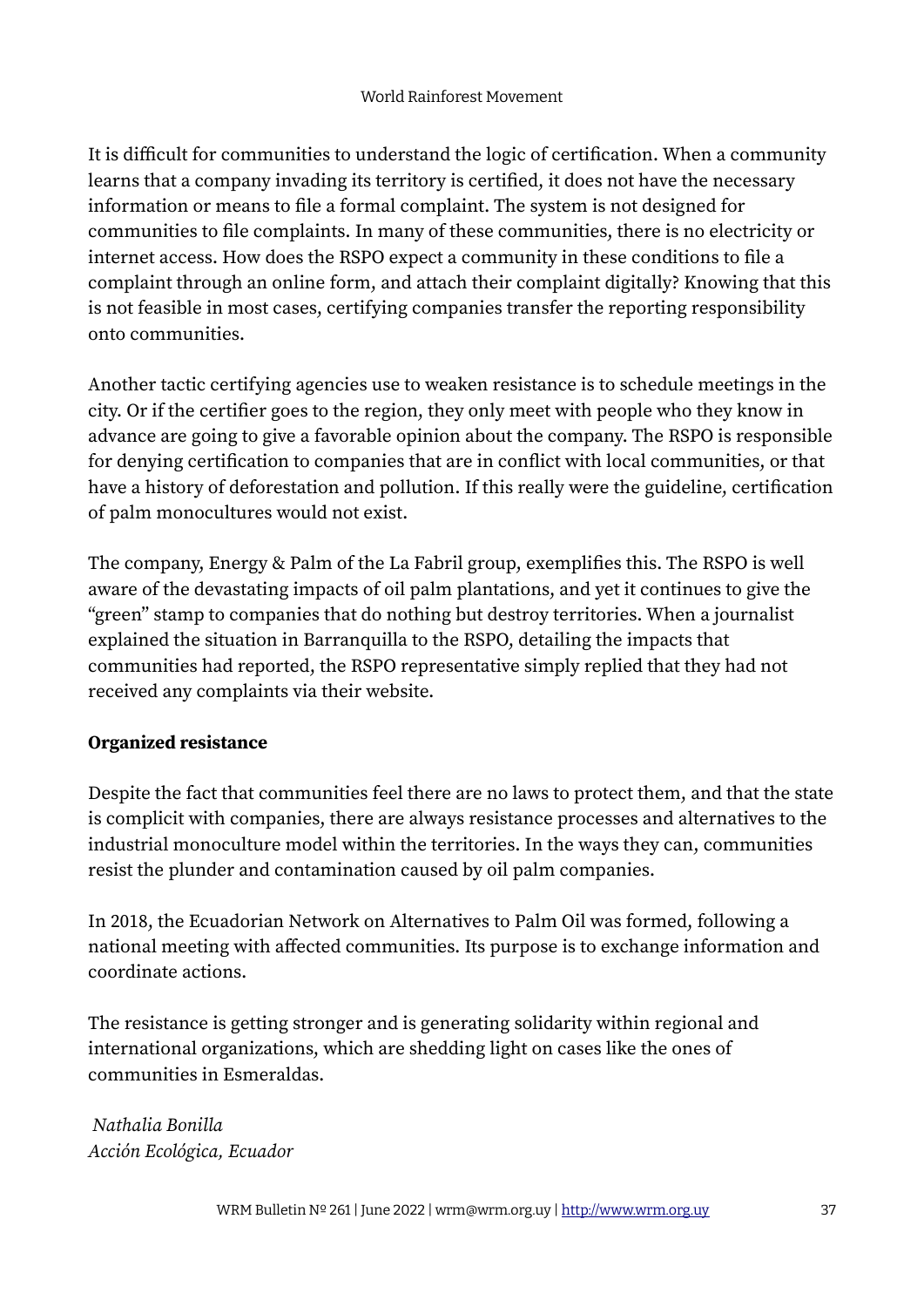It is difficult for communities to understand the logic of certification. When a community learns that a company invading its territory is certified, it does not have the necessary information or means to file a formal complaint. The system is not designed for communities to file complaints. In many of these communities, there is no electricity or internet access. How does the RSPO expect a community in these conditions to file a complaint through an online form, and attach their complaint digitally? Knowing that this is not feasible in most cases, certifying companies transfer the reporting responsibility onto communities.

Another tactic certifying agencies use to weaken resistance is to schedule meetings in the city. Or if the certifier goes to the region, they only meet with people who they know in advance are going to give a favorable opinion about the company. The RSPO is responsible for denying certification to companies that are in conflict with local communities, or that have a history of deforestation and pollution. If this really were the guideline, certification of palm monocultures would not exist.

The company, Energy & Palm of the La Fabril group, exemplifies this. The RSPO is well aware of the devastating impacts of oil palm plantations, and yet it continues to give the "green" stamp to companies that do nothing but destroy territories. When a journalist explained the situation in Barranquilla to the RSPO, detailing the impacts that communities had reported, the RSPO representative simply replied that they had not received any complaints via their website.

**Organized resistance**

Despite the fact that communities feel there are no laws to protect them, and that the state is complicit with companies, there are always resistance processes and alternatives to the industrial monoculture model within the territories. In the ways they can, communities resist the plunder and contamination caused by oil palm companies.

In 2018, the Ecuadorian Network on Alternatives to Palm Oil was formed, following a national meeting with affected communities. Its purpose is to exchange information and coordinate actions.

The resistance is getting stronger and is generating solidarity within regional and international organizations, which are shedding light on cases like the ones of communities in Esmeraldas.

*Nathalia Bonilla*
*Acción Ecológica, Ecuador*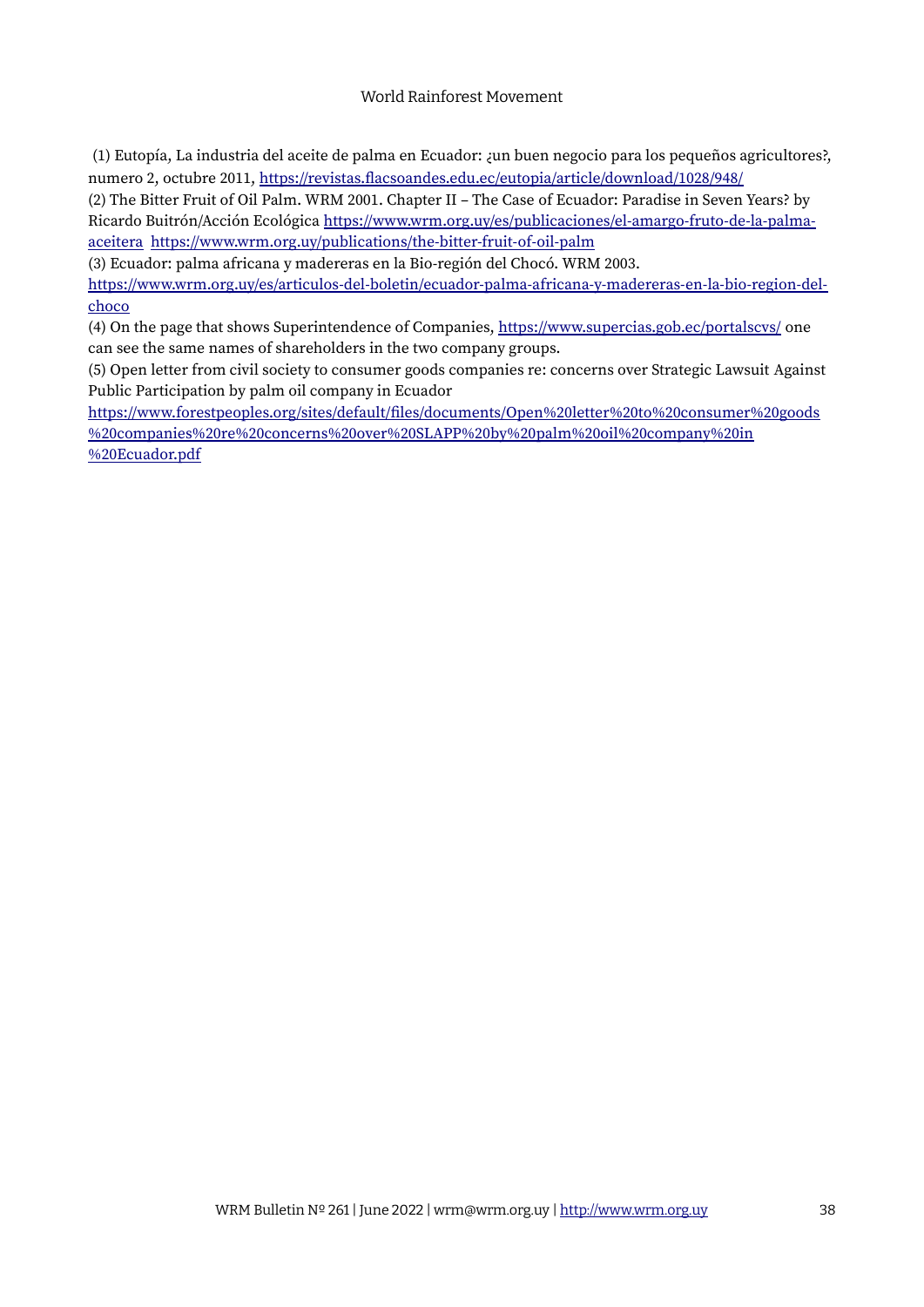(1) Eutopía, La industria del aceite de palma en Ecuador: ¿un buen negocio para los pequeños agricultores?, numero 2, octubre 2011, https://revistas.flacsoandes.edu.ec/eutopia/article/download/1028/948/

(2) The Bitter Fruit of Oil Palm. WRM 2001. Chapter II – The Case of Ecuador: Paradise in Seven Years? by Ricardo Buitrón/Acción Ecológica https://www.wrm.org.uy/es/publicaciones/el-amargo-fruto-de-la-palma-aceitera https://www.wrm.org.uy/publications/the-bitter-fruit-of-oil-palm

(3) Ecuador: palma africana y madereras en la Bio-región del Chocó. WRM 2003. https://www.wrm.org.uy/es/articulos-del-boletin/ecuador-palma-africana-y-madereras-en-la-bio-region-del-choco

(4) On the page that shows Superintendence of Companies, https://www.supercias.gob.ec/portalscvs/ one can see the same names of shareholders in the two company groups.

(5) Open letter from civil society to consumer goods companies re: concerns over Strategic Lawsuit Against Public Participation by palm oil company in Ecuador https://www.forestpeoples.org/sites/default/files/documents/Open%20letter%20to%20consumer%20goods%20companies%20re%20concerns%20over%20SLAPP%20by%20palm%20oil%20company%20in%20Ecuador.pdf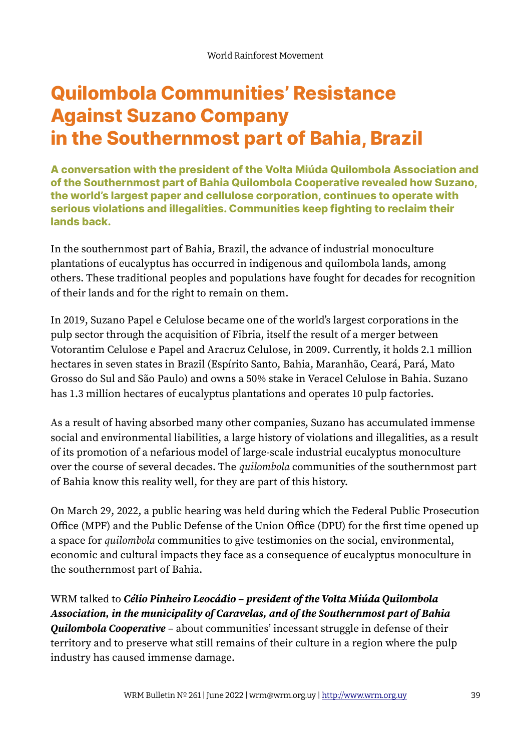# Quilombola Communities' Resistance Against Suzano Company in the Southernmost part of Bahia, Brazil

**A conversation with the president of the Volta Miúda Quilombola Association and of the Southernmost part of Bahia Quilombola Cooperative revealed how Suzano, the world's largest paper and cellulose corporation, continues to operate with serious violations and illegalities. Communities keep fighting to reclaim their lands back.**

In the southernmost part of Bahia, Brazil, the advance of industrial monoculture plantations of eucalyptus has occurred in indigenous and quilombola lands, among others. These traditional peoples and populations have fought for decades for recognition of their lands and for the right to remain on them.

In 2019, Suzano Papel e Celulose became one of the world's largest corporations in the pulp sector through the acquisition of Fibria, itself the result of a merger between Votorantim Celulose e Papel and Aracruz Celulose, in 2009. Currently, it holds 2.1 million hectares in seven states in Brazil (Espírito Santo, Bahia, Maranhão, Ceará, Pará, Mato Grosso do Sul and São Paulo) and owns a 50% stake in Veracel Celulose in Bahia. Suzano has 1.3 million hectares of eucalyptus plantations and operates 10 pulp factories.

As a result of having absorbed many other companies, Suzano has accumulated immense social and environmental liabilities, a large history of violations and illegalities, as a result of its promotion of a nefarious model of large-scale industrial eucalyptus monoculture over the course of several decades. The *quilombola* communities of the southernmost part of Bahia know this reality well, for they are part of this history.

On March 29, 2022, a public hearing was held during which the Federal Public Prosecution Office (MPF) and the Public Defense of the Union Office (DPU) for the first time opened up a space for *quilombola* communities to give testimonies on the social, environmental, economic and cultural impacts they face as a consequence of eucalyptus monoculture in the southernmost part of Bahia.

WRM talked to ***Célio Pinheiro Leocádio – president of the Volta Miúda Quilombola Association, in the municipality of Caravelas, and of the Southernmost part of Bahia Quilombola Cooperative*** – about communities' incessant struggle in defense of their territory and to preserve what still remains of their culture in a region where the pulp industry has caused immense damage.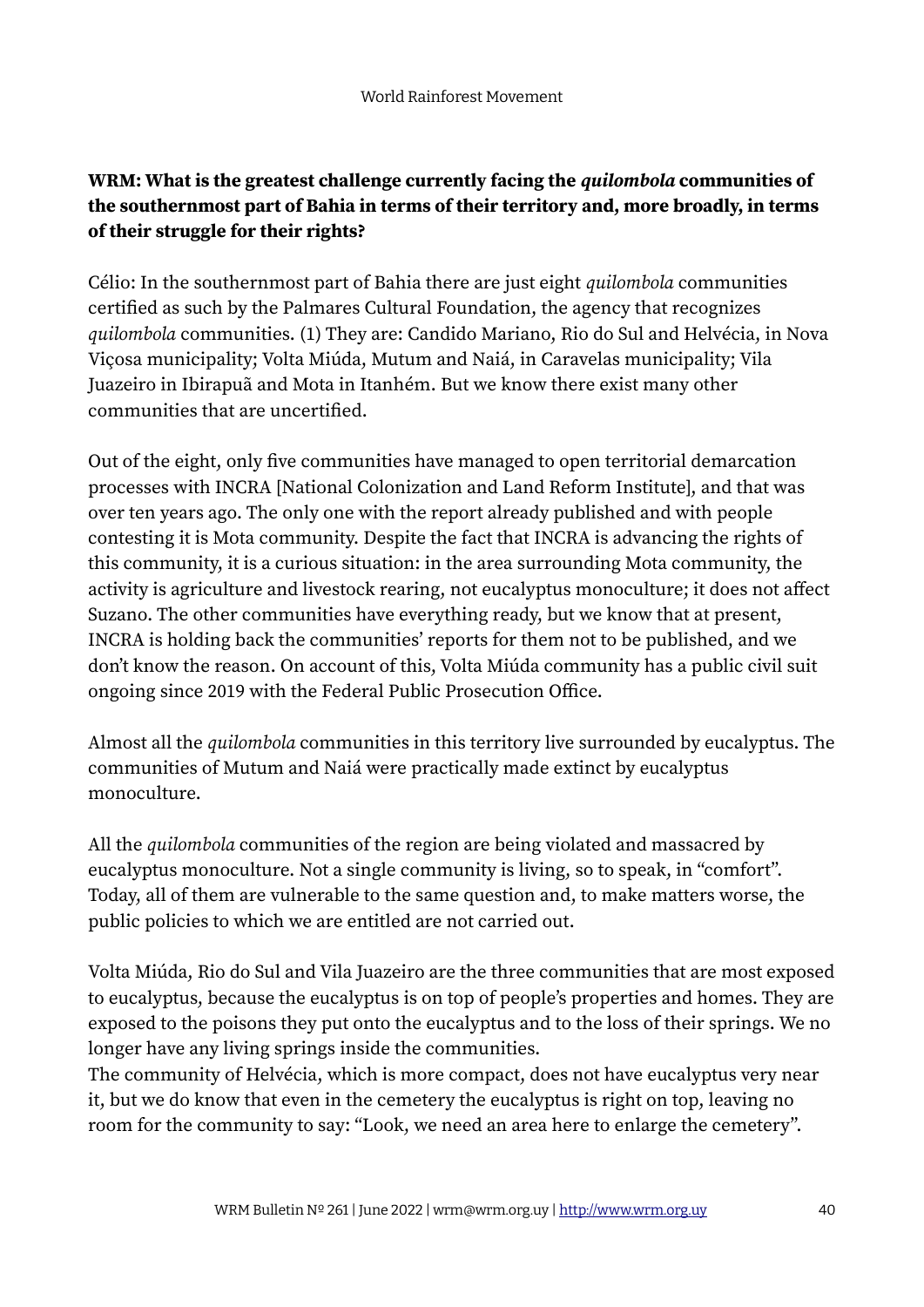**WRM: What is the greatest challenge currently facing the *quilombola* communities of the southernmost part of Bahia in terms of their territory and, more broadly, in terms of their struggle for their rights?**

Célio: In the southernmost part of Bahia there are just eight *quilombola* communities certified as such by the Palmares Cultural Foundation, the agency that recognizes *quilombola* communities. (1) They are: Candido Mariano, Rio do Sul and Helvécia, in Nova Viçosa municipality; Volta Miúda, Mutum and Naiá, in Caravelas municipality; Vila Juazeiro in Ibirapuã and Mota in Itanhém. But we know there exist many other communities that are uncertified.

Out of the eight, only five communities have managed to open territorial demarcation processes with INCRA [National Colonization and Land Reform Institute], and that was over ten years ago. The only one with the report already published and with people contesting it is Mota community. Despite the fact that INCRA is advancing the rights of this community, it is a curious situation: in the area surrounding Mota community, the activity is agriculture and livestock rearing, not eucalyptus monoculture; it does not affect Suzano. The other communities have everything ready, but we know that at present, INCRA is holding back the communities' reports for them not to be published, and we don't know the reason. On account of this, Volta Miúda community has a public civil suit ongoing since 2019 with the Federal Public Prosecution Office.

Almost all the *quilombola* communities in this territory live surrounded by eucalyptus. The communities of Mutum and Naiá were practically made extinct by eucalyptus monoculture.

All the *quilombola* communities of the region are being violated and massacred by eucalyptus monoculture. Not a single community is living, so to speak, in "comfort". Today, all of them are vulnerable to the same question and, to make matters worse, the public policies to which we are entitled are not carried out.

Volta Miúda, Rio do Sul and Vila Juazeiro are the three communities that are most exposed to eucalyptus, because the eucalyptus is on top of people's properties and homes. They are exposed to the poisons they put onto the eucalyptus and to the loss of their springs. We no longer have any living springs inside the communities.
The community of Helvécia, which is more compact, does not have eucalyptus very near it, but we do know that even in the cemetery the eucalyptus is right on top, leaving no room for the community to say: "Look, we need an area here to enlarge the cemetery".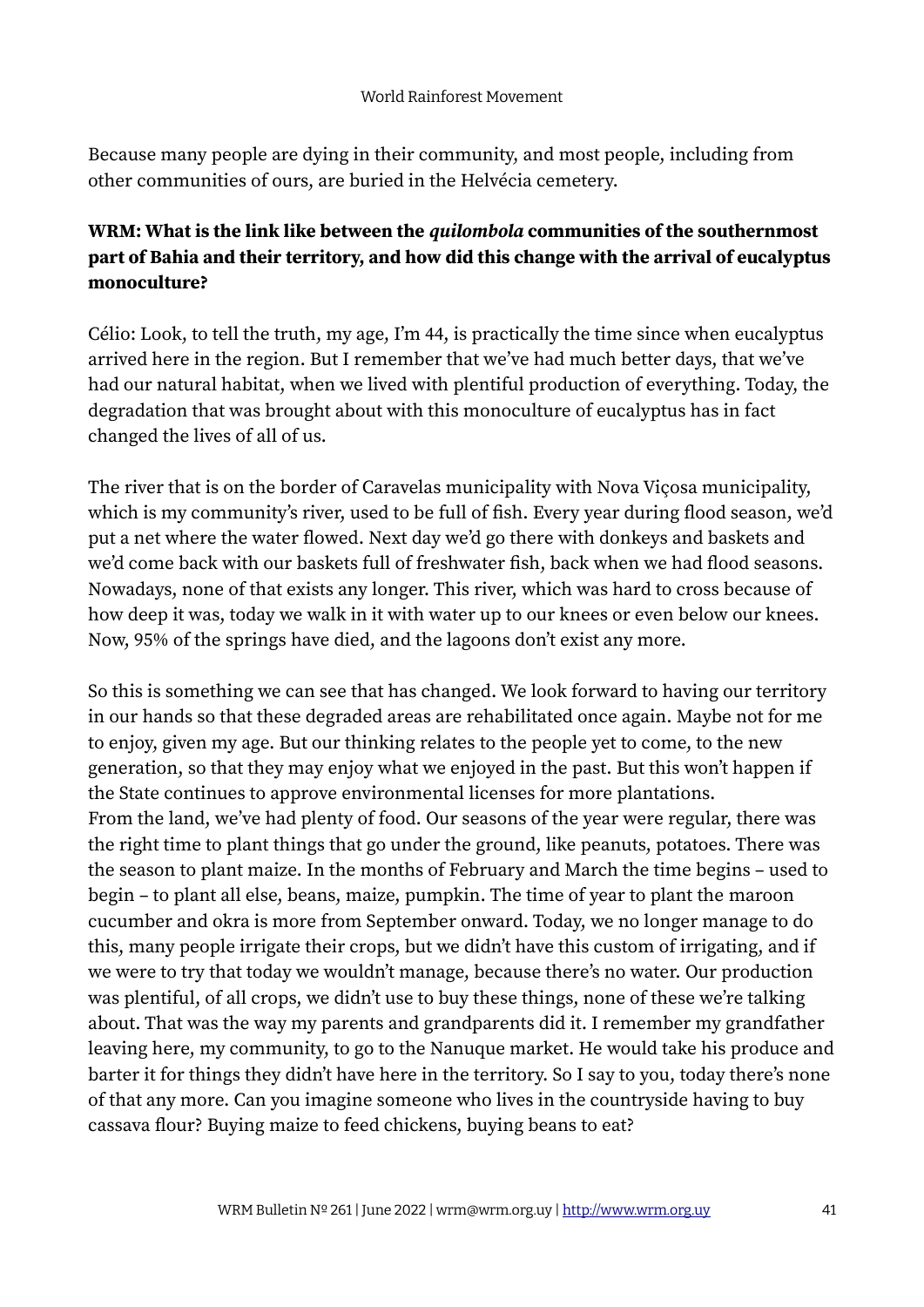Because many people are dying in their community, and most people, including from other communities of ours, are buried in the Helvécia cemetery.

**WRM: What is the link like between the *quilombola* communities of the southernmost part of Bahia and their territory, and how did this change with the arrival of eucalyptus monoculture?**

Célio: Look, to tell the truth, my age, I'm 44, is practically the time since when eucalyptus arrived here in the region. But I remember that we've had much better days, that we've had our natural habitat, when we lived with plentiful production of everything. Today, the degradation that was brought about with this monoculture of eucalyptus has in fact changed the lives of all of us.

The river that is on the border of Caravelas municipality with Nova Viçosa municipality, which is my community's river, used to be full of fish. Every year during flood season, we'd put a net where the water flowed. Next day we'd go there with donkeys and baskets and we'd come back with our baskets full of freshwater fish, back when we had flood seasons. Nowadays, none of that exists any longer. This river, which was hard to cross because of how deep it was, today we walk in it with water up to our knees or even below our knees. Now, 95% of the springs have died, and the lagoons don't exist any more.

So this is something we can see that has changed. We look forward to having our territory in our hands so that these degraded areas are rehabilitated once again. Maybe not for me to enjoy, given my age. But our thinking relates to the people yet to come, to the new generation, so that they may enjoy what we enjoyed in the past. But this won't happen if the State continues to approve environmental licenses for more plantations.

From the land, we've had plenty of food. Our seasons of the year were regular, there was the right time to plant things that go under the ground, like peanuts, potatoes. There was the season to plant maize. In the months of February and March the time begins – used to begin – to plant all else, beans, maize, pumpkin. The time of year to plant the maroon cucumber and okra is more from September onward. Today, we no longer manage to do this, many people irrigate their crops, but we didn't have this custom of irrigating, and if we were to try that today we wouldn't manage, because there's no water. Our production was plentiful, of all crops, we didn't use to buy these things, none of these we're talking about. That was the way my parents and grandparents did it. I remember my grandfather leaving here, my community, to go to the Nanuque market. He would take his produce and barter it for things they didn't have here in the territory. So I say to you, today there's none of that any more. Can you imagine someone who lives in the countryside having to buy cassava flour? Buying maize to feed chickens, buying beans to eat?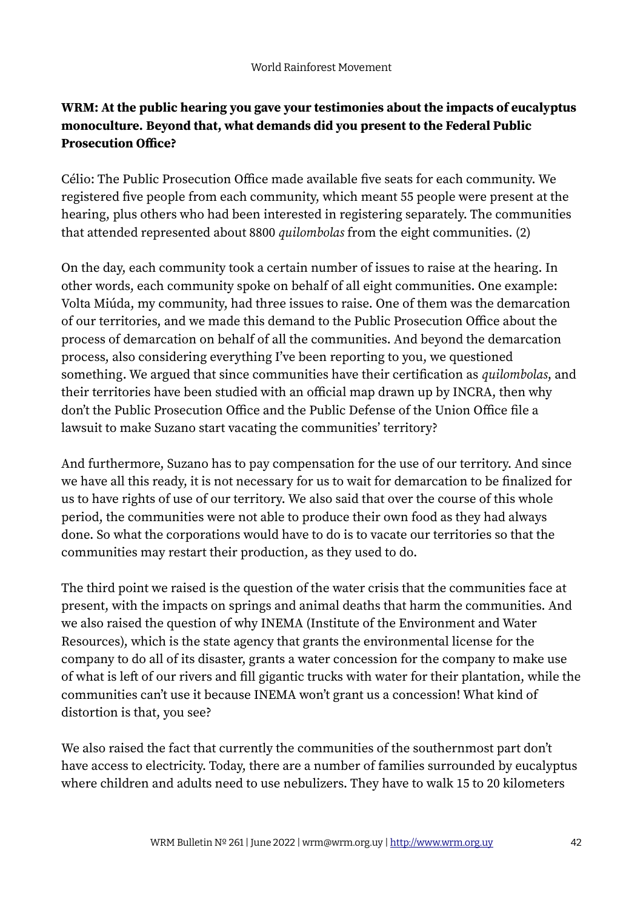**WRM: At the public hearing you gave your testimonies about the impacts of eucalyptus monoculture. Beyond that, what demands did you present to the Federal Public Prosecution Office?**

Célio: The Public Prosecution Office made available five seats for each community. We registered five people from each community, which meant 55 people were present at the hearing, plus others who had been interested in registering separately. The communities that attended represented about 8800 *quilombolas* from the eight communities. (2)

On the day, each community took a certain number of issues to raise at the hearing. In other words, each community spoke on behalf of all eight communities. One example: Volta Miúda, my community, had three issues to raise. One of them was the demarcation of our territories, and we made this demand to the Public Prosecution Office about the process of demarcation on behalf of all the communities. And beyond the demarcation process, also considering everything I've been reporting to you, we questioned something. We argued that since communities have their certification as *quilombolas*, and their territories have been studied with an official map drawn up by INCRA, then why don't the Public Prosecution Office and the Public Defense of the Union Office file a lawsuit to make Suzano start vacating the communities' territory?

And furthermore, Suzano has to pay compensation for the use of our territory. And since we have all this ready, it is not necessary for us to wait for demarcation to be finalized for us to have rights of use of our territory. We also said that over the course of this whole period, the communities were not able to produce their own food as they had always done. So what the corporations would have to do is to vacate our territories so that the communities may restart their production, as they used to do.

The third point we raised is the question of the water crisis that the communities face at present, with the impacts on springs and animal deaths that harm the communities. And we also raised the question of why INEMA (Institute of the Environment and Water Resources), which is the state agency that grants the environmental license for the company to do all of its disaster, grants a water concession for the company to make use of what is left of our rivers and fill gigantic trucks with water for their plantation, while the communities can't use it because INEMA won't grant us a concession! What kind of distortion is that, you see?

We also raised the fact that currently the communities of the southernmost part don't have access to electricity. Today, there are a number of families surrounded by eucalyptus where children and adults need to use nebulizers. They have to walk 15 to 20 kilometers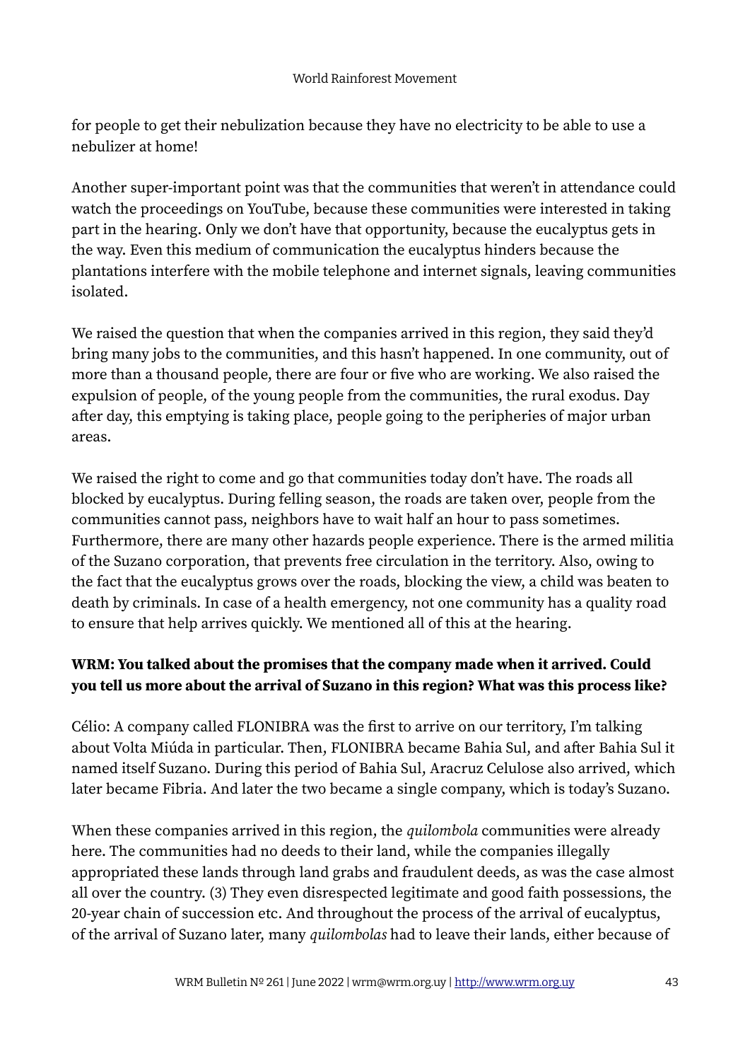for people to get their nebulization because they have no electricity to be able to use a nebulizer at home!

Another super-important point was that the communities that weren't in attendance could watch the proceedings on YouTube, because these communities were interested in taking part in the hearing. Only we don't have that opportunity, because the eucalyptus gets in the way. Even this medium of communication the eucalyptus hinders because the plantations interfere with the mobile telephone and internet signals, leaving communities isolated.

We raised the question that when the companies arrived in this region, they said they'd bring many jobs to the communities, and this hasn't happened. In one community, out of more than a thousand people, there are four or five who are working. We also raised the expulsion of people, of the young people from the communities, the rural exodus. Day after day, this emptying is taking place, people going to the peripheries of major urban areas.

We raised the right to come and go that communities today don't have. The roads all blocked by eucalyptus. During felling season, the roads are taken over, people from the communities cannot pass, neighbors have to wait half an hour to pass sometimes. Furthermore, there are many other hazards people experience. There is the armed militia of the Suzano corporation, that prevents free circulation in the territory. Also, owing to the fact that the eucalyptus grows over the roads, blocking the view, a child was beaten to death by criminals. In case of a health emergency, not one community has a quality road to ensure that help arrives quickly. We mentioned all of this at the hearing.

**WRM: You talked about the promises that the company made when it arrived. Could you tell us more about the arrival of Suzano in this region? What was this process like?**

Célio: A company called FLONIBRA was the first to arrive on our territory, I'm talking about Volta Miúda in particular. Then, FLONIBRA became Bahia Sul, and after Bahia Sul it named itself Suzano. During this period of Bahia Sul, Aracruz Celulose also arrived, which later became Fibria. And later the two became a single company, which is today's Suzano.

When these companies arrived in this region, the *quilombola* communities were already here. The communities had no deeds to their land, while the companies illegally appropriated these lands through land grabs and fraudulent deeds, as was the case almost all over the country. (3) They even disrespected legitimate and good faith possessions, the 20-year chain of succession etc. And throughout the process of the arrival of eucalyptus, of the arrival of Suzano later, many *quilombolas* had to leave their lands, either because of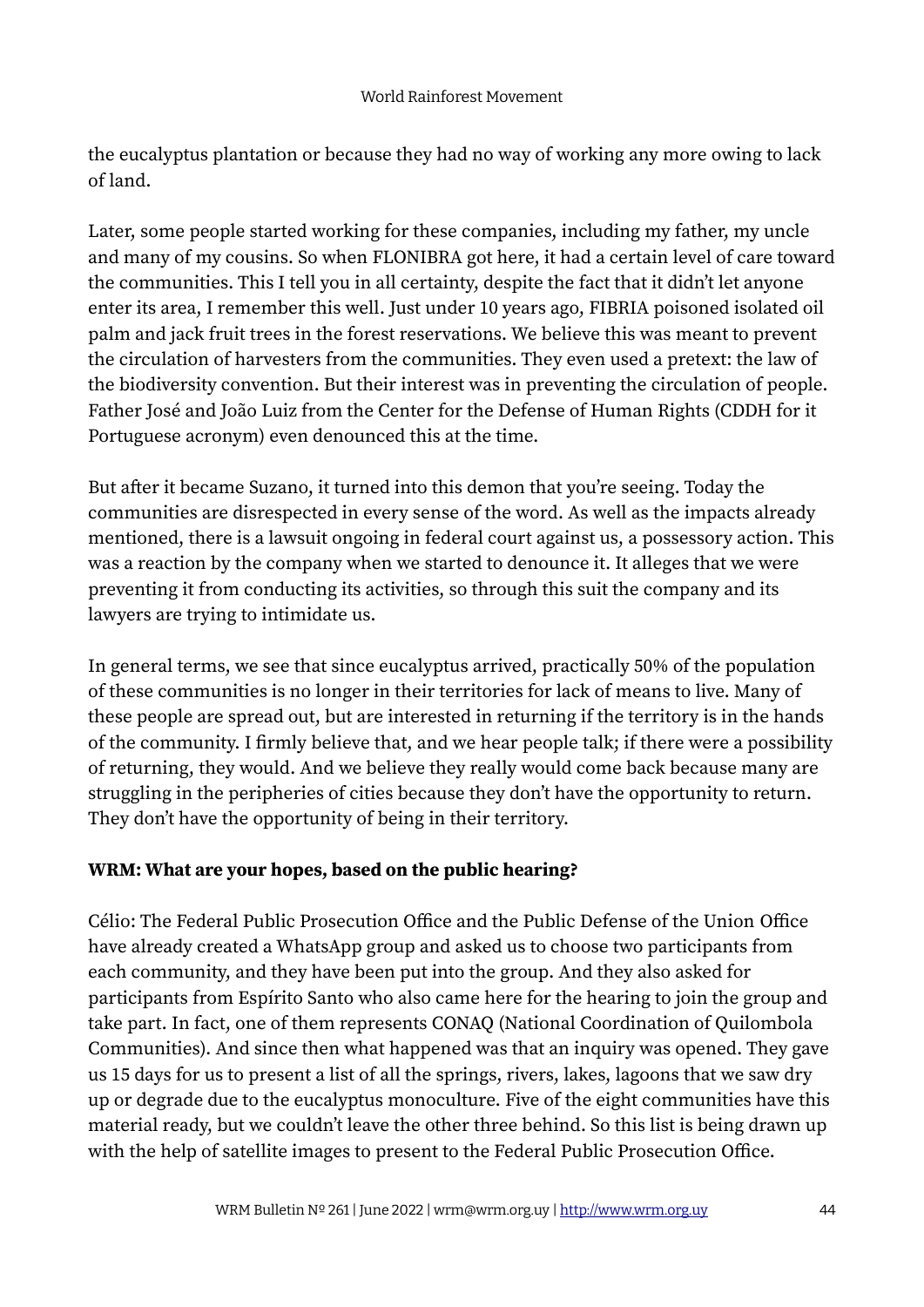the eucalyptus plantation or because they had no way of working any more owing to lack of land.

Later, some people started working for these companies, including my father, my uncle and many of my cousins. So when FLONIBRA got here, it had a certain level of care toward the communities. This I tell you in all certainty, despite the fact that it didn't let anyone enter its area, I remember this well. Just under 10 years ago, FIBRIA poisoned isolated oil palm and jack fruit trees in the forest reservations. We believe this was meant to prevent the circulation of harvesters from the communities. They even used a pretext: the law of the biodiversity convention. But their interest was in preventing the circulation of people. Father José and João Luiz from the Center for the Defense of Human Rights (CDDH for it Portuguese acronym) even denounced this at the time.

But after it became Suzano, it turned into this demon that you're seeing. Today the communities are disrespected in every sense of the word. As well as the impacts already mentioned, there is a lawsuit ongoing in federal court against us, a possessory action. This was a reaction by the company when we started to denounce it. It alleges that we were preventing it from conducting its activities, so through this suit the company and its lawyers are trying to intimidate us.

In general terms, we see that since eucalyptus arrived, practically 50% of the population of these communities is no longer in their territories for lack of means to live. Many of these people are spread out, but are interested in returning if the territory is in the hands of the community. I firmly believe that, and we hear people talk; if there were a possibility of returning, they would. And we believe they really would come back because many are struggling in the peripheries of cities because they don't have the opportunity to return. They don't have the opportunity of being in their territory.

**WRM: What are your hopes, based on the public hearing?**

Célio: The Federal Public Prosecution Office and the Public Defense of the Union Office have already created a WhatsApp group and asked us to choose two participants from each community, and they have been put into the group. And they also asked for participants from Espírito Santo who also came here for the hearing to join the group and take part. In fact, one of them represents CONAQ (National Coordination of Quilombola Communities). And since then what happened was that an inquiry was opened. They gave us 15 days for us to present a list of all the springs, rivers, lakes, lagoons that we saw dry up or degrade due to the eucalyptus monoculture. Five of the eight communities have this material ready, but we couldn't leave the other three behind. So this list is being drawn up with the help of satellite images to present to the Federal Public Prosecution Office.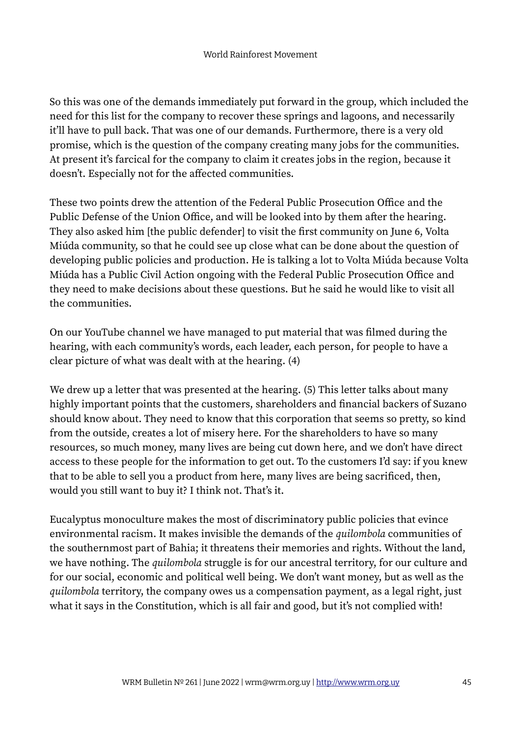So this was one of the demands immediately put forward in the group, which included the need for this list for the company to recover these springs and lagoons, and necessarily it'll have to pull back. That was one of our demands. Furthermore, there is a very old promise, which is the question of the company creating many jobs for the communities. At present it's farcical for the company to claim it creates jobs in the region, because it doesn't. Especially not for the affected communities.

These two points drew the attention of the Federal Public Prosecution Office and the Public Defense of the Union Office, and will be looked into by them after the hearing. They also asked him [the public defender] to visit the first community on June 6, Volta Miúda community, so that he could see up close what can be done about the question of developing public policies and production. He is talking a lot to Volta Miúda because Volta Miúda has a Public Civil Action ongoing with the Federal Public Prosecution Office and they need to make decisions about these questions. But he said he would like to visit all the communities.

On our YouTube channel we have managed to put material that was filmed during the hearing, with each community's words, each leader, each person, for people to have a clear picture of what was dealt with at the hearing. (4)

We drew up a letter that was presented at the hearing. (5) This letter talks about many highly important points that the customers, shareholders and financial backers of Suzano should know about. They need to know that this corporation that seems so pretty, so kind from the outside, creates a lot of misery here. For the shareholders to have so many resources, so much money, many lives are being cut down here, and we don't have direct access to these people for the information to get out. To the customers I'd say: if you knew that to be able to sell you a product from here, many lives are being sacrificed, then, would you still want to buy it? I think not. That's it.

Eucalyptus monoculture makes the most of discriminatory public policies that evince environmental racism. It makes invisible the demands of the *quilombola* communities of the southernmost part of Bahia; it threatens their memories and rights. Without the land, we have nothing. The *quilombola* struggle is for our ancestral territory, for our culture and for our social, economic and political well being. We don't want money, but as well as the *quilombola* territory, the company owes us a compensation payment, as a legal right, just what it says in the Constitution, which is all fair and good, but it's not complied with!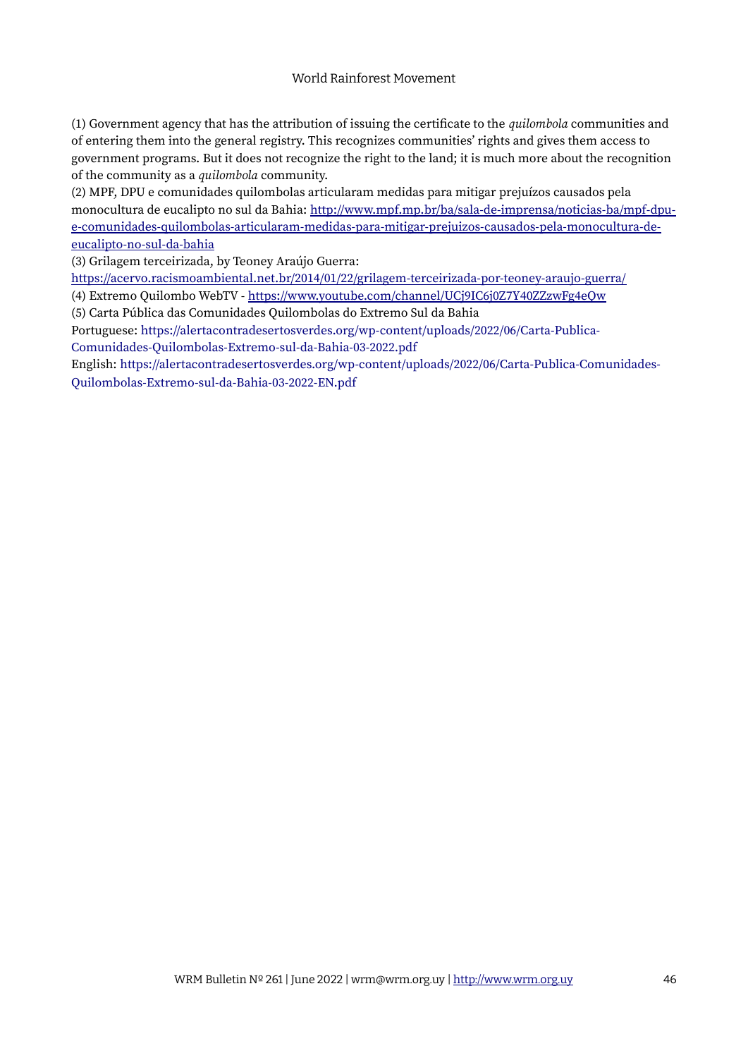(1) Government agency that has the attribution of issuing the certificate to the *quilombola* communities and of entering them into the general registry. This recognizes communities' rights and gives them access to government programs. But it does not recognize the right to the land; it is much more about the recognition of the community as a *quilombola* community.
(2) MPF, DPU e comunidades quilombolas articularam medidas para mitigar prejuízos causados pela monocultura de eucalipto no sul da Bahia: http://www.mpf.mp.br/ba/sala-de-imprensa/noticias-ba/mpf-dpu-e-comunidades-quilombolas-articularam-medidas-para-mitigar-prejuizos-causados-pela-monocultura-de-eucalipto-no-sul-da-bahia
(3) Grilagem terceirizada, by Teoney Araújo Guerra:
https://acervo.racismoambiental.net.br/2014/01/22/grilagem-terceirizada-por-teoney-araujo-guerra/
(4) Extremo Quilombo WebTV - https://www.youtube.com/channel/UCj9IC6j0Z7Y40ZZzwFg4eQw
(5) Carta Pública das Comunidades Quilombolas do Extremo Sul da Bahia
Portuguese: https://alertacontradesertosverdes.org/wp-content/uploads/2022/06/Carta-Publica-Comunidades-Quilombolas-Extremo-sul-da-Bahia-03-2022.pdf
English: https://alertacontradesertosverdes.org/wp-content/uploads/2022/06/Carta-Publica-Comunidades-Quilombolas-Extremo-sul-da-Bahia-03-2022-EN.pdf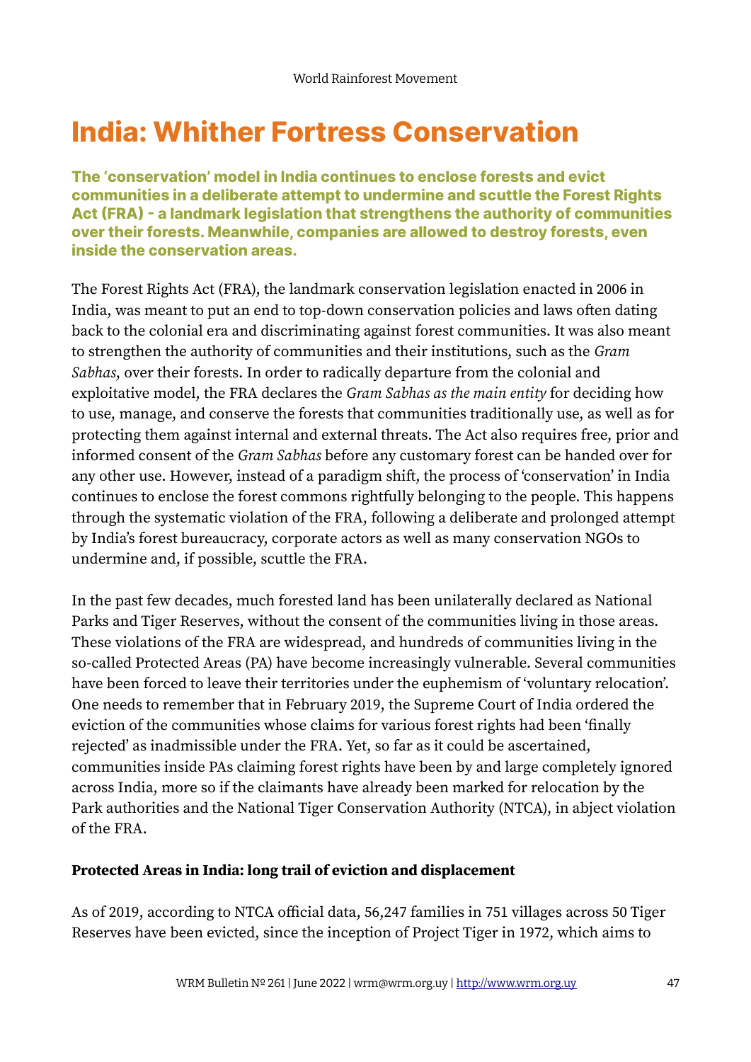# India: Whither Fortress Conservation

**The 'conservation' model in India continues to enclose forests and evict communities in a deliberate attempt to undermine and scuttle the Forest Rights Act (FRA) - a landmark legislation that strengthens the authority of communities over their forests. Meanwhile, companies are allowed to destroy forests, even inside the conservation areas.**

The Forest Rights Act (FRA), the landmark conservation legislation enacted in 2006 in India, was meant to put an end to top-down conservation policies and laws often dating back to the colonial era and discriminating against forest communities. It was also meant to strengthen the authority of communities and their institutions, such as the *Gram Sabhas*, over their forests. In order to radically departure from the colonial and exploitative model, the FRA declares the *Gram Sabhas as the main entity* for deciding how to use, manage, and conserve the forests that communities traditionally use, as well as for protecting them against internal and external threats. The Act also requires free, prior and informed consent of the *Gram Sabhas* before any customary forest can be handed over for any other use. However, instead of a paradigm shift, the process of 'conservation' in India continues to enclose the forest commons rightfully belonging to the people. This happens through the systematic violation of the FRA, following a deliberate and prolonged attempt by India's forest bureaucracy, corporate actors as well as many conservation NGOs to undermine and, if possible, scuttle the FRA.

In the past few decades, much forested land has been unilaterally declared as National Parks and Tiger Reserves, without the consent of the communities living in those areas. These violations of the FRA are widespread, and hundreds of communities living in the so-called Protected Areas (PA) have become increasingly vulnerable. Several communities have been forced to leave their territories under the euphemism of 'voluntary relocation'. One needs to remember that in February 2019, the Supreme Court of India ordered the eviction of the communities whose claims for various forest rights had been 'finally rejected' as inadmissible under the FRA. Yet, so far as it could be ascertained, communities inside PAs claiming forest rights have been by and large completely ignored across India, more so if the claimants have already been marked for relocation by the Park authorities and the National Tiger Conservation Authority (NTCA), in abject violation of the FRA.

**Protected Areas in India: long trail of eviction and displacement**

As of 2019, according to NTCA official data, 56,247 families in 751 villages across 50 Tiger Reserves have been evicted, since the inception of Project Tiger in 1972, which aims to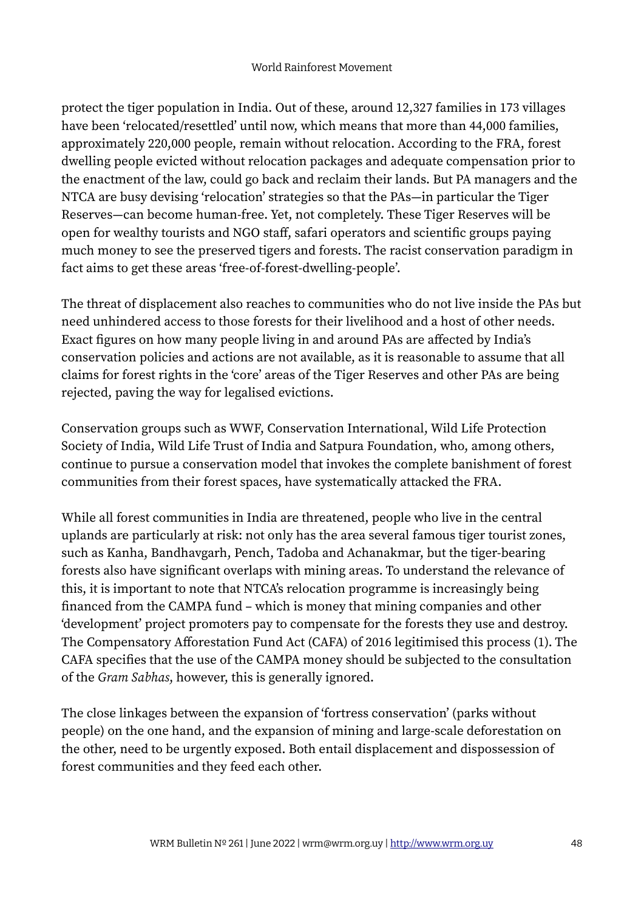protect the tiger population in India. Out of these, around 12,327 families in 173 villages have been 'relocated/resettled' until now, which means that more than 44,000 families, approximately 220,000 people, remain without relocation. According to the FRA, forest dwelling people evicted without relocation packages and adequate compensation prior to the enactment of the law, could go back and reclaim their lands. But PA managers and the NTCA are busy devising 'relocation' strategies so that the PAs—in particular the Tiger Reserves—can become human-free. Yet, not completely. These Tiger Reserves will be open for wealthy tourists and NGO staff, safari operators and scientific groups paying much money to see the preserved tigers and forests. The racist conservation paradigm in fact aims to get these areas 'free-of-forest-dwelling-people'.

The threat of displacement also reaches to communities who do not live inside the PAs but need unhindered access to those forests for their livelihood and a host of other needs. Exact figures on how many people living in and around PAs are affected by India's conservation policies and actions are not available, as it is reasonable to assume that all claims for forest rights in the 'core' areas of the Tiger Reserves and other PAs are being rejected, paving the way for legalised evictions.

Conservation groups such as WWF, Conservation International, Wild Life Protection Society of India, Wild Life Trust of India and Satpura Foundation, who, among others, continue to pursue a conservation model that invokes the complete banishment of forest communities from their forest spaces, have systematically attacked the FRA.

While all forest communities in India are threatened, people who live in the central uplands are particularly at risk: not only has the area several famous tiger tourist zones, such as Kanha, Bandhavgarh, Pench, Tadoba and Achanakmar, but the tiger-bearing forests also have significant overlaps with mining areas. To understand the relevance of this, it is important to note that NTCA's relocation programme is increasingly being financed from the CAMPA fund – which is money that mining companies and other 'development' project promoters pay to compensate for the forests they use and destroy. The Compensatory Afforestation Fund Act (CAFA) of 2016 legitimised this process (1). The CAFA specifies that the use of the CAMPA money should be subjected to the consultation of the *Gram Sabhas*, however, this is generally ignored.

The close linkages between the expansion of 'fortress conservation' (parks without people) on the one hand, and the expansion of mining and large-scale deforestation on the other, need to be urgently exposed. Both entail displacement and dispossession of forest communities and they feed each other.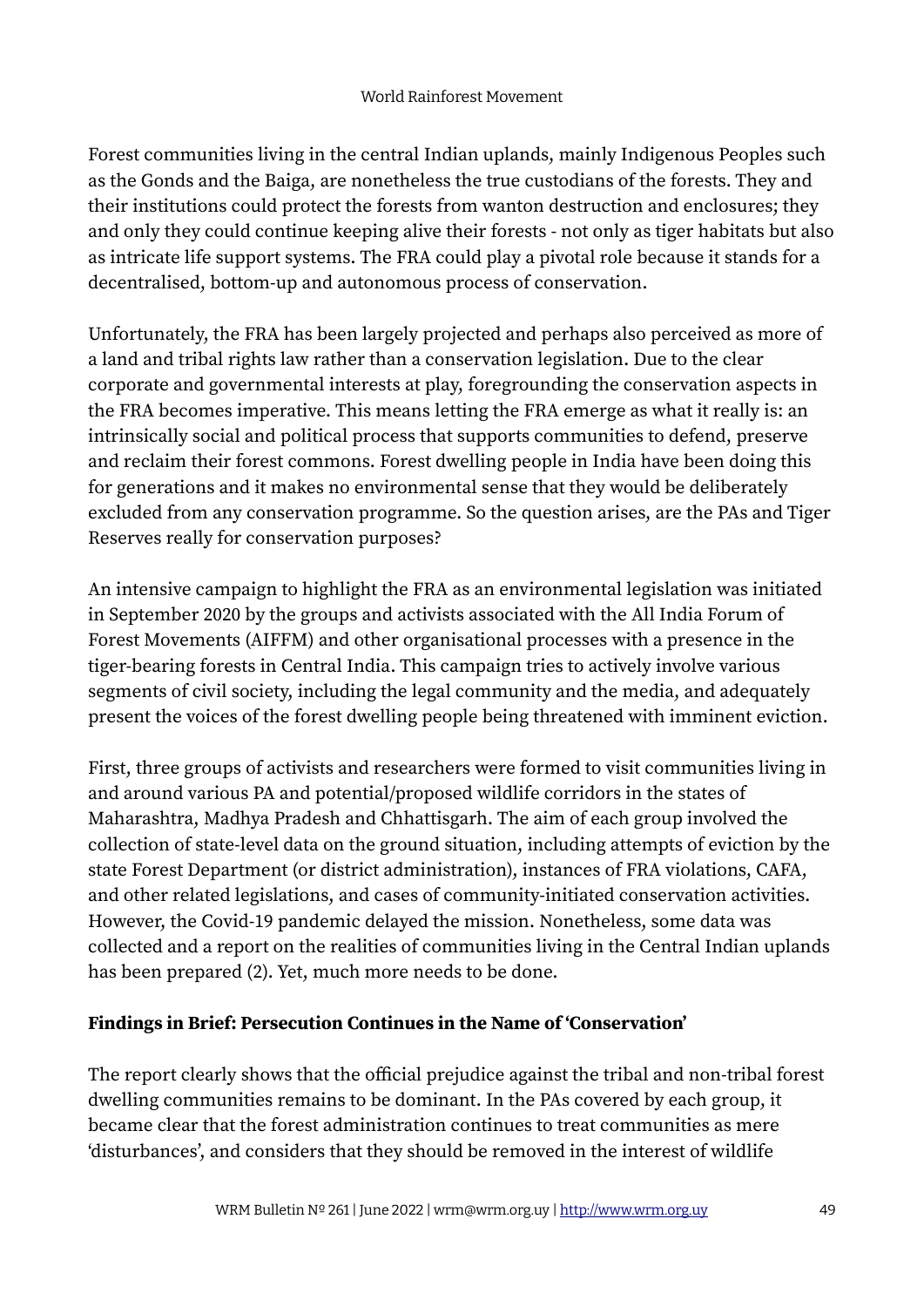Forest communities living in the central Indian uplands, mainly Indigenous Peoples such as the Gonds and the Baiga, are nonetheless the true custodians of the forests. They and their institutions could protect the forests from wanton destruction and enclosures; they and only they could continue keeping alive their forests - not only as tiger habitats but also as intricate life support systems. The FRA could play a pivotal role because it stands for a decentralised, bottom-up and autonomous process of conservation.

Unfortunately, the FRA has been largely projected and perhaps also perceived as more of a land and tribal rights law rather than a conservation legislation. Due to the clear corporate and governmental interests at play, foregrounding the conservation aspects in the FRA becomes imperative. This means letting the FRA emerge as what it really is: an intrinsically social and political process that supports communities to defend, preserve and reclaim their forest commons. Forest dwelling people in India have been doing this for generations and it makes no environmental sense that they would be deliberately excluded from any conservation programme. So the question arises, are the PAs and Tiger Reserves really for conservation purposes?

An intensive campaign to highlight the FRA as an environmental legislation was initiated in September 2020 by the groups and activists associated with the All India Forum of Forest Movements (AIFFM) and other organisational processes with a presence in the tiger-bearing forests in Central India. This campaign tries to actively involve various segments of civil society, including the legal community and the media, and adequately present the voices of the forest dwelling people being threatened with imminent eviction.

First, three groups of activists and researchers were formed to visit communities living in and around various PA and potential/proposed wildlife corridors in the states of Maharashtra, Madhya Pradesh and Chhattisgarh. The aim of each group involved the collection of state-level data on the ground situation, including attempts of eviction by the state Forest Department (or district administration), instances of FRA violations, CAFA, and other related legislations, and cases of community-initiated conservation activities. However, the Covid-19 pandemic delayed the mission. Nonetheless, some data was collected and a report on the realities of communities living in the Central Indian uplands has been prepared (2). Yet, much more needs to be done.

**Findings in Brief: Persecution Continues in the Name of 'Conservation'**

The report clearly shows that the official prejudice against the tribal and non-tribal forest dwelling communities remains to be dominant. In the PAs covered by each group, it became clear that the forest administration continues to treat communities as mere 'disturbances', and considers that they should be removed in the interest of wildlife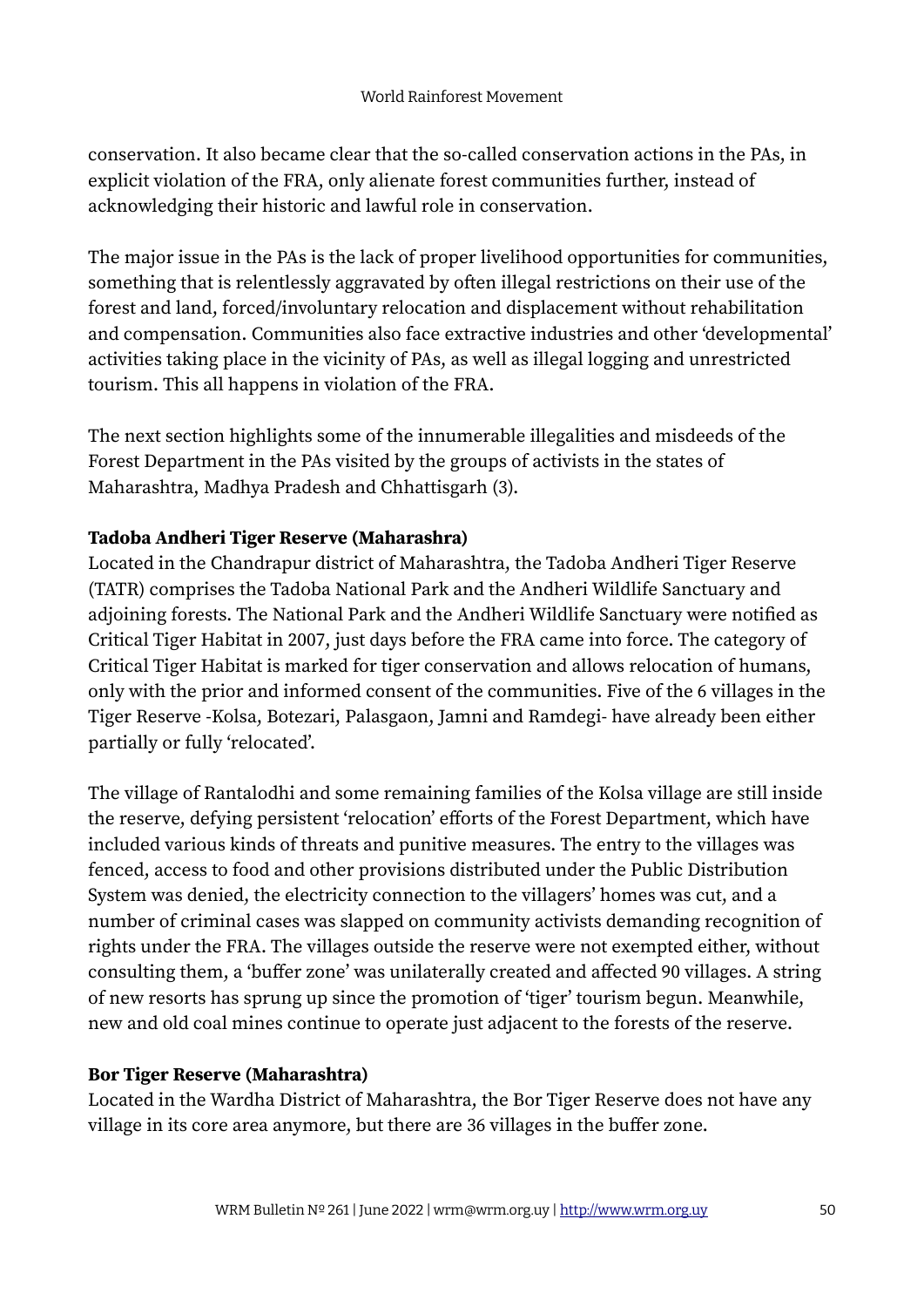conservation. It also became clear that the so-called conservation actions in the PAs, in explicit violation of the FRA, only alienate forest communities further, instead of acknowledging their historic and lawful role in conservation.

The major issue in the PAs is the lack of proper livelihood opportunities for communities, something that is relentlessly aggravated by often illegal restrictions on their use of the forest and land, forced/involuntary relocation and displacement without rehabilitation and compensation. Communities also face extractive industries and other 'developmental' activities taking place in the vicinity of PAs, as well as illegal logging and unrestricted tourism. This all happens in violation of the FRA.

The next section highlights some of the innumerable illegalities and misdeeds of the Forest Department in the PAs visited by the groups of activists in the states of Maharashtra, Madhya Pradesh and Chhattisgarh (3).

**Tadoba Andheri Tiger Reserve (Maharashra)**

Located in the Chandrapur district of Maharashtra, the Tadoba Andheri Tiger Reserve (TATR) comprises the Tadoba National Park and the Andheri Wildlife Sanctuary and adjoining forests. The National Park and the Andheri Wildlife Sanctuary were notified as Critical Tiger Habitat in 2007, just days before the FRA came into force. The category of Critical Tiger Habitat is marked for tiger conservation and allows relocation of humans, only with the prior and informed consent of the communities. Five of the 6 villages in the Tiger Reserve -Kolsa, Botezari, Palasgaon, Jamni and Ramdegi- have already been either partially or fully 'relocated'.

The village of Rantalodhi and some remaining families of the Kolsa village are still inside the reserve, defying persistent 'relocation' efforts of the Forest Department, which have included various kinds of threats and punitive measures. The entry to the villages was fenced, access to food and other provisions distributed under the Public Distribution System was denied, the electricity connection to the villagers' homes was cut, and a number of criminal cases was slapped on community activists demanding recognition of rights under the FRA. The villages outside the reserve were not exempted either, without consulting them, a 'buffer zone' was unilaterally created and affected 90 villages. A string of new resorts has sprung up since the promotion of 'tiger' tourism begun. Meanwhile, new and old coal mines continue to operate just adjacent to the forests of the reserve.

**Bor Tiger Reserve (Maharashtra)**

Located in the Wardha District of Maharashtra, the Bor Tiger Reserve does not have any village in its core area anymore, but there are 36 villages in the buffer zone.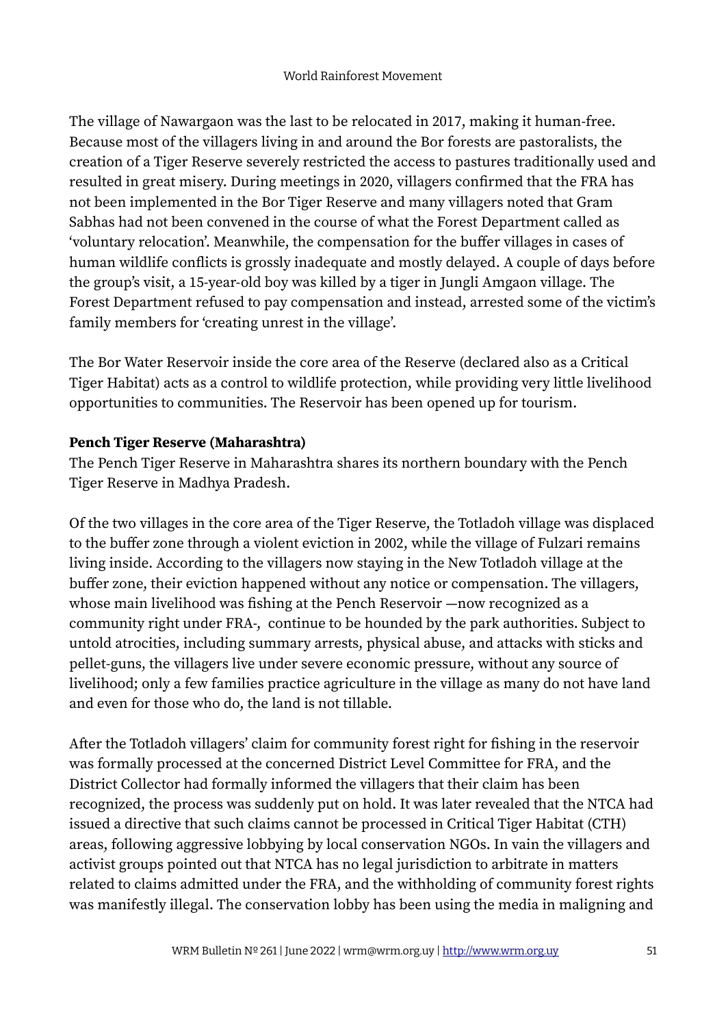The village of Nawargaon was the last to be relocated in 2017, making it human-free. Because most of the villagers living in and around the Bor forests are pastoralists, the creation of a Tiger Reserve severely restricted the access to pastures traditionally used and resulted in great misery. During meetings in 2020, villagers confirmed that the FRA has not been implemented in the Bor Tiger Reserve and many villagers noted that Gram Sabhas had not been convened in the course of what the Forest Department called as 'voluntary relocation'. Meanwhile, the compensation for the buffer villages in cases of human wildlife conflicts is grossly inadequate and mostly delayed. A couple of days before the group's visit, a 15-year-old boy was killed by a tiger in Jungli Amgaon village. The Forest Department refused to pay compensation and instead, arrested some of the victim's family members for 'creating unrest in the village'.

The Bor Water Reservoir inside the core area of the Reserve (declared also as a Critical Tiger Habitat) acts as a control to wildlife protection, while providing very little livelihood opportunities to communities. The Reservoir has been opened up for tourism.

**Pench Tiger Reserve (Maharashtra)**

The Pench Tiger Reserve in Maharashtra shares its northern boundary with the Pench Tiger Reserve in Madhya Pradesh.

Of the two villages in the core area of the Tiger Reserve, the Totladoh village was displaced to the buffer zone through a violent eviction in 2002, while the village of Fulzari remains living inside. According to the villagers now staying in the New Totladoh village at the buffer zone, their eviction happened without any notice or compensation. The villagers, whose main livelihood was fishing at the Pench Reservoir —now recognized as a community right under FRA-, continue to be hounded by the park authorities. Subject to untold atrocities, including summary arrests, physical abuse, and attacks with sticks and pellet-guns, the villagers live under severe economic pressure, without any source of livelihood; only a few families practice agriculture in the village as many do not have land and even for those who do, the land is not tillable.

After the Totladoh villagers' claim for community forest right for fishing in the reservoir was formally processed at the concerned District Level Committee for FRA, and the District Collector had formally informed the villagers that their claim has been recognized, the process was suddenly put on hold. It was later revealed that the NTCA had issued a directive that such claims cannot be processed in Critical Tiger Habitat (CTH) areas, following aggressive lobbying by local conservation NGOs. In vain the villagers and activist groups pointed out that NTCA has no legal jurisdiction to arbitrate in matters related to claims admitted under the FRA, and the withholding of community forest rights was manifestly illegal. The conservation lobby has been using the media in maligning and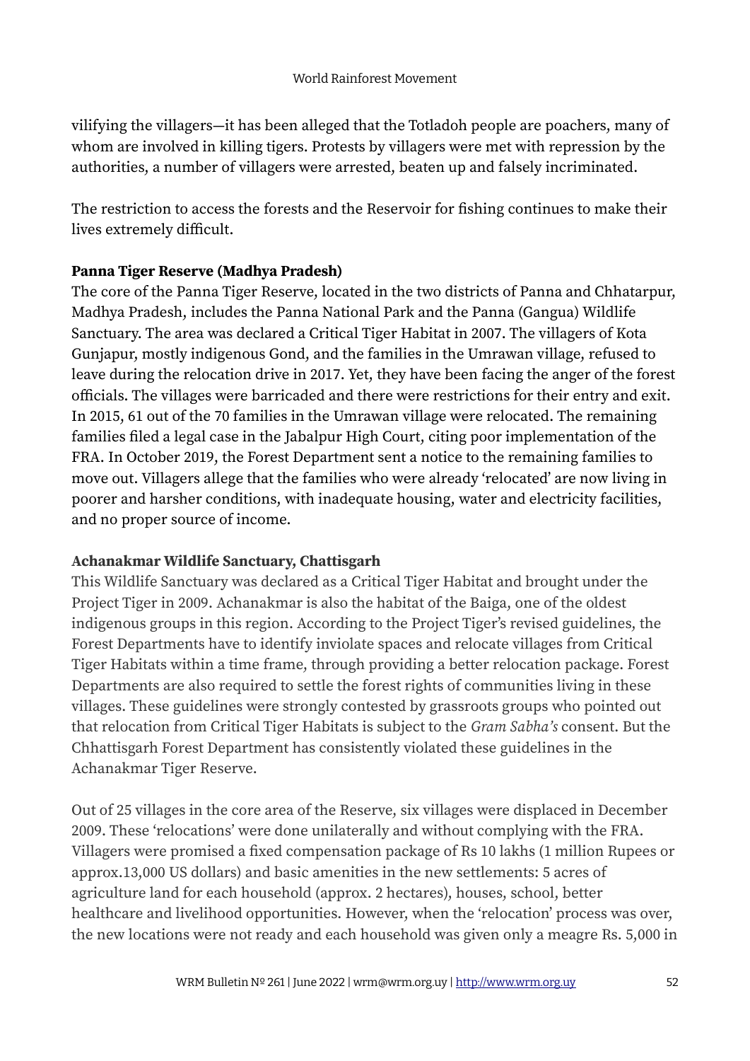vilifying the villagers—it has been alleged that the Totladoh people are poachers, many of whom are involved in killing tigers. Protests by villagers were met with repression by the authorities, a number of villagers were arrested, beaten up and falsely incriminated.

The restriction to access the forests and the Reservoir for fishing continues to make their lives extremely difficult.

**Panna Tiger Reserve (Madhya Pradesh)**

The core of the Panna Tiger Reserve, located in the two districts of Panna and Chhatarpur, Madhya Pradesh, includes the Panna National Park and the Panna (Gangua) Wildlife Sanctuary. The area was declared a Critical Tiger Habitat in 2007. The villagers of Kota Gunjapur, mostly indigenous Gond, and the families in the Umrawan village, refused to leave during the relocation drive in 2017. Yet, they have been facing the anger of the forest officials. The villages were barricaded and there were restrictions for their entry and exit. In 2015, 61 out of the 70 families in the Umrawan village were relocated. The remaining families filed a legal case in the Jabalpur High Court, citing poor implementation of the FRA. In October 2019, the Forest Department sent a notice to the remaining families to move out. Villagers allege that the families who were already 'relocated' are now living in poorer and harsher conditions, with inadequate housing, water and electricity facilities, and no proper source of income.

**Achanakmar Wildlife Sanctuary, Chattisgarh**

This Wildlife Sanctuary was declared as a Critical Tiger Habitat and brought under the Project Tiger in 2009. Achanakmar is also the habitat of the Baiga, one of the oldest indigenous groups in this region. According to the Project Tiger's revised guidelines, the Forest Departments have to identify inviolate spaces and relocate villages from Critical Tiger Habitats within a time frame, through providing a better relocation package. Forest Departments are also required to settle the forest rights of communities living in these villages. These guidelines were strongly contested by grassroots groups who pointed out that relocation from Critical Tiger Habitats is subject to the *Gram Sabha's* consent. But the Chhattisgarh Forest Department has consistently violated these guidelines in the Achanakmar Tiger Reserve.

Out of 25 villages in the core area of the Reserve, six villages were displaced in December 2009. These 'relocations' were done unilaterally and without complying with the FRA. Villagers were promised a fixed compensation package of Rs 10 lakhs (1 million Rupees or approx.13,000 US dollars) and basic amenities in the new settlements: 5 acres of agriculture land for each household (approx. 2 hectares), houses, school, better healthcare and livelihood opportunities. However, when the 'relocation' process was over, the new locations were not ready and each household was given only a meagre Rs. 5,000 in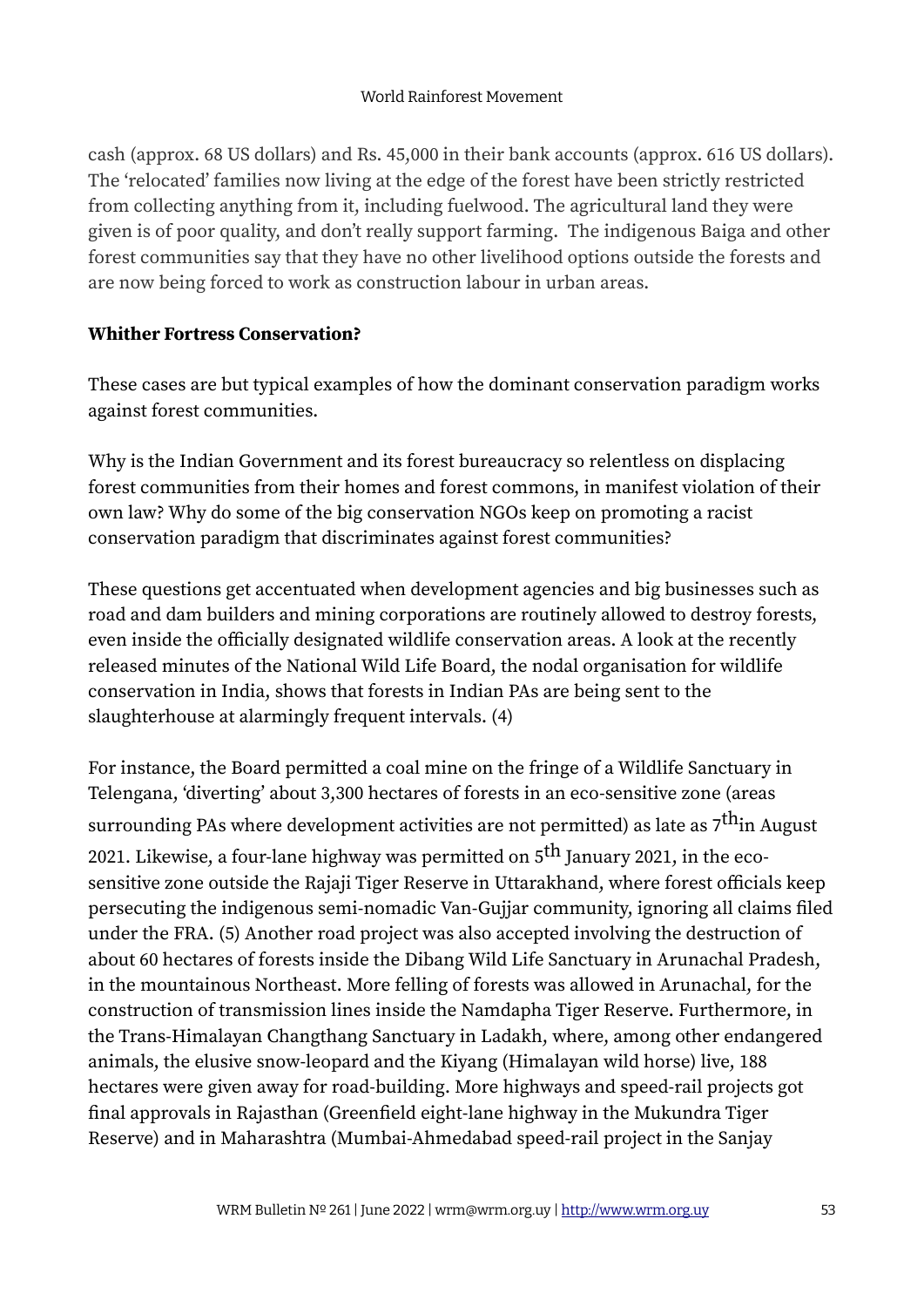cash (approx. 68 US dollars) and Rs. 45,000 in their bank accounts (approx. 616 US dollars). The 'relocated' families now living at the edge of the forest have been strictly restricted from collecting anything from it, including fuelwood. The agricultural land they were given is of poor quality, and don't really support farming. The indigenous Baiga and other forest communities say that they have no other livelihood options outside the forests and are now being forced to work as construction labour in urban areas.

**Whither Fortress Conservation?**

These cases are but typical examples of how the dominant conservation paradigm works against forest communities.

Why is the Indian Government and its forest bureaucracy so relentless on displacing forest communities from their homes and forest commons, in manifest violation of their own law? Why do some of the big conservation NGOs keep on promoting a racist conservation paradigm that discriminates against forest communities?

These questions get accentuated when development agencies and big businesses such as road and dam builders and mining corporations are routinely allowed to destroy forests, even inside the officially designated wildlife conservation areas. A look at the recently released minutes of the National Wild Life Board, the nodal organisation for wildlife conservation in India, shows that forests in Indian PAs are being sent to the slaughterhouse at alarmingly frequent intervals. (4)

For instance, the Board permitted a coal mine on the fringe of a Wildlife Sanctuary in Telengana, 'diverting' about 3,300 hectares of forests in an eco-sensitive zone (areas surrounding PAs where development activities are not permitted) as late as 7th in August 2021. Likewise, a four-lane highway was permitted on 5th January 2021, in the eco-sensitive zone outside the Rajaji Tiger Reserve in Uttarakhand, where forest officials keep persecuting the indigenous semi-nomadic Van-Gujjar community, ignoring all claims filed under the FRA. (5) Another road project was also accepted involving the destruction of about 60 hectares of forests inside the Dibang Wild Life Sanctuary in Arunachal Pradesh, in the mountainous Northeast. More felling of forests was allowed in Arunachal, for the construction of transmission lines inside the Namdapha Tiger Reserve. Furthermore, in the Trans-Himalayan Changthang Sanctuary in Ladakh, where, among other endangered animals, the elusive snow-leopard and the Kiyang (Himalayan wild horse) live, 188 hectares were given away for road-building. More highways and speed-rail projects got final approvals in Rajasthan (Greenfield eight-lane highway in the Mukundra Tiger Reserve) and in Maharashtra (Mumbai-Ahmedabad speed-rail project in the Sanjay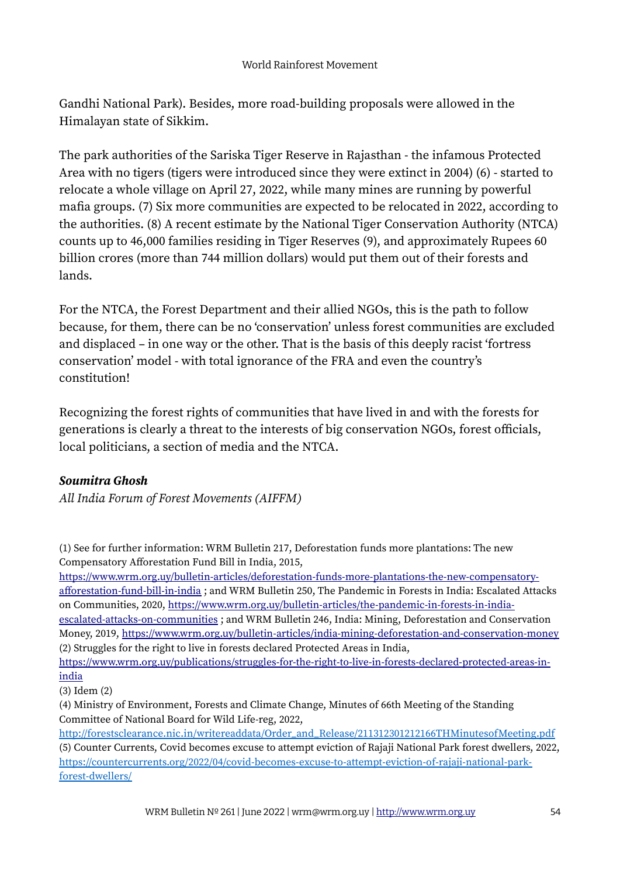Gandhi National Park). Besides, more road-building proposals were allowed in the Himalayan state of Sikkim.

The park authorities of the Sariska Tiger Reserve in Rajasthan - the infamous Protected Area with no tigers (tigers were introduced since they were extinct in 2004) (6) - started to relocate a whole village on April 27, 2022, while many mines are running by powerful mafia groups. (7) Six more communities are expected to be relocated in 2022, according to the authorities. (8) A recent estimate by the National Tiger Conservation Authority (NTCA) counts up to 46,000 families residing in Tiger Reserves (9), and approximately Rupees 60 billion crores (more than 744 million dollars) would put them out of their forests and lands.

For the NTCA, the Forest Department and their allied NGOs, this is the path to follow because, for them, there can be no 'conservation' unless forest communities are excluded and displaced – in one way or the other. That is the basis of this deeply racist 'fortress conservation' model - with total ignorance of the FRA and even the country's constitution!

Recognizing the forest rights of communities that have lived in and with the forests for generations is clearly a threat to the interests of big conservation NGOs, forest officials, local politicians, a section of media and the NTCA.

***Soumitra Ghosh***
*All India Forum of Forest Movements (AIFFM)*

(1) See for further information: WRM Bulletin 217, Deforestation funds more plantations: The new Compensatory Afforestation Fund Bill in India, 2015, https://www.wrm.org.uy/bulletin-articles/deforestation-funds-more-plantations-the-new-compensatory-afforestation-fund-bill-in-india ; and WRM Bulletin 250, The Pandemic in Forests in India: Escalated Attacks on Communities, 2020, https://www.wrm.org.uy/bulletin-articles/the-pandemic-in-forests-in-india-escalated-attacks-on-communities ; and WRM Bulletin 246, India: Mining, Deforestation and Conservation Money, 2019, https://www.wrm.org.uy/bulletin-articles/india-mining-deforestation-and-conservation-money
(2) Struggles for the right to live in forests declared Protected Areas in India, https://www.wrm.org.uy/publications/struggles-for-the-right-to-live-in-forests-declared-protected-areas-in-india
(3) Idem (2)
(4) Ministry of Environment, Forests and Climate Change, Minutes of 66th Meeting of the Standing Committee of National Board for Wild Life-reg, 2022, http://forestsclearance.nic.in/writereaddata/Order_and_Release/211312301212166THMinutesofMeeting.pdf
(5) Counter Currents, Covid becomes excuse to attempt eviction of Rajaji National Park forest dwellers, 2022, https://countercurrents.org/2022/04/covid-becomes-excuse-to-attempt-eviction-of-rajaji-national-park-forest-dwellers/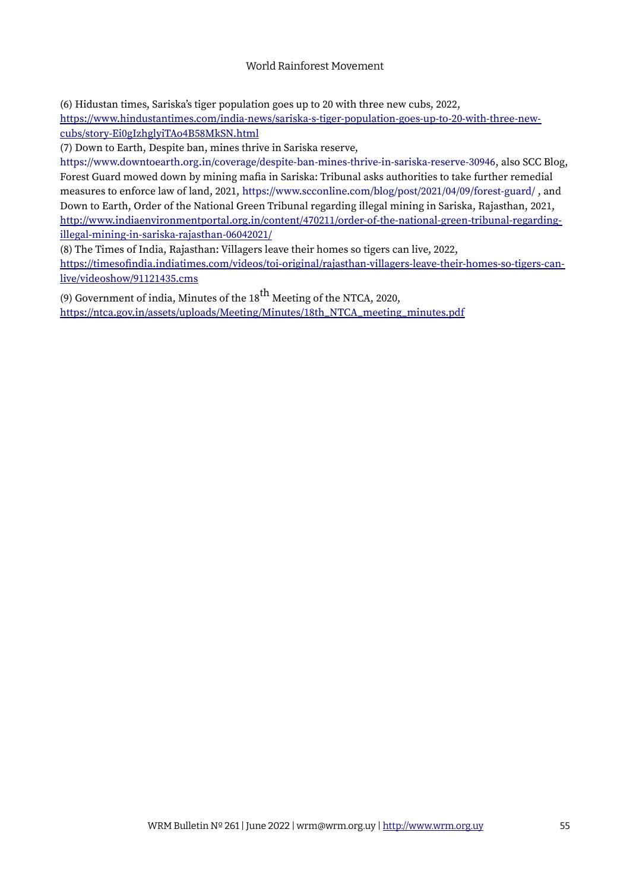(6) Hidustan times, Sariska's tiger population goes up to 20 with three new cubs, 2022, https://www.hindustantimes.com/india-news/sariska-s-tiger-population-goes-up-to-20-with-three-new-cubs/story-Ei0gIzhglyiTAo4B58MkSN.html

(7) Down to Earth, Despite ban, mines thrive in Sariska reserve, https://www.downtoearth.org.in/coverage/despite-ban-mines-thrive-in-sariska-reserve-30946, also SCC Blog, Forest Guard mowed down by mining mafia in Sariska: Tribunal asks authorities to take further remedial measures to enforce law of land, 2021, https://www.scconline.com/blog/post/2021/04/09/forest-guard/ , and Down to Earth, Order of the National Green Tribunal regarding illegal mining in Sariska, Rajasthan, 2021, http://www.indiaenvironmentportal.org.in/content/470211/order-of-the-national-green-tribunal-regarding-illegal-mining-in-sariska-rajasthan-06042021/

(8) The Times of India, Rajasthan: Villagers leave their homes so tigers can live, 2022, https://timesofindia.indiatimes.com/videos/toi-original/rajasthan-villagers-leave-their-homes-so-tigers-can-live/videoshow/91121435.cms

(9) Government of india, Minutes of the 18th Meeting of the NTCA, 2020, https://ntca.gov.in/assets/uploads/Meeting/Minutes/18th_NTCA_meeting_minutes.pdf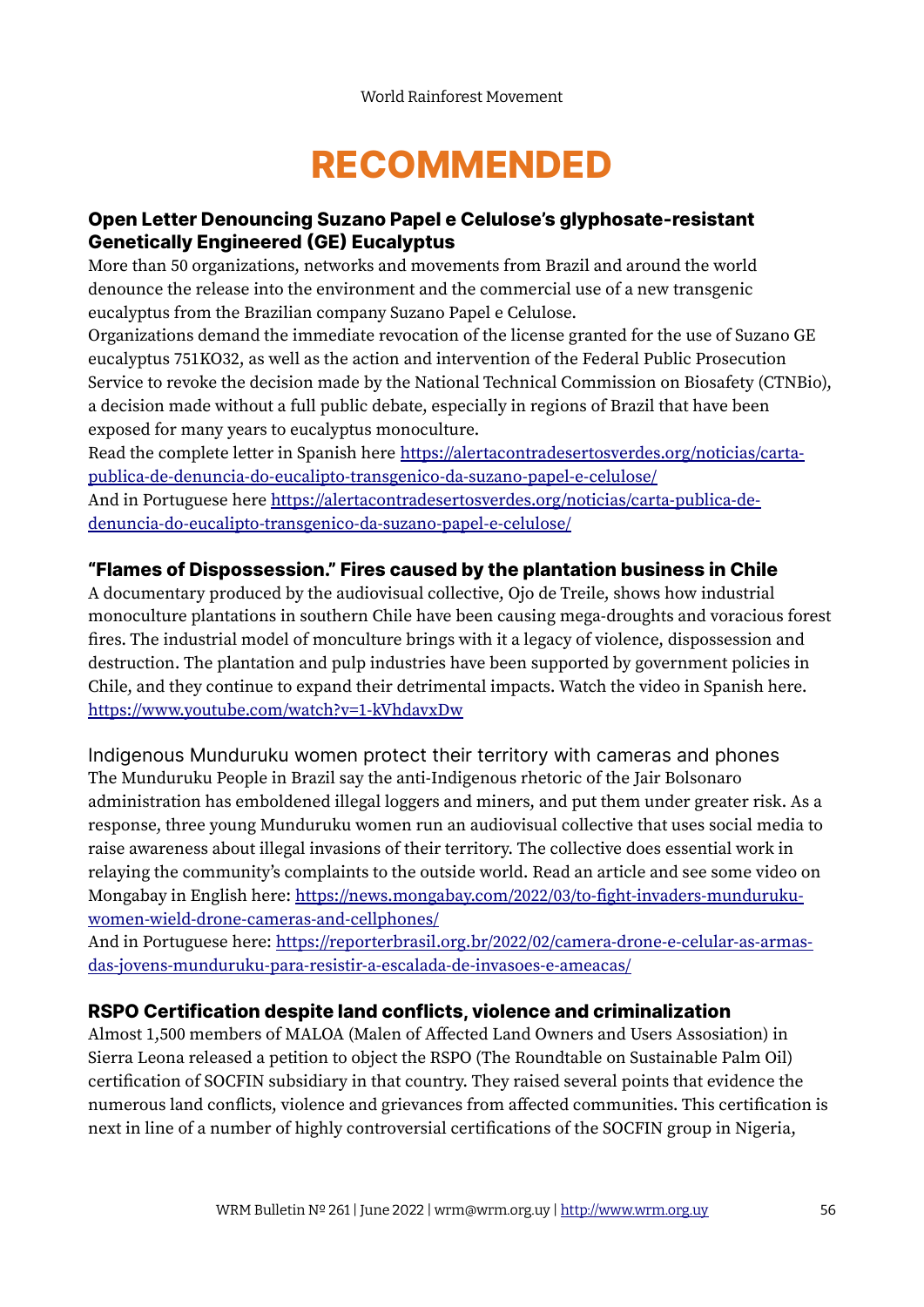# RECOMMENDED

### Open Letter Denouncing Suzano Papel e Celulose's glyphosate-resistant Genetically Engineered (GE) Eucalyptus

More than 50 organizations, networks and movements from Brazil and around the world denounce the release into the environment and the commercial use of a new transgenic eucalyptus from the Brazilian company Suzano Papel e Celulose.

Organizations demand the immediate revocation of the license granted for the use of Suzano GE eucalyptus 751KO32, as well as the action and intervention of the Federal Public Prosecution Service to revoke the decision made by the National Technical Commission on Biosafety (CTNBio), a decision made without a full public debate, especially in regions of Brazil that have been exposed for many years to eucalyptus monoculture.

Read the complete letter in Spanish here https://alertacontradesertosverdes.org/noticias/carta-publica-de-denuncia-do-eucalipto-transgenico-da-suzano-papel-e-celulose/

And in Portuguese here https://alertacontradesertosverdes.org/noticias/carta-publica-de-denuncia-do-eucalipto-transgenico-da-suzano-papel-e-celulose/

### "Flames of Dispossession." Fires caused by the plantation business in Chile

A documentary produced by the audiovisual collective, Ojo de Treile, shows how industrial monoculture plantations in southern Chile have been causing mega-droughts and voracious forest fires. The industrial model of monculture brings with it a legacy of violence, dispossession and destruction. The plantation and pulp industries have been supported by government policies in Chile, and they continue to expand their detrimental impacts. Watch the video in Spanish here. https://www.youtube.com/watch?v=1-kVhdavxDw

Indigenous Munduruku women protect their territory with cameras and phones

The Munduruku People in Brazil say the anti-Indigenous rhetoric of the Jair Bolsonaro administration has emboldened illegal loggers and miners, and put them under greater risk. As a response, three young Munduruku women run an audiovisual collective that uses social media to raise awareness about illegal invasions of their territory. The collective does essential work in relaying the community's complaints to the outside world. Read an article and see some video on Mongabay in English here: https://news.mongabay.com/2022/03/to-fight-invaders-munduruku-women-wield-drone-cameras-and-cellphones/

And in Portuguese here: https://reporterbrasil.org.br/2022/02/camera-drone-e-celular-as-armas-das-jovens-munduruku-para-resistir-a-escalada-de-invasoes-e-ameacas/

### RSPO Certification despite land conflicts, violence and criminalization

Almost 1,500 members of MALOA (Malen of Affected Land Owners and Users Assosiation) in Sierra Leona released a petition to object the RSPO (The Roundtable on Sustainable Palm Oil) certification of SOCFIN subsidiary in that country. They raised several points that evidence the numerous land conflicts, violence and grievances from affected communities. This certification is next in line of a number of highly controversial certifications of the SOCFIN group in Nigeria,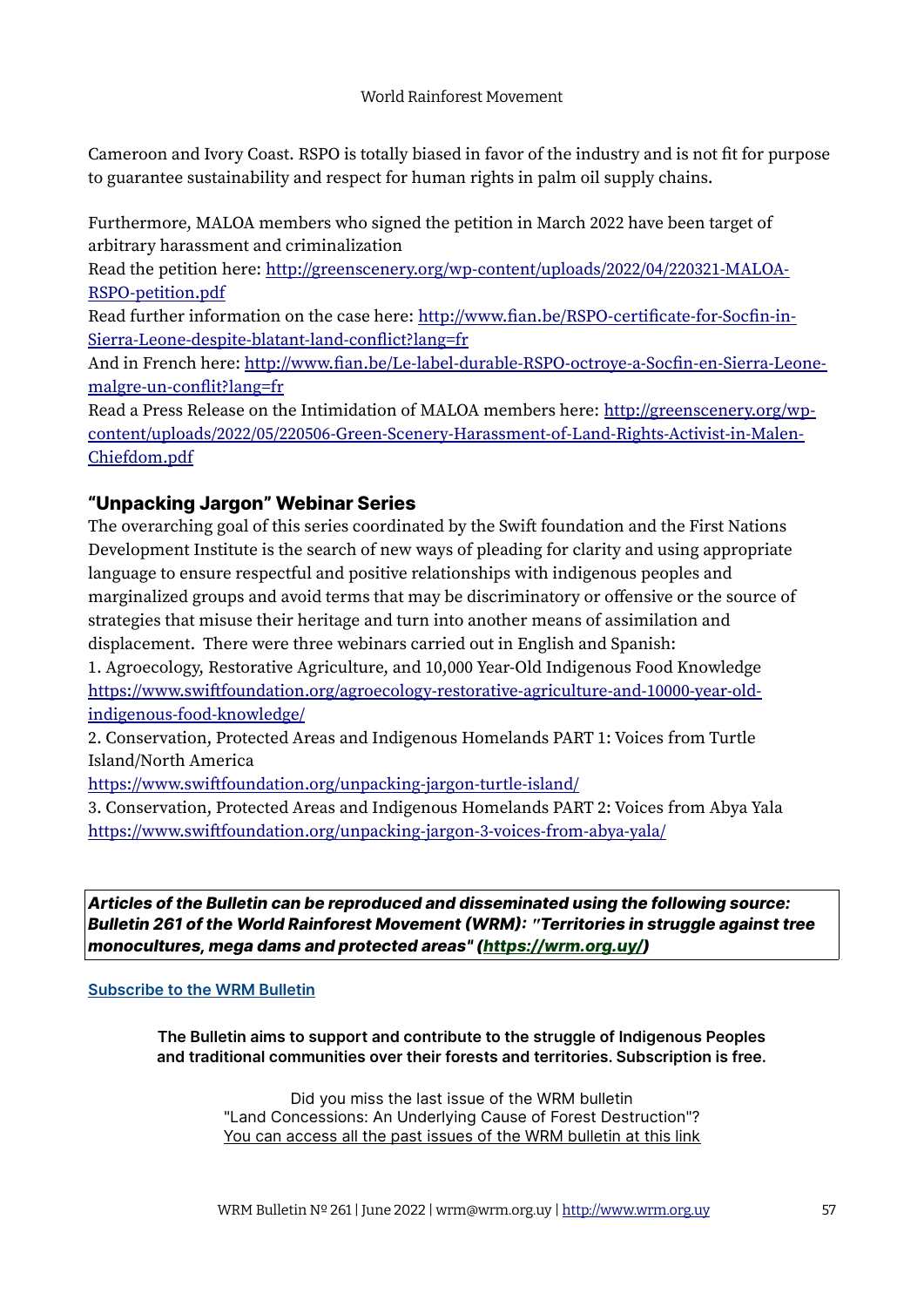Cameroon and Ivory Coast. RSPO is totally biased in favor of the industry and is not fit for purpose to guarantee sustainability and respect for human rights in palm oil supply chains.

Furthermore, MALOA members who signed the petition in March 2022 have been target of arbitrary harassment and criminalization

Read the petition here: [http://greenscenery.org/wp-content/uploads/2022/04/220321-MALOA-RSPO-petition.pdf](http://greenscenery.org/wp-content/uploads/2022/04/220321-MALOA-RSPO-petition.pdf)

Read further information on the case here: [http://www.fian.be/RSPO-certificate-for-Socfin-in-Sierra-Leone-despite-blatant-land-conflict?lang=fr](http://www.fian.be/RSPO-certificate-for-Socfin-in-Sierra-Leone-despite-blatant-land-conflict?lang=fr)

And in French here: [http://www.fian.be/Le-label-durable-RSPO-octroye-a-Socfin-en-Sierra-Leone-malgre-un-conflit?lang=fr](http://www.fian.be/Le-label-durable-RSPO-octroye-a-Socfin-en-Sierra-Leone-malgre-un-conflit?lang=fr)

Read a Press Release on the Intimidation of MALOA members here: [http://greenscenery.org/wp-content/uploads/2022/05/220506-Green-Scenery-Harassment-of-Land-Rights-Activist-in-Malen-Chiefdom.pdf](http://greenscenery.org/wp-content/uploads/2022/05/220506-Green-Scenery-Harassment-of-Land-Rights-Activist-in-Malen-Chiefdom.pdf)

## "Unpacking Jargon" Webinar Series

The overarching goal of this series coordinated by the Swift foundation and the First Nations Development Institute is the search of new ways of pleading for clarity and using appropriate language to ensure respectful and positive relationships with indigenous peoples and marginalized groups and avoid terms that may be discriminatory or offensive or the source of strategies that misuse their heritage and turn into another means of assimilation and displacement. There were three webinars carried out in English and Spanish:

1. Agroecology, Restorative Agriculture, and 10,000 Year-Old Indigenous Food Knowledge [https://www.swiftfoundation.org/agroecology-restorative-agriculture-and-10000-year-old-indigenous-food-knowledge/](https://www.swiftfoundation.org/agroecology-restorative-agriculture-and-10000-year-old-indigenous-food-knowledge/)
2. Conservation, Protected Areas and Indigenous Homelands PART 1: Voices from Turtle Island/North America [https://www.swiftfoundation.org/unpacking-jargon-turtle-island/](https://www.swiftfoundation.org/unpacking-jargon-turtle-island/)
3. Conservation, Protected Areas and Indigenous Homelands PART 2: Voices from Abya Yala [https://www.swiftfoundation.org/unpacking-jargon-3-voices-from-abya-yala/](https://www.swiftfoundation.org/unpacking-jargon-3-voices-from-abya-yala/)

***Articles of the Bulletin can be reproduced and disseminated using the following source: Bulletin 261 of the World Rainforest Movement (WRM): "Territories in struggle against tree monocultures, mega dams and protected areas" ([https://wrm.org.uy/](https://wrm.org.uy/))***

[Subscribe to the WRM Bulletin]()

**The Bulletin aims to support and contribute to the struggle of Indigenous Peoples and traditional communities over their forests and territories. Subscription is free.**

Did you miss the last issue of the WRM bulletin "Land Concessions: An Underlying Cause of Forest Destruction"?
[You can access all the past issues of the WRM bulletin at this link]()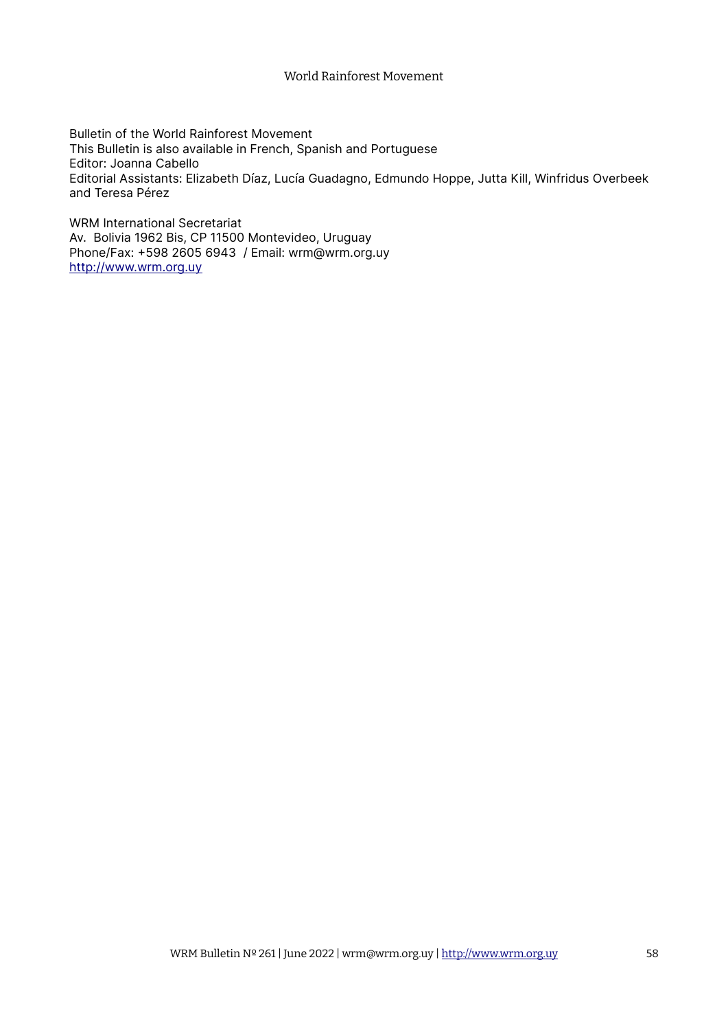Bulletin of the World Rainforest Movement
This Bulletin is also available in French, Spanish and Portuguese
Editor: Joanna Cabello
Editorial Assistants: Elizabeth Díaz, Lucía Guadagno, Edmundo Hoppe, Jutta Kill, Winfridus Overbeek and Teresa Pérez

WRM International Secretariat
Av. Bolivia 1962 Bis, CP 11500 Montevideo, Uruguay
Phone/Fax: +598 2605 6943 / Email: wrm@wrm.org.uy
http://www.wrm.org.uy